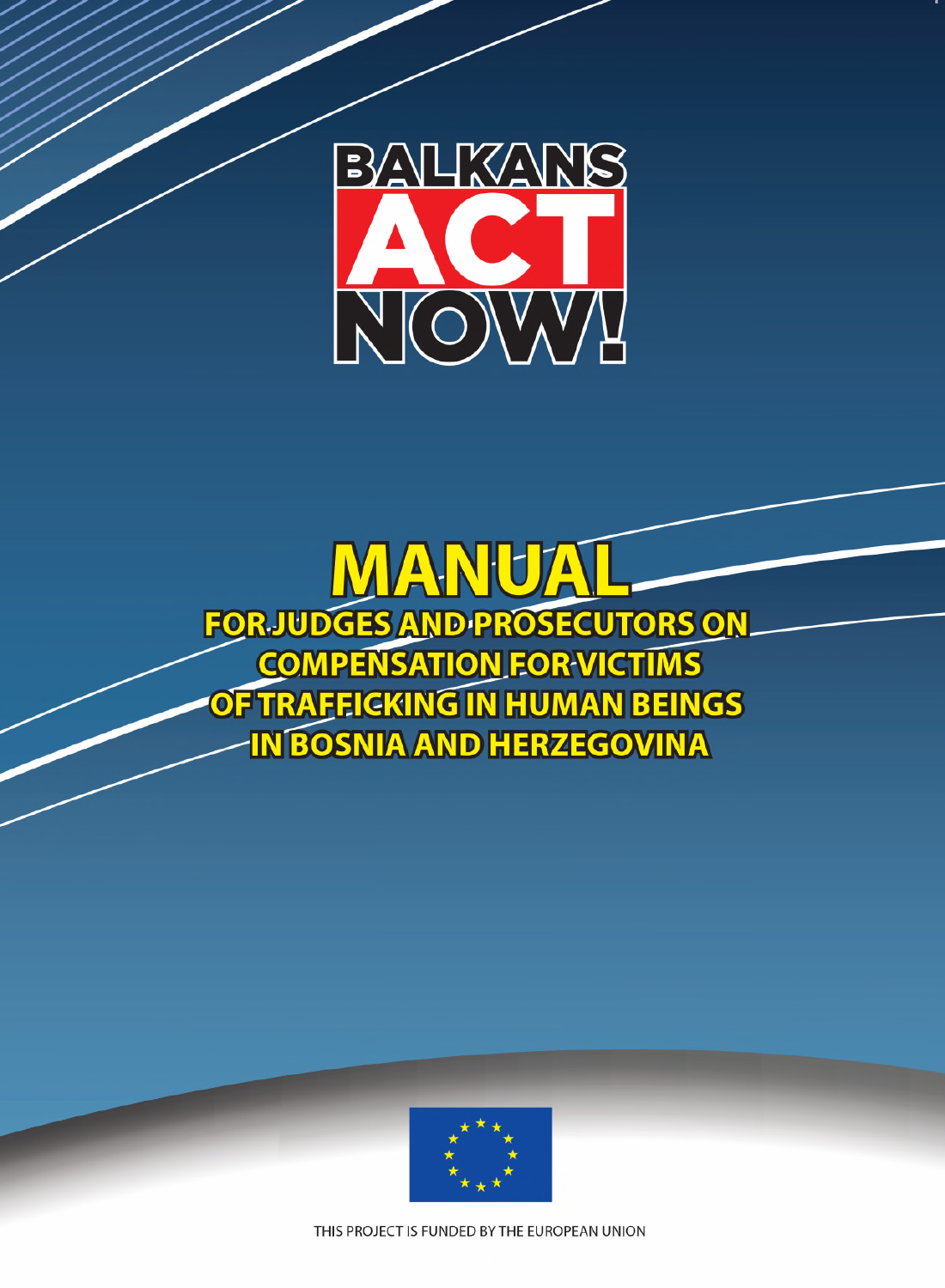BALKANS ACT NOW!

# MANUAL

## FOR JUDGES AND PROSECUTORS ON COMPENSATION FOR VICTIMS OF TRAFFICKING IN HUMAN BEINGS IN BOSNIA AND HERZEGOVINA

THIS PROJECT IS FUNDED BY THE EUROPEAN UNION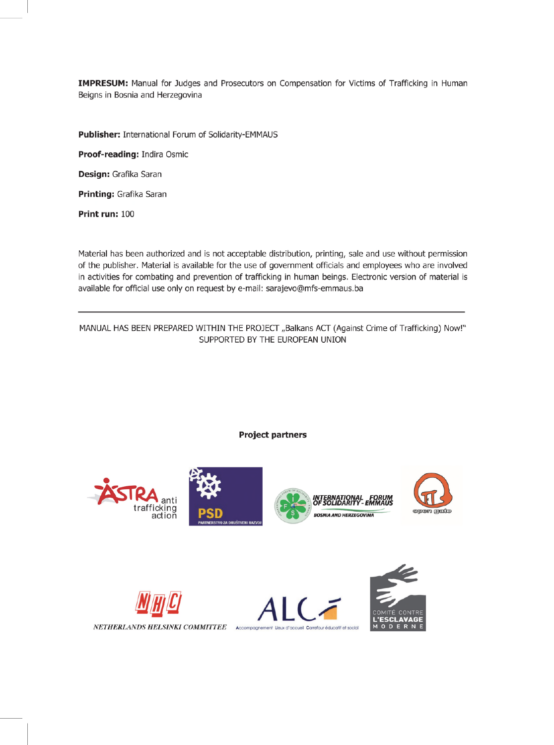**IMPRESUM:** Manual for Judges and Prosecutors on Compensation for Victims of Trafficking in Human Beigns in Bosnia and Herzegovina

**Publisher:** International Forum of Solidarity-EMMAUS

**Proof-reading:** Indira Osmic

**Design:** Grafika Saran

**Printing:** Grafika Saran

**Print run:** 100

Material has been authorized and is not acceptable distribution, printing, sale and use without permission of the publisher. Material is available for the use of government officials and employees who are involved in activities for combating and prevention of trafficking in human beings. Electronic version of material is available for official use only on request by e-mail: sarajevo@mfs-emmaus.ba

---

MANUAL HAS BEEN PREPARED WITHIN THE PROJECT „Balkans ACT (Against Crime of Trafficking) Now!" SUPPORTED BY THE EUROPEAN UNION

**Project partners**

ASTRA anti trafficking action

PSD PARTNERSTVO ZA DRUŠTVENI RAZVOJ

INTERNATIONAL FORUM OF SOLIDARITY - EMMAUS BOSNIA AND HERZEGOVINA

open gate

NHC NETHERLANDS HELSINKI COMMITTEE

ALC Accompagnement Lieux d'accueil Carrefour éducatif et social

COMITÉ CONTRE L'ESCLAVAGE MODERNE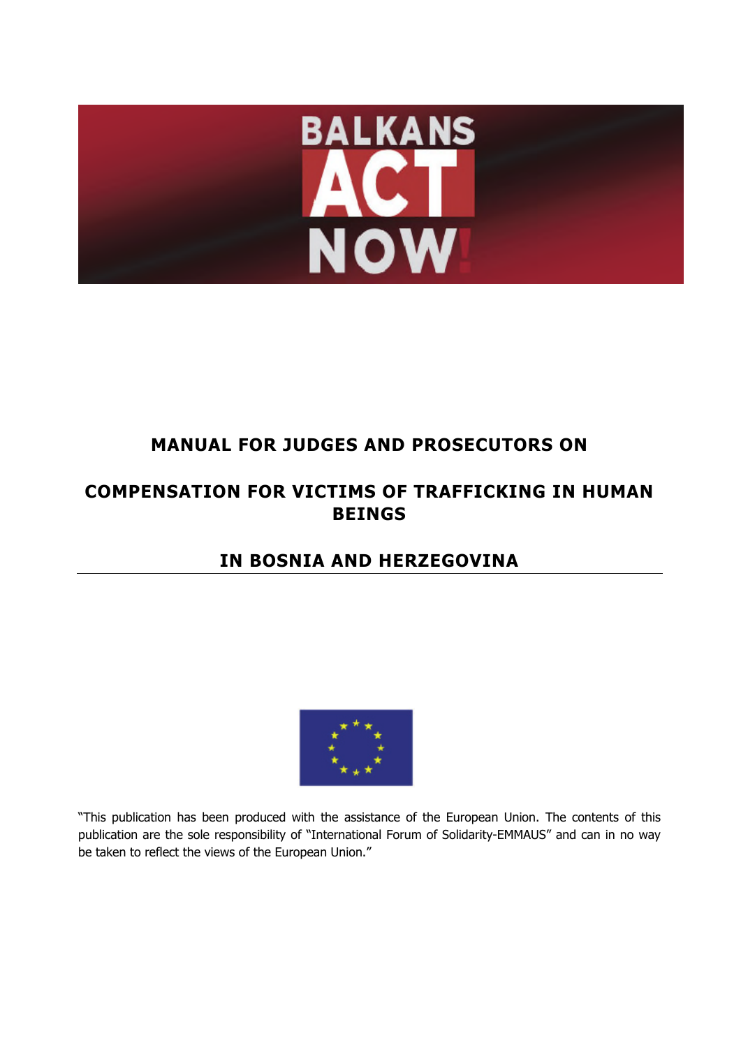# MANUAL FOR JUDGES AND PROSECUTORS ON

# COMPENSATION FOR VICTIMS OF TRAFFICKING IN HUMAN BEINGS

# IN BOSNIA AND HERZEGOVINA

"This publication has been produced with the assistance of the European Union. The contents of this publication are the sole responsibility of "International Forum of Solidarity-EMMAUS" and can in no way be taken to reflect the views of the European Union."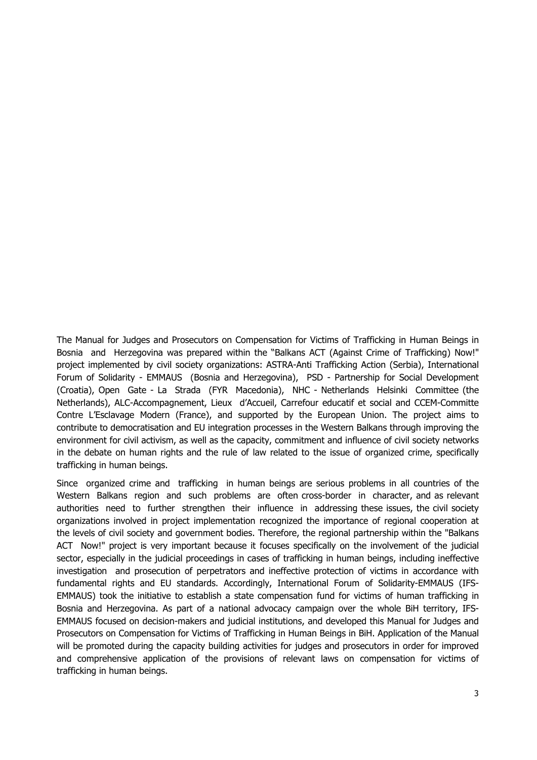The Manual for Judges and Prosecutors on Compensation for Victims of Trafficking in Human Beings in Bosnia and Herzegovina was prepared within the "Balkans ACT (Against Crime of Trafficking) Now!" project implemented by civil society organizations: ASTRA-Anti Trafficking Action (Serbia), International Forum of Solidarity - EMMAUS (Bosnia and Herzegovina), PSD - Partnership for Social Development (Croatia), Open Gate - La Strada (FYR Macedonia), NHC - Netherlands Helsinki Committee (the Netherlands), ALC-Accompagnement, Lieux d'Accueil, Carrefour educatif et social and CCEM-Committe Contre L'Esclavage Modern (France), and supported by the European Union. The project aims to contribute to democratisation and EU integration processes in the Western Balkans through improving the environment for civil activism, as well as the capacity, commitment and influence of civil society networks in the debate on human rights and the rule of law related to the issue of organized crime, specifically trafficking in human beings.

Since organized crime and trafficking in human beings are serious problems in all countries of the Western Balkans region and such problems are often cross-border in character, and as relevant authorities need to further strengthen their influence in addressing these issues, the civil society organizations involved in project implementation recognized the importance of regional cooperation at the levels of civil society and government bodies. Therefore, the regional partnership within the "Balkans ACT Now!" project is very important because it focuses specifically on the involvement of the judicial sector, especially in the judicial proceedings in cases of trafficking in human beings, including ineffective investigation and prosecution of perpetrators and ineffective protection of victims in accordance with fundamental rights and EU standards. Accordingly, International Forum of Solidarity-EMMAUS (IFS-EMMAUS) took the initiative to establish a state compensation fund for victims of human trafficking in Bosnia and Herzegovina. As part of a national advocacy campaign over the whole BiH territory, IFS-EMMAUS focused on decision-makers and judicial institutions, and developed this Manual for Judges and Prosecutors on Compensation for Victims of Trafficking in Human Beings in BiH. Application of the Manual will be promoted during the capacity building activities for judges and prosecutors in order for improved and comprehensive application of the provisions of relevant laws on compensation for victims of trafficking in human beings.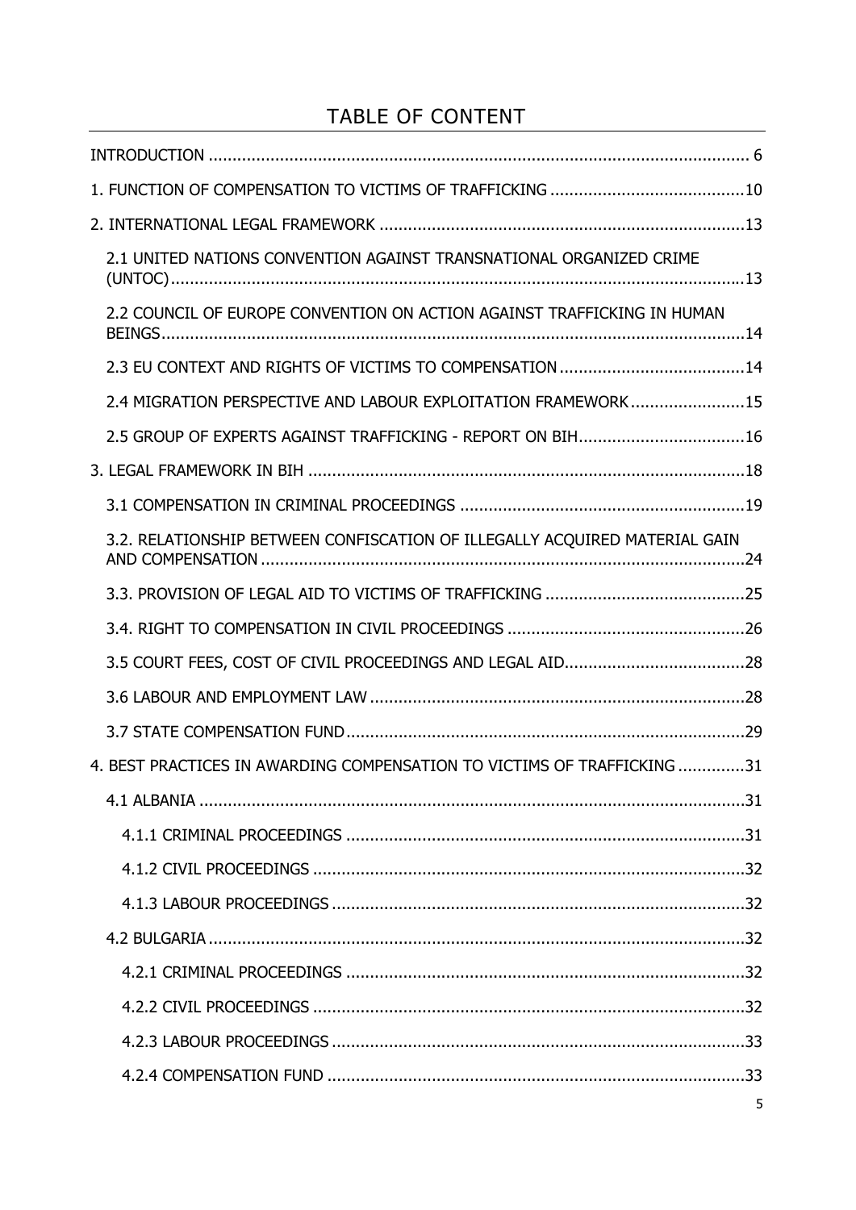# TABLE OF CONTENT

INTRODUCTION ........................................................................................................ 6

1. FUNCTION OF COMPENSATION TO VICTIMS OF TRAFFICKING ........................................10

2. INTERNATIONAL LEGAL FRAMEWORK ..........................................................................13

- 2.1 UNITED NATIONS CONVENTION AGAINST TRANSNATIONAL ORGANIZED CRIME (UNTOC)..........................................................................................................13
- 2.2 COUNCIL OF EUROPE CONVENTION ON ACTION AGAINST TRAFFICKING IN HUMAN BEINGS...........................................................................................................14
- 2.3 EU CONTEXT AND RIGHTS OF VICTIMS TO COMPENSATION .......................................14
- 2.4 MIGRATION PERSPECTIVE AND LABOUR EXPLOITATION FRAMEWORK ........................15
- 2.5 GROUP OF EXPERTS AGAINST TRAFFICKING - REPORT ON BIH...................................16

3. LEGAL FRAMEWORK IN BIH ..........................................................................................18

- 3.1 COMPENSATION IN CRIMINAL PROCEEDINGS ............................................................19
- 3.2. RELATIONSHIP BETWEEN CONFISCATION OF ILLEGALLY ACQUIRED MATERIAL GAIN AND COMPENSATION .....................................................................................................24
- 3.3. PROVISION OF LEGAL AID TO VICTIMS OF TRAFFICKING ..........................................25
- 3.4. RIGHT TO COMPENSATION IN CIVIL PROCEEDINGS ..................................................26
- 3.5 COURT FEES, COST OF CIVIL PROCEEDINGS AND LEGAL AID......................................28
- 3.6 LABOUR AND EMPLOYMENT LAW ...............................................................................28
- 3.7 STATE COMPENSATION FUND....................................................................................29

4. BEST PRACTICES IN AWARDING COMPENSATION TO VICTIMS OF TRAFFICKING ..............31

- 4.1 ALBANIA ...................................................................................................................31
  - 4.1.1 CRIMINAL PROCEEDINGS ....................................................................................31
  - 4.1.2 CIVIL PROCEEDINGS ...........................................................................................32
  - 4.1.3 LABOUR PROCEEDINGS .......................................................................................32
- 4.2 BULGARIA .................................................................................................................32
  - 4.2.1 CRIMINAL PROCEEDINGS ....................................................................................32
  - 4.2.2 CIVIL PROCEEDINGS ...........................................................................................32
  - 4.2.3 LABOUR PROCEEDINGS .......................................................................................33
  - 4.2.4 COMPENSATION FUND ........................................................................................33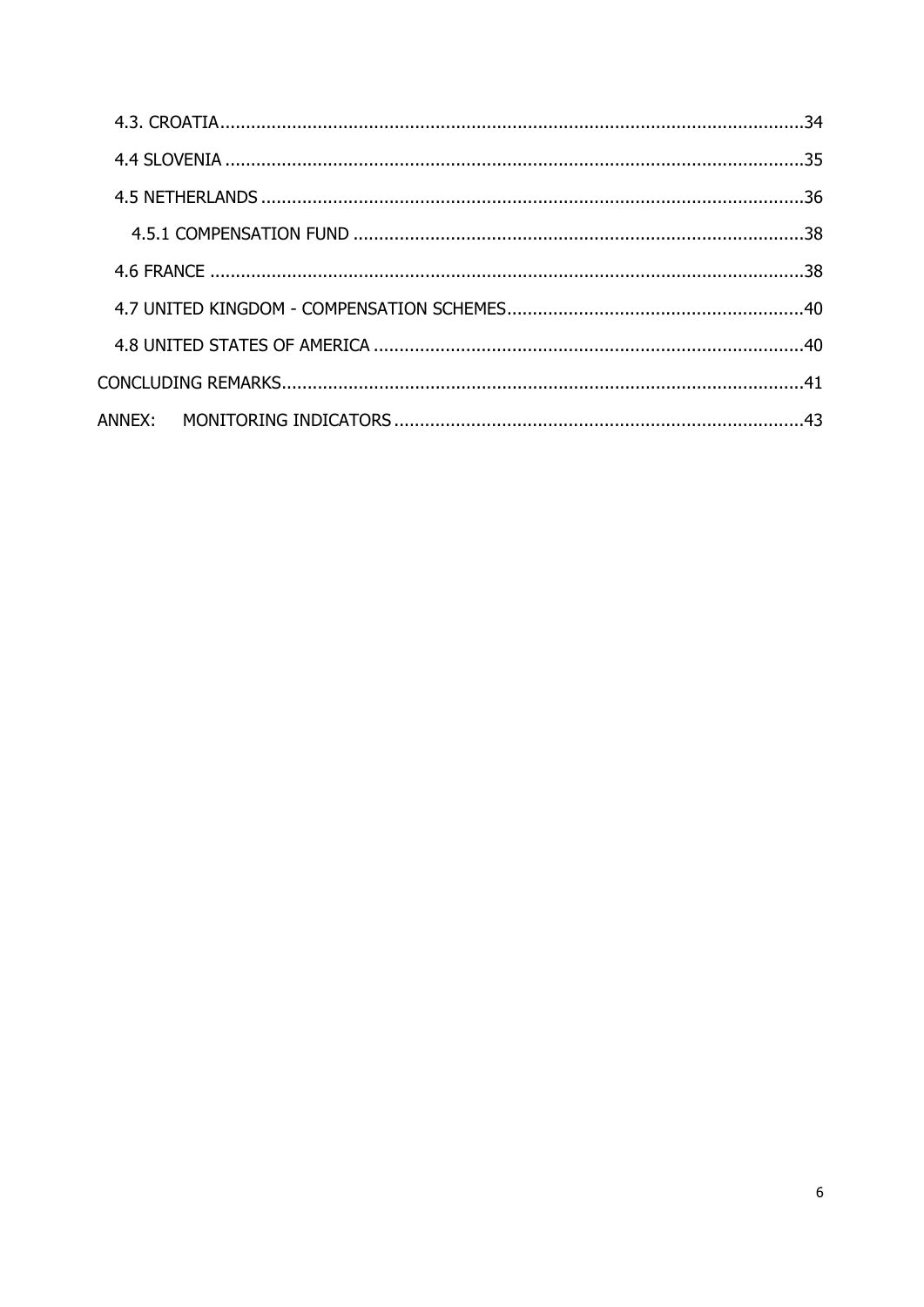4.3. CROATIA ............................................................................................................. 34

4.4 SLOVENIA ............................................................................................................. 35

4.5 NETHERLANDS ..................................................................................................... 36

4.5.1 COMPENSATION FUND ................................................................................... 38

4.6 FRANCE ................................................................................................................ 38

4.7 UNITED KINGDOM - COMPENSATION SCHEMES ................................................ 40

4.8 UNITED STATES OF AMERICA .............................................................................. 40

CONCLUDING REMARKS ................................................................................................ 41

ANNEX: MONITORING INDICATORS .............................................................................. 43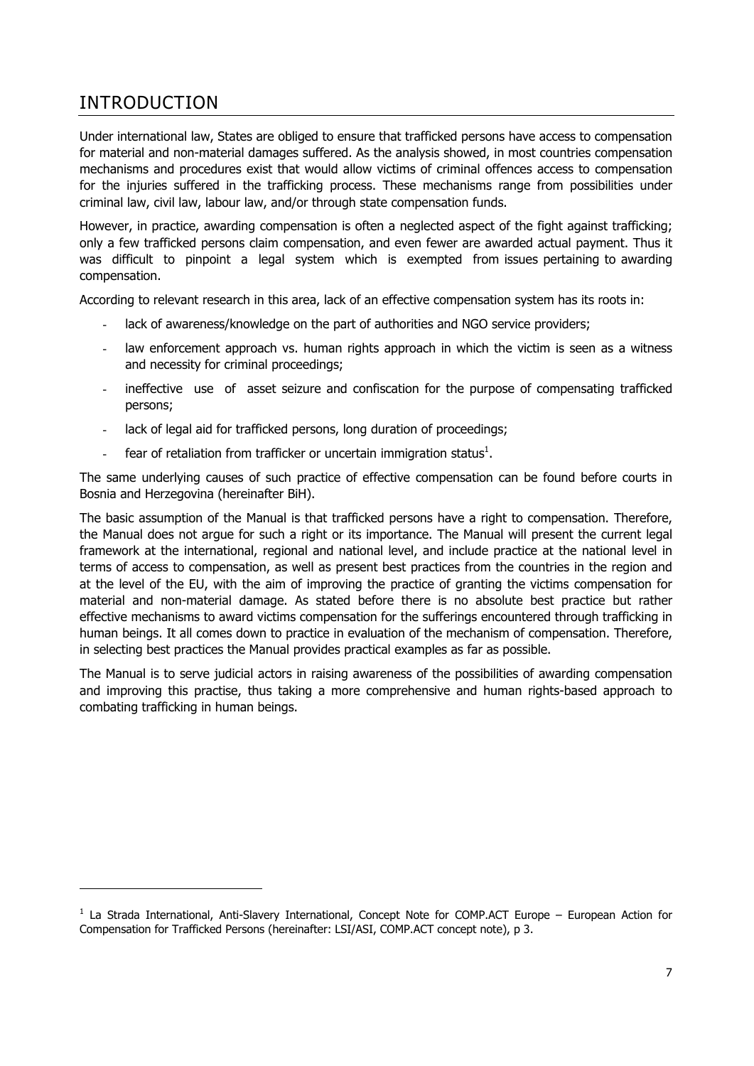# INTRODUCTION

Under international law, States are obliged to ensure that trafficked persons have access to compensation for material and non-material damages suffered. As the analysis showed, in most countries compensation mechanisms and procedures exist that would allow victims of criminal offences access to compensation for the injuries suffered in the trafficking process. These mechanisms range from possibilities under criminal law, civil law, labour law, and/or through state compensation funds.

However, in practice, awarding compensation is often a neglected aspect of the fight against trafficking; only a few trafficked persons claim compensation, and even fewer are awarded actual payment. Thus it was difficult to pinpoint a legal system which is exempted from issues pertaining to awarding compensation.

According to relevant research in this area, lack of an effective compensation system has its roots in:

- lack of awareness/knowledge on the part of authorities and NGO service providers;
- law enforcement approach vs. human rights approach in which the victim is seen as a witness and necessity for criminal proceedings;
- ineffective use of asset seizure and confiscation for the purpose of compensating trafficked persons;
- lack of legal aid for trafficked persons, long duration of proceedings;
- fear of retaliation from trafficker or uncertain immigration status[1].

The same underlying causes of such practice of effective compensation can be found before courts in Bosnia and Herzegovina (hereinafter BiH).

The basic assumption of the Manual is that trafficked persons have a right to compensation. Therefore, the Manual does not argue for such a right or its importance. The Manual will present the current legal framework at the international, regional and national level, and include practice at the national level in terms of access to compensation, as well as present best practices from the countries in the region and at the level of the EU, with the aim of improving the practice of granting the victims compensation for material and non-material damage. As stated before there is no absolute best practice but rather effective mechanisms to award victims compensation for the sufferings encountered through trafficking in human beings. It all comes down to practice in evaluation of the mechanism of compensation. Therefore, in selecting best practices the Manual provides practical examples as far as possible.

The Manual is to serve judicial actors in raising awareness of the possibilities of awarding compensation and improving this practise, thus taking a more comprehensive and human rights-based approach to combating trafficking in human beings.

---

[1] La Strada International, Anti-Slavery International, Concept Note for COMP.ACT Europe – European Action for Compensation for Trafficked Persons (hereinafter: LSI/ASI, COMP.ACT concept note), p 3.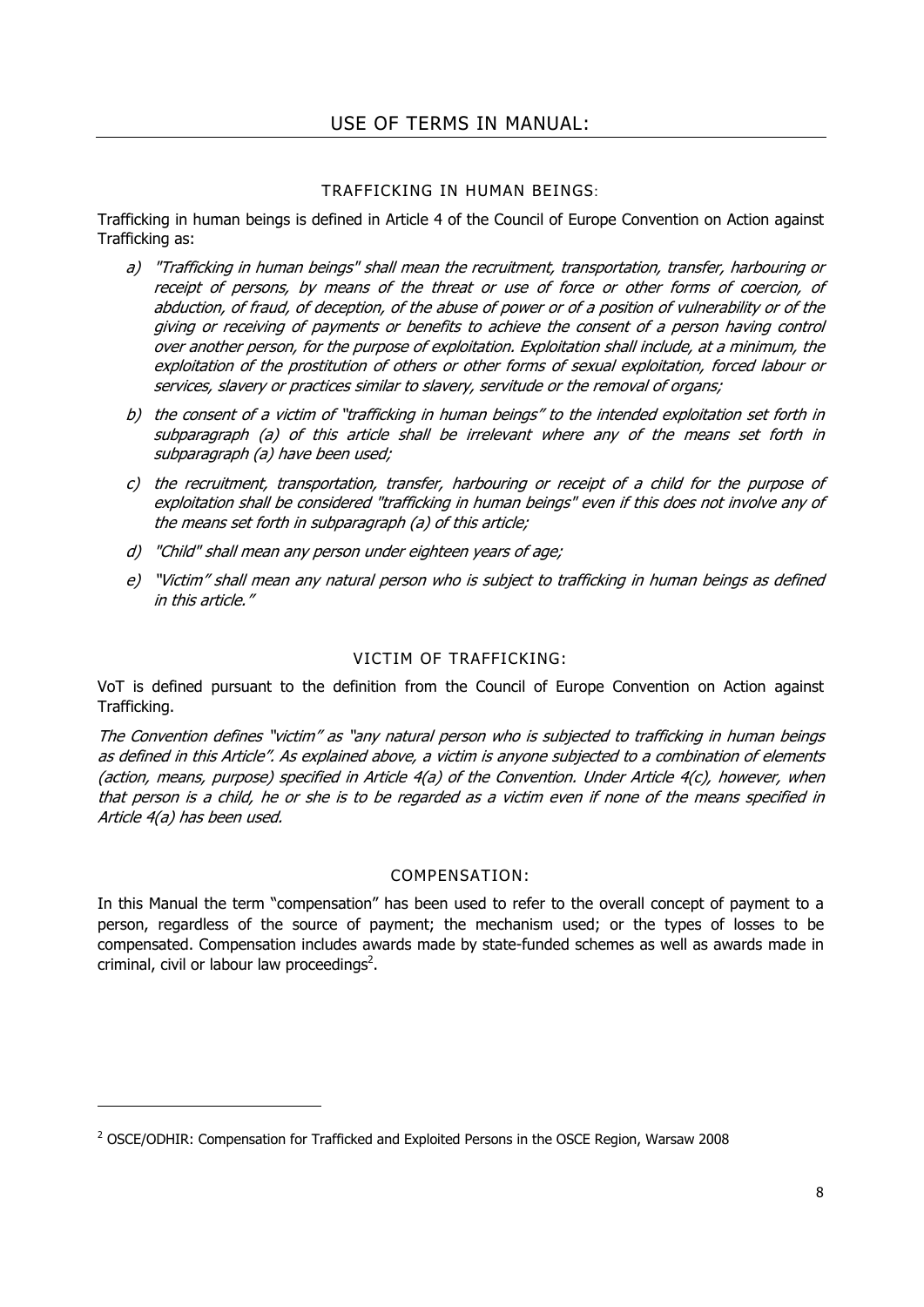## USE OF TERMS IN MANUAL:

### TRAFFICKING IN HUMAN BEINGS:

Trafficking in human beings is defined in Article 4 of the Council of Europe Convention on Action against Trafficking as:

a) *"Trafficking in human beings" shall mean the recruitment, transportation, transfer, harbouring or receipt of persons, by means of the threat or use of force or other forms of coercion, of abduction, of fraud, of deception, of the abuse of power or of a position of vulnerability or of the giving or receiving of payments or benefits to achieve the consent of a person having control over another person, for the purpose of exploitation. Exploitation shall include, at a minimum, the exploitation of the prostitution of others or other forms of sexual exploitation, forced labour or services, slavery or practices similar to slavery, servitude or the removal of organs;*

b) *the consent of a victim of "trafficking in human beings" to the intended exploitation set forth in subparagraph (a) of this article shall be irrelevant where any of the means set forth in subparagraph (a) have been used;*

c) *the recruitment, transportation, transfer, harbouring or receipt of a child for the purpose of exploitation shall be considered "trafficking in human beings" even if this does not involve any of the means set forth in subparagraph (a) of this article;*

d) *"Child" shall mean any person under eighteen years of age;*

e) *"Victim" shall mean any natural person who is subject to trafficking in human beings as defined in this article."*

### VICTIM OF TRAFFICKING:

VoT is defined pursuant to the definition from the Council of Europe Convention on Action against Trafficking.

*The Convention defines "victim" as "any natural person who is subjected to trafficking in human beings as defined in this Article". As explained above, a victim is anyone subjected to a combination of elements (action, means, purpose) specified in Article 4(a) of the Convention. Under Article 4(c), however, when that person is a child, he or she is to be regarded as a victim even if none of the means specified in Article 4(a) has been used.*

### COMPENSATION:

In this Manual the term "compensation" has been used to refer to the overall concept of payment to a person, regardless of the source of payment; the mechanism used; or the types of losses to be compensated. Compensation includes awards made by state-funded schemes as well as awards made in criminal, civil or labour law proceedings[2].

---

[2] OSCE/ODHIR: Compensation for Trafficked and Exploited Persons in the OSCE Region, Warsaw 2008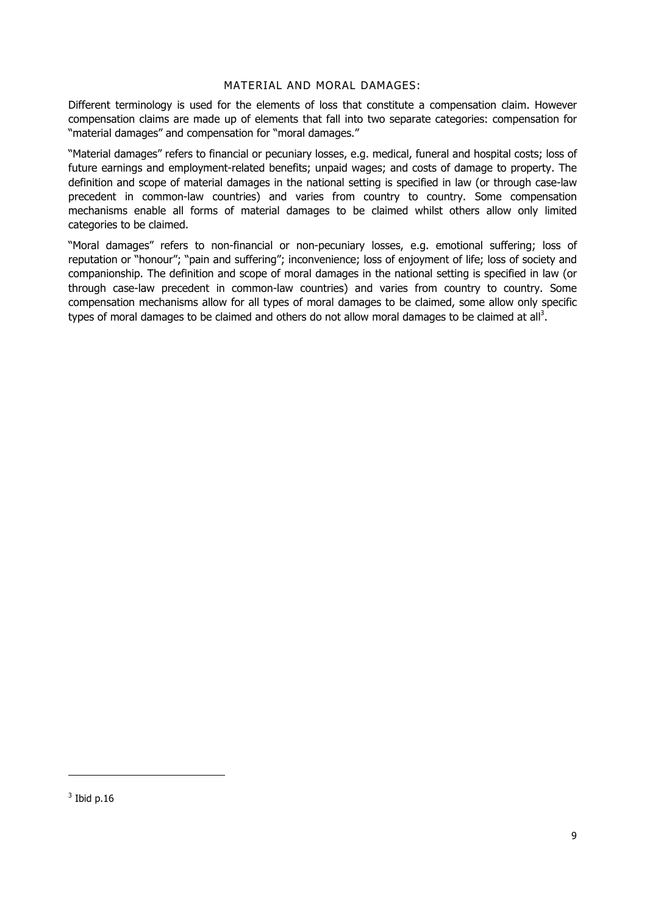## MATERIAL AND MORAL DAMAGES:

Different terminology is used for the elements of loss that constitute a compensation claim. However compensation claims are made up of elements that fall into two separate categories: compensation for "material damages" and compensation for "moral damages."

"Material damages" refers to financial or pecuniary losses, e.g. medical, funeral and hospital costs; loss of future earnings and employment-related benefits; unpaid wages; and costs of damage to property. The definition and scope of material damages in the national setting is specified in law (or through case-law precedent in common-law countries) and varies from country to country. Some compensation mechanisms enable all forms of material damages to be claimed whilst others allow only limited categories to be claimed.

"Moral damages" refers to non-financial or non-pecuniary losses, e.g. emotional suffering; loss of reputation or "honour"; "pain and suffering"; inconvenience; loss of enjoyment of life; loss of society and companionship. The definition and scope of moral damages in the national setting is specified in law (or through case-law precedent in common-law countries) and varies from country to country. Some compensation mechanisms allow for all types of moral damages to be claimed, some allow only specific types of moral damages to be claimed and others do not allow moral damages to be claimed at all[3].

---

[3] Ibid p.16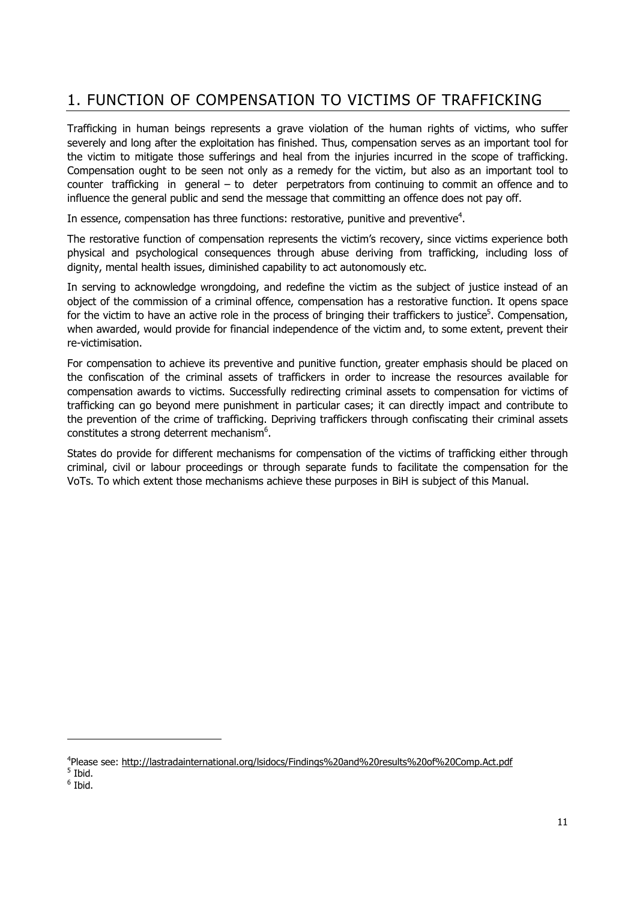# 1. FUNCTION OF COMPENSATION TO VICTIMS OF TRAFFICKING

Trafficking in human beings represents a grave violation of the human rights of victims, who suffer severely and long after the exploitation has finished. Thus, compensation serves as an important tool for the victim to mitigate those sufferings and heal from the injuries incurred in the scope of trafficking. Compensation ought to be seen not only as a remedy for the victim, but also as an important tool to counter trafficking in general – to deter perpetrators from continuing to commit an offence and to influence the general public and send the message that committing an offence does not pay off.

In essence, compensation has three functions: restorative, punitive and preventive[4].

The restorative function of compensation represents the victim's recovery, since victims experience both physical and psychological consequences through abuse deriving from trafficking, including loss of dignity, mental health issues, diminished capability to act autonomously etc.

In serving to acknowledge wrongdoing, and redefine the victim as the subject of justice instead of an object of the commission of a criminal offence, compensation has a restorative function. It opens space for the victim to have an active role in the process of bringing their traffickers to justice[5]. Compensation, when awarded, would provide for financial independence of the victim and, to some extent, prevent their re-victimisation.

For compensation to achieve its preventive and punitive function, greater emphasis should be placed on the confiscation of the criminal assets of traffickers in order to increase the resources available for compensation awards to victims. Successfully redirecting criminal assets to compensation for victims of trafficking can go beyond mere punishment in particular cases; it can directly impact and contribute to the prevention of the crime of trafficking. Depriving traffickers through confiscating their criminal assets constitutes a strong deterrent mechanism[6].

States do provide for different mechanisms for compensation of the victims of trafficking either through criminal, civil or labour proceedings or through separate funds to facilitate the compensation for the VoTs. To which extent those mechanisms achieve these purposes in BiH is subject of this Manual.

---

[4] Please see: http://lastradainternational.org/lsidocs/Findings%20and%20results%20of%20Comp.Act.pdf

[5] Ibid.

[6] Ibid.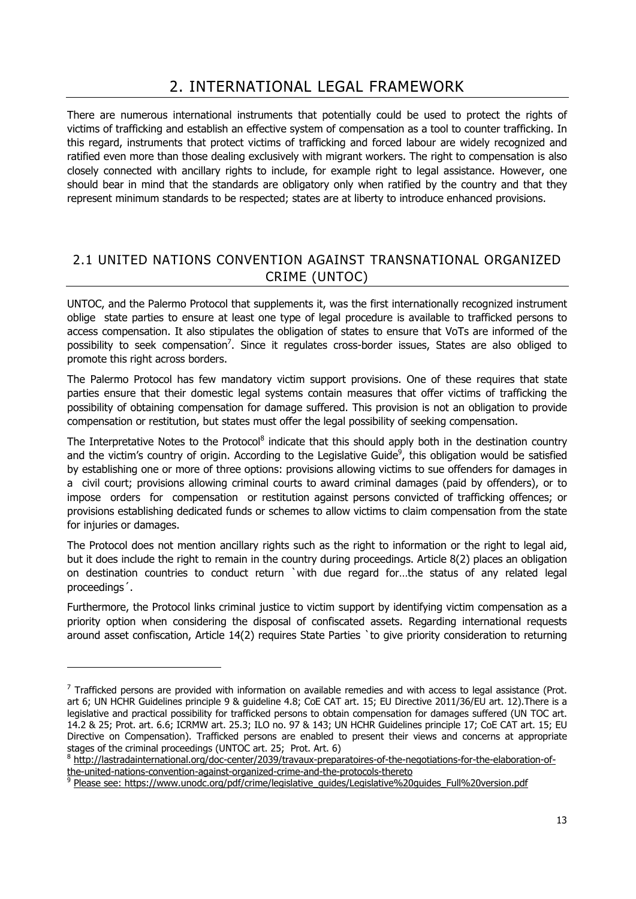## 2. INTERNATIONAL LEGAL FRAMEWORK

There are numerous international instruments that potentially could be used to protect the rights of victims of trafficking and establish an effective system of compensation as a tool to counter trafficking. In this regard, instruments that protect victims of trafficking and forced labour are widely recognized and ratified even more than those dealing exclusively with migrant workers. The right to compensation is also closely connected with ancillary rights to include, for example right to legal assistance. However, one should bear in mind that the standards are obligatory only when ratified by the country and that they represent minimum standards to be respected; states are at liberty to introduce enhanced provisions.

### 2.1 UNITED NATIONS CONVENTION AGAINST TRANSNATIONAL ORGANIZED CRIME (UNTOC)

UNTOC, and the Palermo Protocol that supplements it, was the first internationally recognized instrument oblige state parties to ensure at least one type of legal procedure is available to trafficked persons to access compensation. It also stipulates the obligation of states to ensure that VoTs are informed of the possibility to seek compensation[7]. Since it regulates cross-border issues, States are also obliged to promote this right across borders.

The Palermo Protocol has few mandatory victim support provisions. One of these requires that state parties ensure that their domestic legal systems contain measures that offer victims of trafficking the possibility of obtaining compensation for damage suffered. This provision is not an obligation to provide compensation or restitution, but states must offer the legal possibility of seeking compensation.

The Interpretative Notes to the Protocol[8] indicate that this should apply both in the destination country and the victim's country of origin. According to the Legislative Guide[9], this obligation would be satisfied by establishing one or more of three options: provisions allowing victims to sue offenders for damages in a civil court; provisions allowing criminal courts to award criminal damages (paid by offenders), or to impose orders for compensation or restitution against persons convicted of trafficking offences; or provisions establishing dedicated funds or schemes to allow victims to claim compensation from the state for injuries or damages.

The Protocol does not mention ancillary rights such as the right to information or the right to legal aid, but it does include the right to remain in the country during proceedings. Article 8(2) places an obligation on destination countries to conduct return `with due regard for…the status of any related legal proceedings´.

Furthermore, the Protocol links criminal justice to victim support by identifying victim compensation as a priority option when considering the disposal of confiscated assets. Regarding international requests around asset confiscation, Article 14(2) requires State Parties `to give priority consideration to returning

---

[7] Trafficked persons are provided with information on available remedies and with access to legal assistance (Prot. art 6; UN HCHR Guidelines principle 9 & guideline 4.8; CoE CAT art. 15; EU Directive 2011/36/EU art. 12).There is a legislative and practical possibility for trafficked persons to obtain compensation for damages suffered (UN TOC art. 14.2 & 25; Prot. art. 6.6; ICRMW art. 25.3; ILO no. 97 & 143; UN HCHR Guidelines principle 17; CoE CAT art. 15; EU Directive on Compensation). Trafficked persons are enabled to present their views and concerns at appropriate stages of the criminal proceedings (UNTOC art. 25; Prot. Art. 6)

[8] http://lastradainternational.org/doc-center/2039/travaux-preparatoires-of-the-negotiations-for-the-elaboration-of-the-united-nations-convention-against-organized-crime-and-the-protocols-thereto

[9] Please see: https://www.unodc.org/pdf/crime/legislative_guides/Legislative%20guides_Full%20version.pdf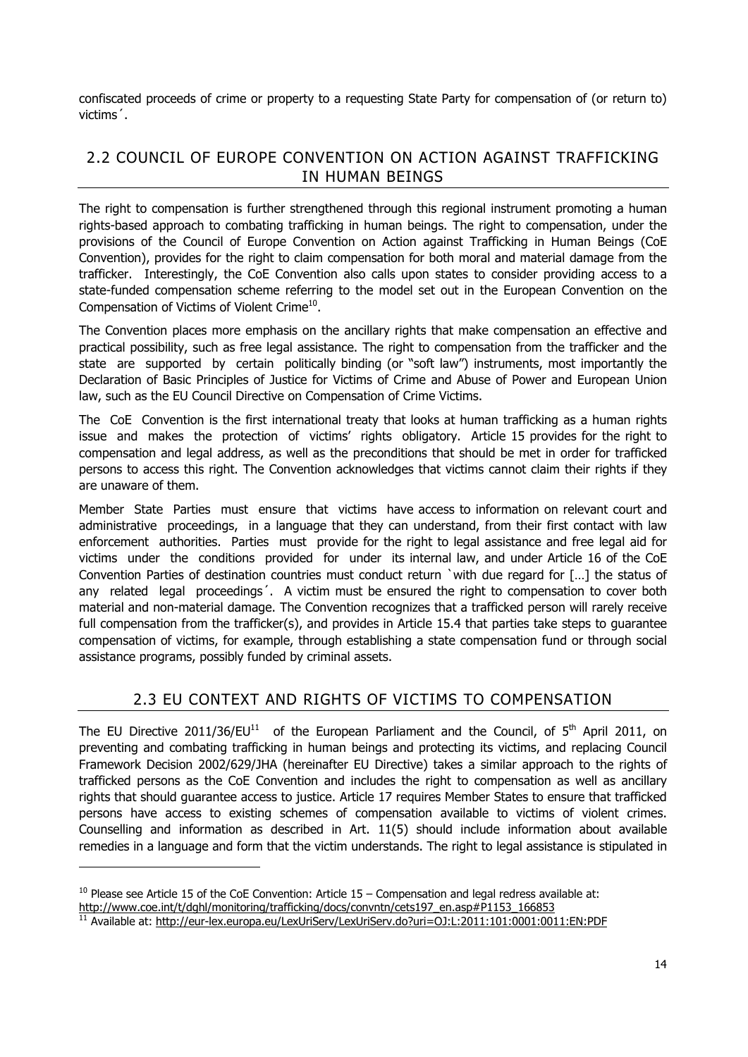confiscated proceeds of crime or property to a requesting State Party for compensation of (or return to) victims´.

## 2.2 COUNCIL OF EUROPE CONVENTION ON ACTION AGAINST TRAFFICKING IN HUMAN BEINGS

The right to compensation is further strengthened through this regional instrument promoting a human rights-based approach to combating trafficking in human beings. The right to compensation, under the provisions of the Council of Europe Convention on Action against Trafficking in Human Beings (CoE Convention), provides for the right to claim compensation for both moral and material damage from the trafficker. Interestingly, the CoE Convention also calls upon states to consider providing access to a state-funded compensation scheme referring to the model set out in the European Convention on the Compensation of Victims of Violent Crime[10].

The Convention places more emphasis on the ancillary rights that make compensation an effective and practical possibility, such as free legal assistance. The right to compensation from the trafficker and the state are supported by certain politically binding (or "soft law") instruments, most importantly the Declaration of Basic Principles of Justice for Victims of Crime and Abuse of Power and European Union law, such as the EU Council Directive on Compensation of Crime Victims.

The CoE Convention is the first international treaty that looks at human trafficking as a human rights issue and makes the protection of victims' rights obligatory. Article 15 provides for the right to compensation and legal address, as well as the preconditions that should be met in order for trafficked persons to access this right. The Convention acknowledges that victims cannot claim their rights if they are unaware of them.

Member State Parties must ensure that victims have access to information on relevant court and administrative proceedings, in a language that they can understand, from their first contact with law enforcement authorities. Parties must provide for the right to legal assistance and free legal aid for victims under the conditions provided for under its internal law, and under Article 16 of the CoE Convention Parties of destination countries must conduct return `with due regard for […] the status of any related legal proceedings´. A victim must be ensured the right to compensation to cover both material and non-material damage. The Convention recognizes that a trafficked person will rarely receive full compensation from the trafficker(s), and provides in Article 15.4 that parties take steps to guarantee compensation of victims, for example, through establishing a state compensation fund or through social assistance programs, possibly funded by criminal assets.

## 2.3 EU CONTEXT AND RIGHTS OF VICTIMS TO COMPENSATION

The EU Directive 2011/36/EU[11] of the European Parliament and the Council, of 5th April 2011, on preventing and combating trafficking in human beings and protecting its victims, and replacing Council Framework Decision 2002/629/JHA (hereinafter EU Directive) takes a similar approach to the rights of trafficked persons as the CoE Convention and includes the right to compensation as well as ancillary rights that should guarantee access to justice. Article 17 requires Member States to ensure that trafficked persons have access to existing schemes of compensation available to victims of violent crimes. Counselling and information as described in Art. 11(5) should include information about available remedies in a language and form that the victim understands. The right to legal assistance is stipulated in

---

[10] Please see Article 15 of the CoE Convention: Article 15 – Compensation and legal redress available at: http://www.coe.int/t/dghl/monitoring/trafficking/docs/convntn/cets197_en.asp#P1153_166853

[11] Available at: http://eur-lex.europa.eu/LexUriServ/LexUriServ.do?uri=OJ:L:2011:101:0001:0011:EN:PDF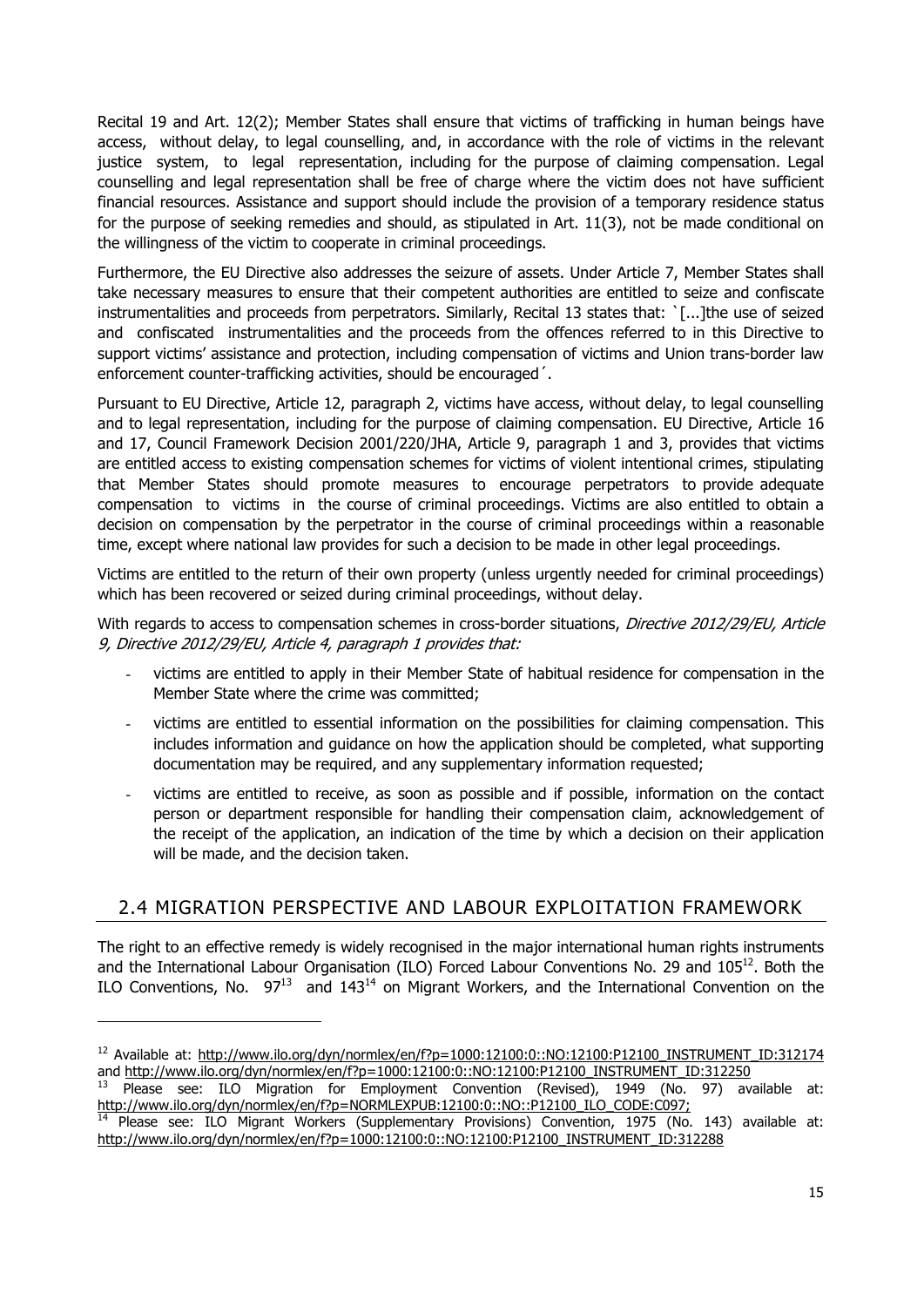Recital 19 and Art. 12(2); Member States shall ensure that victims of trafficking in human beings have access, without delay, to legal counselling, and, in accordance with the role of victims in the relevant justice system, to legal representation, including for the purpose of claiming compensation. Legal counselling and legal representation shall be free of charge where the victim does not have sufficient financial resources. Assistance and support should include the provision of a temporary residence status for the purpose of seeking remedies and should, as stipulated in Art. 11(3), not be made conditional on the willingness of the victim to cooperate in criminal proceedings.

Furthermore, the EU Directive also addresses the seizure of assets. Under Article 7, Member States shall take necessary measures to ensure that their competent authorities are entitled to seize and confiscate instrumentalities and proceeds from perpetrators. Similarly, Recital 13 states that: `[...]the use of seized and confiscated instrumentalities and the proceeds from the offences referred to in this Directive to support victims' assistance and protection, including compensation of victims and Union trans-border law enforcement counter-trafficking activities, should be encouraged´.

Pursuant to EU Directive, Article 12, paragraph 2, victims have access, without delay, to legal counselling and to legal representation, including for the purpose of claiming compensation. EU Directive, Article 16 and 17, Council Framework Decision 2001/220/JHA, Article 9, paragraph 1 and 3, provides that victims are entitled access to existing compensation schemes for victims of violent intentional crimes, stipulating that Member States should promote measures to encourage perpetrators to provide adequate compensation to victims in the course of criminal proceedings. Victims are also entitled to obtain a decision on compensation by the perpetrator in the course of criminal proceedings within a reasonable time, except where national law provides for such a decision to be made in other legal proceedings.

Victims are entitled to the return of their own property (unless urgently needed for criminal proceedings) which has been recovered or seized during criminal proceedings, without delay.

With regards to access to compensation schemes in cross-border situations, *Directive 2012/29/EU, Article 9, Directive 2012/29/EU, Article 4, paragraph 1 provides that:*

- victims are entitled to apply in their Member State of habitual residence for compensation in the Member State where the crime was committed;
- victims are entitled to essential information on the possibilities for claiming compensation. This includes information and guidance on how the application should be completed, what supporting documentation may be required, and any supplementary information requested;
- victims are entitled to receive, as soon as possible and if possible, information on the contact person or department responsible for handling their compensation claim, acknowledgement of the receipt of the application, an indication of the time by which a decision on their application will be made, and the decision taken.

## 2.4 MIGRATION PERSPECTIVE AND LABOUR EXPLOITATION FRAMEWORK

The right to an effective remedy is widely recognised in the major international human rights instruments and the International Labour Organisation (ILO) Forced Labour Conventions No. 29 and 105[12]. Both the ILO Conventions, No. 97[13] and 143[14] on Migrant Workers, and the International Convention on the

---

[12] Available at: http://www.ilo.org/dyn/normlex/en/f?p=1000:12100:0::NO:12100:P12100_INSTRUMENT_ID:312174 and http://www.ilo.org/dyn/normlex/en/f?p=1000:12100:0::NO:12100:P12100_INSTRUMENT_ID:312250

[13] Please see: ILO Migration for Employment Convention (Revised), 1949 (No. 97) available at: http://www.ilo.org/dyn/normlex/en/f?p=NORMLEXPUB:12100:0::NO::P12100_ILO_CODE:C097;

[14] Please see: ILO Migrant Workers (Supplementary Provisions) Convention, 1975 (No. 143) available at: http://www.ilo.org/dyn/normlex/en/f?p=1000:12100:0::NO:12100:P12100_INSTRUMENT_ID:312288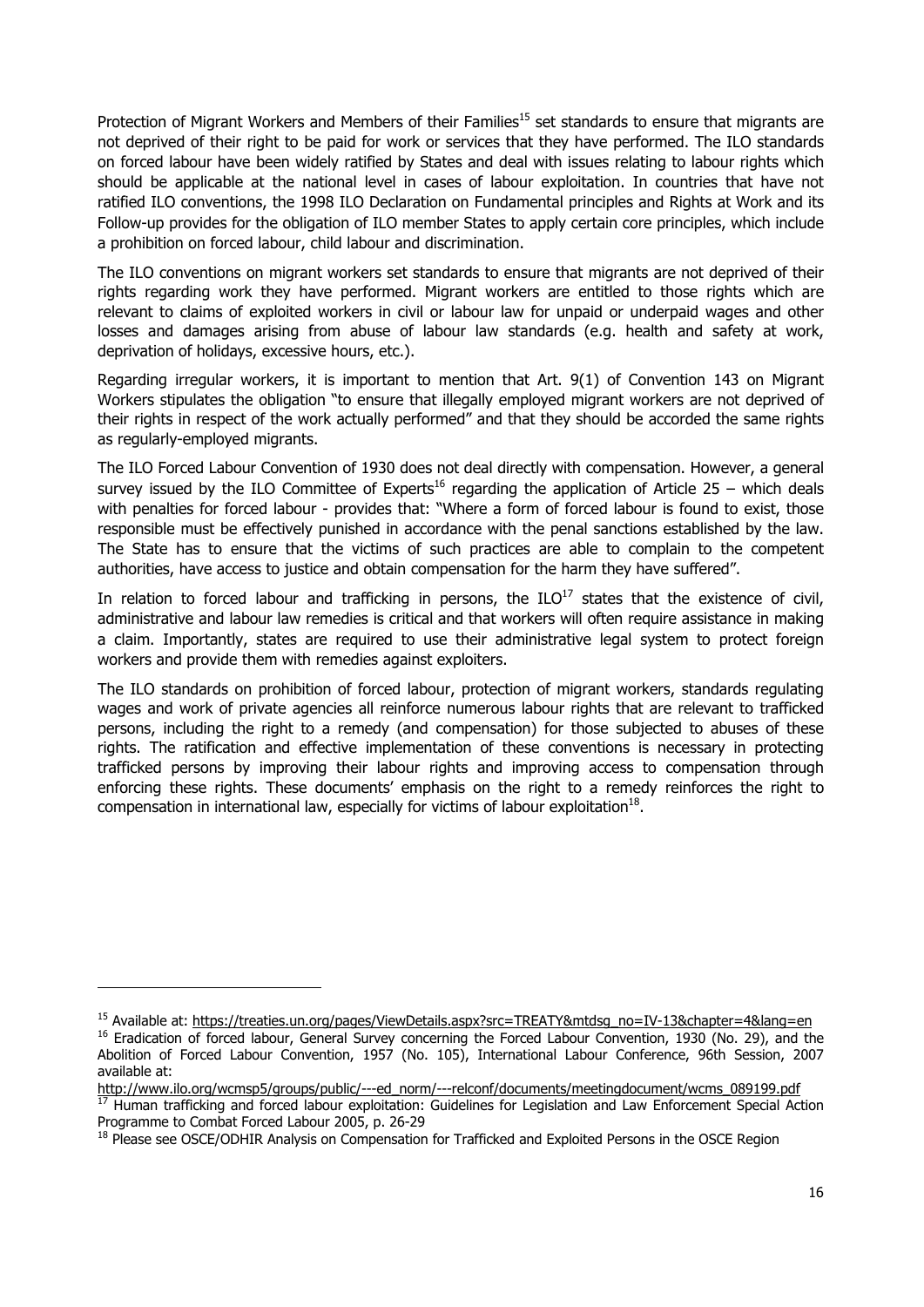Protection of Migrant Workers and Members of their Families[15] set standards to ensure that migrants are not deprived of their right to be paid for work or services that they have performed. The ILO standards on forced labour have been widely ratified by States and deal with issues relating to labour rights which should be applicable at the national level in cases of labour exploitation. In countries that have not ratified ILO conventions, the 1998 ILO Declaration on Fundamental principles and Rights at Work and its Follow-up provides for the obligation of ILO member States to apply certain core principles, which include a prohibition on forced labour, child labour and discrimination.

The ILO conventions on migrant workers set standards to ensure that migrants are not deprived of their rights regarding work they have performed. Migrant workers are entitled to those rights which are relevant to claims of exploited workers in civil or labour law for unpaid or underpaid wages and other losses and damages arising from abuse of labour law standards (e.g. health and safety at work, deprivation of holidays, excessive hours, etc.).

Regarding irregular workers, it is important to mention that Art. 9(1) of Convention 143 on Migrant Workers stipulates the obligation "to ensure that illegally employed migrant workers are not deprived of their rights in respect of the work actually performed" and that they should be accorded the same rights as regularly-employed migrants.

The ILO Forced Labour Convention of 1930 does not deal directly with compensation. However, a general survey issued by the ILO Committee of Experts[16] regarding the application of Article 25 – which deals with penalties for forced labour - provides that: "Where a form of forced labour is found to exist, those responsible must be effectively punished in accordance with the penal sanctions established by the law. The State has to ensure that the victims of such practices are able to complain to the competent authorities, have access to justice and obtain compensation for the harm they have suffered".

In relation to forced labour and trafficking in persons, the ILO[17] states that the existence of civil, administrative and labour law remedies is critical and that workers will often require assistance in making a claim. Importantly, states are required to use their administrative legal system to protect foreign workers and provide them with remedies against exploiters.

The ILO standards on prohibition of forced labour, protection of migrant workers, standards regulating wages and work of private agencies all reinforce numerous labour rights that are relevant to trafficked persons, including the right to a remedy (and compensation) for those subjected to abuses of these rights. The ratification and effective implementation of these conventions is necessary in protecting trafficked persons by improving their labour rights and improving access to compensation through enforcing these rights. These documents' emphasis on the right to a remedy reinforces the right to compensation in international law, especially for victims of labour exploitation[18].

---

[15] Available at: https://treaties.un.org/pages/ViewDetails.aspx?src=TREATY&mtdsg_no=IV-13&chapter=4&lang=en

[16] Eradication of forced labour, General Survey concerning the Forced Labour Convention, 1930 (No. 29), and the Abolition of Forced Labour Convention, 1957 (No. 105), International Labour Conference, 96th Session, 2007 available at: http://www.ilo.org/wcmsp5/groups/public/---ed_norm/---relconf/documents/meetingdocument/wcms_089199.pdf

[17] Human trafficking and forced labour exploitation: Guidelines for Legislation and Law Enforcement Special Action Programme to Combat Forced Labour 2005, p. 26-29

[18] Please see OSCE/ODHIR Analysis on Compensation for Trafficked and Exploited Persons in the OSCE Region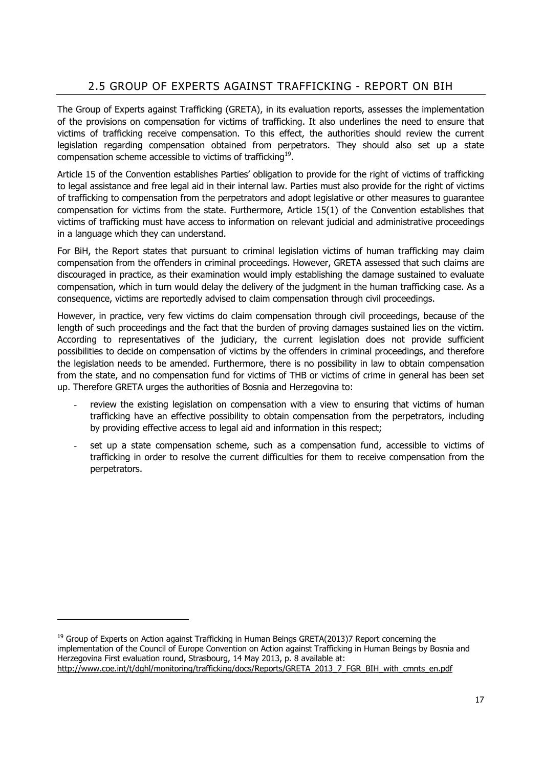## 2.5 GROUP OF EXPERTS AGAINST TRAFFICKING - REPORT ON BIH

The Group of Experts against Trafficking (GRETA), in its evaluation reports, assesses the implementation of the provisions on compensation for victims of trafficking. It also underlines the need to ensure that victims of trafficking receive compensation. To this effect, the authorities should review the current legislation regarding compensation obtained from perpetrators. They should also set up a state compensation scheme accessible to victims of trafficking[19].

Article 15 of the Convention establishes Parties' obligation to provide for the right of victims of trafficking to legal assistance and free legal aid in their internal law. Parties must also provide for the right of victims of trafficking to compensation from the perpetrators and adopt legislative or other measures to guarantee compensation for victims from the state. Furthermore, Article 15(1) of the Convention establishes that victims of trafficking must have access to information on relevant judicial and administrative proceedings in a language which they can understand.

For BiH, the Report states that pursuant to criminal legislation victims of human trafficking may claim compensation from the offenders in criminal proceedings. However, GRETA assessed that such claims are discouraged in practice, as their examination would imply establishing the damage sustained to evaluate compensation, which in turn would delay the delivery of the judgment in the human trafficking case. As a consequence, victims are reportedly advised to claim compensation through civil proceedings.

However, in practice, very few victims do claim compensation through civil proceedings, because of the length of such proceedings and the fact that the burden of proving damages sustained lies on the victim. According to representatives of the judiciary, the current legislation does not provide sufficient possibilities to decide on compensation of victims by the offenders in criminal proceedings, and therefore the legislation needs to be amended. Furthermore, there is no possibility in law to obtain compensation from the state, and no compensation fund for victims of THB or victims of crime in general has been set up. Therefore GRETA urges the authorities of Bosnia and Herzegovina to:

- review the existing legislation on compensation with a view to ensuring that victims of human trafficking have an effective possibility to obtain compensation from the perpetrators, including by providing effective access to legal aid and information in this respect;
- set up a state compensation scheme, such as a compensation fund, accessible to victims of trafficking in order to resolve the current difficulties for them to receive compensation from the perpetrators.

---

[19] Group of Experts on Action against Trafficking in Human Beings GRETA(2013)7 Report concerning the implementation of the Council of Europe Convention on Action against Trafficking in Human Beings by Bosnia and Herzegovina First evaluation round, Strasbourg, 14 May 2013, p. 8 available at: http://www.coe.int/t/dghl/monitoring/trafficking/docs/Reports/GRETA_2013_7_FGR_BIH_with_cmnts_en.pdf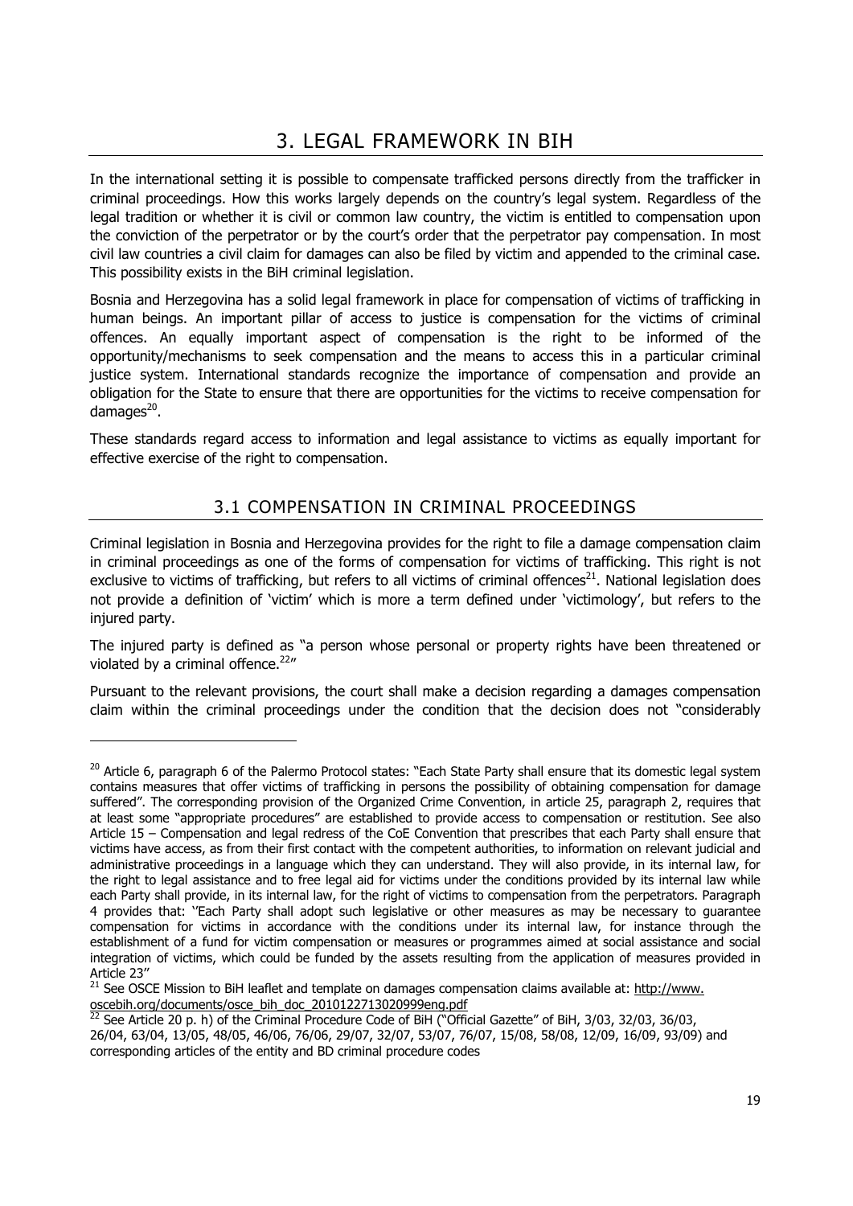# 3. LEGAL FRAMEWORK IN BIH

In the international setting it is possible to compensate trafficked persons directly from the trafficker in criminal proceedings. How this works largely depends on the country's legal system. Regardless of the legal tradition or whether it is civil or common law country, the victim is entitled to compensation upon the conviction of the perpetrator or by the court's order that the perpetrator pay compensation. In most civil law countries a civil claim for damages can also be filed by victim and appended to the criminal case. This possibility exists in the BiH criminal legislation.

Bosnia and Herzegovina has a solid legal framework in place for compensation of victims of trafficking in human beings. An important pillar of access to justice is compensation for the victims of criminal offences. An equally important aspect of compensation is the right to be informed of the opportunity/mechanisms to seek compensation and the means to access this in a particular criminal justice system. International standards recognize the importance of compensation and provide an obligation for the State to ensure that there are opportunities for the victims to receive compensation for damages[20].

These standards regard access to information and legal assistance to victims as equally important for effective exercise of the right to compensation.

## 3.1 COMPENSATION IN CRIMINAL PROCEEDINGS

Criminal legislation in Bosnia and Herzegovina provides for the right to file a damage compensation claim in criminal proceedings as one of the forms of compensation for victims of trafficking. This right is not exclusive to victims of trafficking, but refers to all victims of criminal offences[21]. National legislation does not provide a definition of 'victim' which is more a term defined under 'victimology', but refers to the injured party.

The injured party is defined as "a person whose personal or property rights have been threatened or violated by a criminal offence.[22]"

Pursuant to the relevant provisions, the court shall make a decision regarding a damages compensation claim within the criminal proceedings under the condition that the decision does not "considerably

---

[20] Article 6, paragraph 6 of the Palermo Protocol states: "Each State Party shall ensure that its domestic legal system contains measures that offer victims of trafficking in persons the possibility of obtaining compensation for damage suffered". The corresponding provision of the Organized Crime Convention, in article 25, paragraph 2, requires that at least some "appropriate procedures" are established to provide access to compensation or restitution. See also Article 15 – Compensation and legal redress of the CoE Convention that prescribes that each Party shall ensure that victims have access, as from their first contact with the competent authorities, to information on relevant judicial and administrative proceedings in a language which they can understand. They will also provide, in its internal law, for the right to legal assistance and to free legal aid for victims under the conditions provided by its internal law while each Party shall provide, in its internal law, for the right of victims to compensation from the perpetrators. Paragraph 4 provides that: "Each Party shall adopt such legislative or other measures as may be necessary to guarantee compensation for victims in accordance with the conditions under its internal law, for instance through the establishment of a fund for victim compensation or measures or programmes aimed at social assistance and social integration of victims, which could be funded by the assets resulting from the application of measures provided in Article 23"

[21] See OSCE Mission to BiH leaflet and template on damages compensation claims available at: http://www.oscebih.org/documents/osce_bih_doc_2010122713020999eng.pdf

[22] See Article 20 p. h) of the Criminal Procedure Code of BiH ("Official Gazette" of BiH, 3/03, 32/03, 36/03, 26/04, 63/04, 13/05, 48/05, 46/06, 76/06, 29/07, 32/07, 53/07, 76/07, 15/08, 58/08, 12/09, 16/09, 93/09) and corresponding articles of the entity and BD criminal procedure codes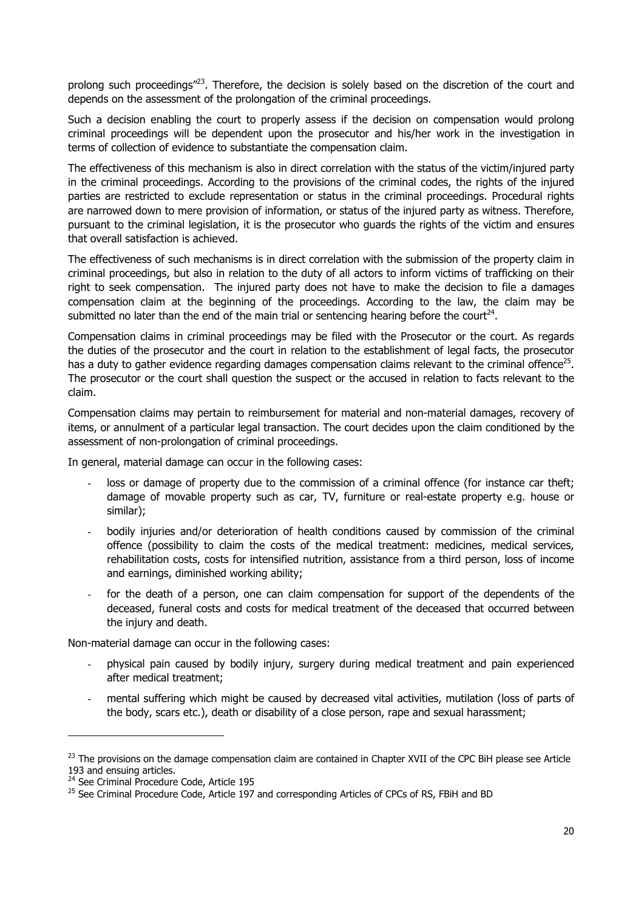prolong such proceedings"[23]. Therefore, the decision is solely based on the discretion of the court and depends on the assessment of the prolongation of the criminal proceedings.

Such a decision enabling the court to properly assess if the decision on compensation would prolong criminal proceedings will be dependent upon the prosecutor and his/her work in the investigation in terms of collection of evidence to substantiate the compensation claim.

The effectiveness of this mechanism is also in direct correlation with the status of the victim/injured party in the criminal proceedings. According to the provisions of the criminal codes, the rights of the injured parties are restricted to exclude representation or status in the criminal proceedings. Procedural rights are narrowed down to mere provision of information, or status of the injured party as witness. Therefore, pursuant to the criminal legislation, it is the prosecutor who guards the rights of the victim and ensures that overall satisfaction is achieved.

The effectiveness of such mechanisms is in direct correlation with the submission of the property claim in criminal proceedings, but also in relation to the duty of all actors to inform victims of trafficking on their right to seek compensation. The injured party does not have to make the decision to file a damages compensation claim at the beginning of the proceedings. According to the law, the claim may be submitted no later than the end of the main trial or sentencing hearing before the court[24].

Compensation claims in criminal proceedings may be filed with the Prosecutor or the court. As regards the duties of the prosecutor and the court in relation to the establishment of legal facts, the prosecutor has a duty to gather evidence regarding damages compensation claims relevant to the criminal offence[25]. The prosecutor or the court shall question the suspect or the accused in relation to facts relevant to the claim.

Compensation claims may pertain to reimbursement for material and non-material damages, recovery of items, or annulment of a particular legal transaction. The court decides upon the claim conditioned by the assessment of non-prolongation of criminal proceedings.

In general, material damage can occur in the following cases:

- loss or damage of property due to the commission of a criminal offence (for instance car theft; damage of movable property such as car, TV, furniture or real-estate property e.g. house or similar);
- bodily injuries and/or deterioration of health conditions caused by commission of the criminal offence (possibility to claim the costs of the medical treatment: medicines, medical services, rehabilitation costs, costs for intensified nutrition, assistance from a third person, loss of income and earnings, diminished working ability;
- for the death of a person, one can claim compensation for support of the dependents of the deceased, funeral costs and costs for medical treatment of the deceased that occurred between the injury and death.

Non-material damage can occur in the following cases:

- physical pain caused by bodily injury, surgery during medical treatment and pain experienced after medical treatment;
- mental suffering which might be caused by decreased vital activities, mutilation (loss of parts of the body, scars etc.), death or disability of a close person, rape and sexual harassment;

---

[23] The provisions on the damage compensation claim are contained in Chapter XVII of the CPC BiH please see Article 193 and ensuing articles.

[24] See Criminal Procedure Code, Article 195

[25] See Criminal Procedure Code, Article 197 and corresponding Articles of CPCs of RS, FBiH and BD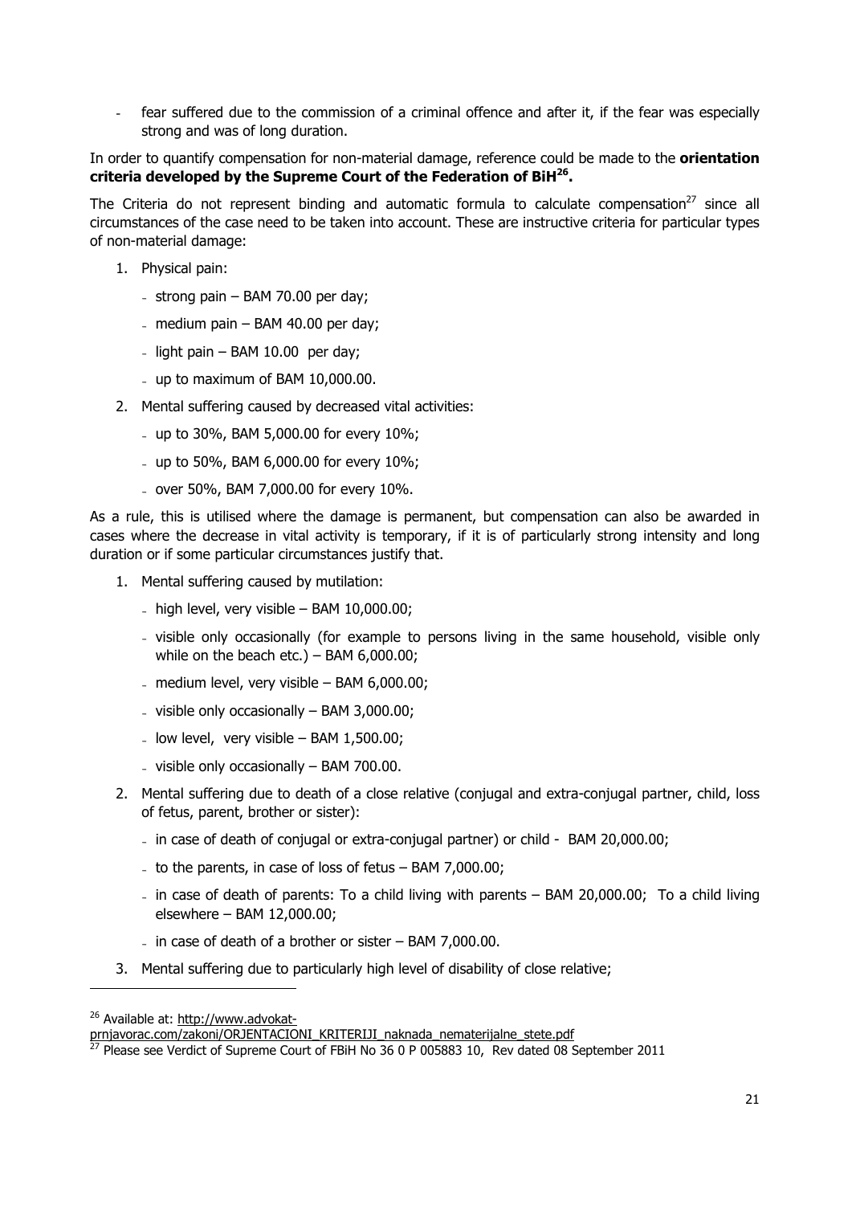- fear suffered due to the commission of a criminal offence and after it, if the fear was especially strong and was of long duration.

In order to quantify compensation for non-material damage, reference could be made to the **orientation criteria developed by the Supreme Court of the Federation of BiH[26].**

The Criteria do not represent binding and automatic formula to calculate compensation[27] since all circumstances of the case need to be taken into account. These are instructive criteria for particular types of non-material damage:

1. Physical pain:
   - strong pain – BAM 70.00 per day;
   - medium pain – BAM 40.00 per day;
   - light pain – BAM 10.00 per day;
   - up to maximum of BAM 10,000.00.
2. Mental suffering caused by decreased vital activities:
   - up to 30%, BAM 5,000.00 for every 10%;
   - up to 50%, BAM 6,000.00 for every 10%;
   - over 50%, BAM 7,000.00 for every 10%.

As a rule, this is utilised where the damage is permanent, but compensation can also be awarded in cases where the decrease in vital activity is temporary, if it is of particularly strong intensity and long duration or if some particular circumstances justify that.

1. Mental suffering caused by mutilation:
   - high level, very visible – BAM 10,000.00;
   - visible only occasionally (for example to persons living in the same household, visible only while on the beach etc.) – BAM 6,000.00;
   - medium level, very visible – BAM 6,000.00;
   - visible only occasionally – BAM 3,000.00;
   - low level, very visible – BAM 1,500.00;
   - visible only occasionally – BAM 700.00.
2. Mental suffering due to death of a close relative (conjugal and extra-conjugal partner, child, loss of fetus, parent, brother or sister):
   - in case of death of conjugal or extra-conjugal partner) or child - BAM 20,000.00;
   - to the parents, in case of loss of fetus – BAM 7,000.00;
   - in case of death of parents: To a child living with parents – BAM 20,000.00; To a child living elsewhere – BAM 12,000.00;
   - in case of death of a brother or sister – BAM 7,000.00.
3. Mental suffering due to particularly high level of disability of close relative;

---

[26] Available at: http://www.advokat-prnjavorac.com/zakoni/ORJENTACIONI_KRITERIJI_naknada_nematerijalne_stete.pdf

[27] Please see Verdict of Supreme Court of FBiH No 36 0 P 005883 10, Rev dated 08 September 2011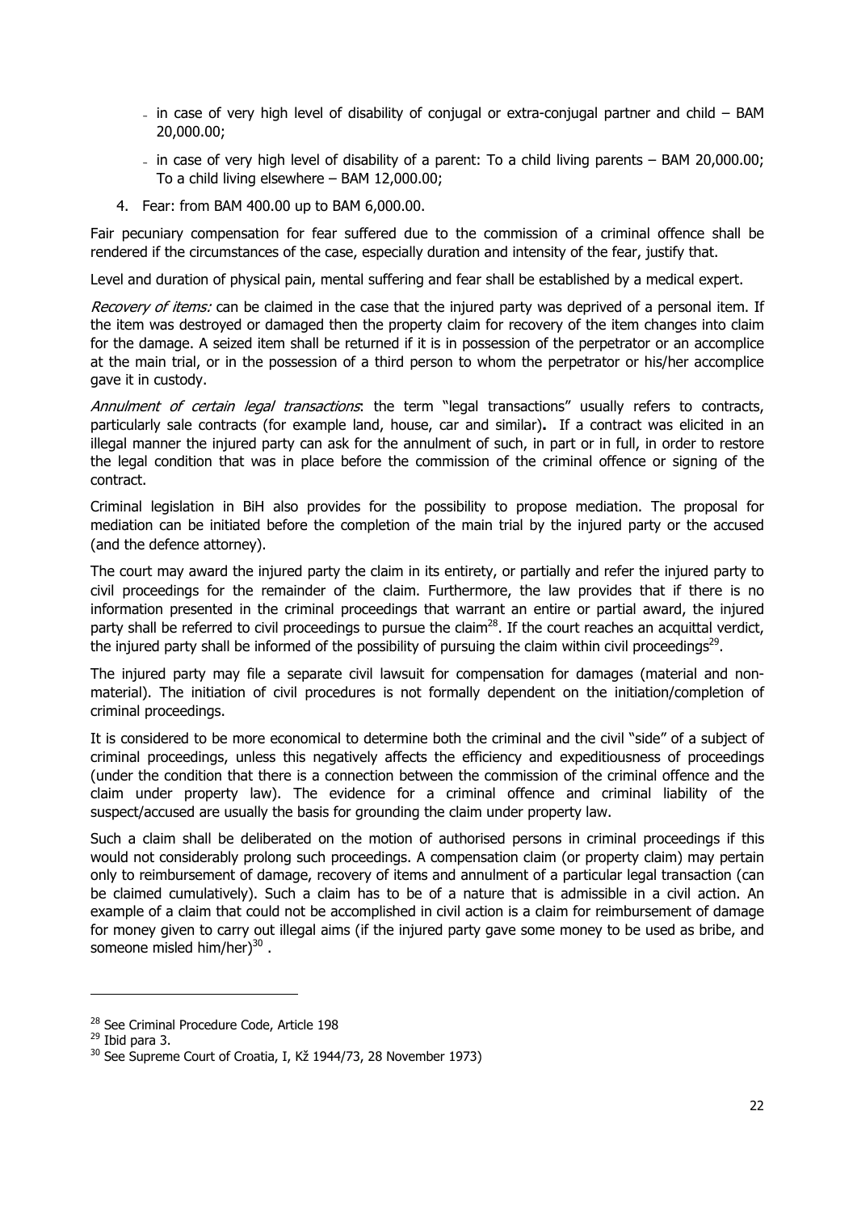- in case of very high level of disability of conjugal or extra-conjugal partner and child – BAM 20,000.00;
- in case of very high level of disability of a parent: To a child living parents – BAM 20,000.00; To a child living elsewhere – BAM 12,000.00;

4. Fear: from BAM 400.00 up to BAM 6,000.00.

Fair pecuniary compensation for fear suffered due to the commission of a criminal offence shall be rendered if the circumstances of the case, especially duration and intensity of the fear, justify that.

Level and duration of physical pain, mental suffering and fear shall be established by a medical expert.

*Recovery of items:* can be claimed in the case that the injured party was deprived of a personal item. If the item was destroyed or damaged then the property claim for recovery of the item changes into claim for the damage. A seized item shall be returned if it is in possession of the perpetrator or an accomplice at the main trial, or in the possession of a third person to whom the perpetrator or his/her accomplice gave it in custody.

*Annulment of certain legal transactions*: the term "legal transactions" usually refers to contracts, particularly sale contracts (for example land, house, car and similar)**.** If a contract was elicited in an illegal manner the injured party can ask for the annulment of such, in part or in full, in order to restore the legal condition that was in place before the commission of the criminal offence or signing of the contract.

Criminal legislation in BiH also provides for the possibility to propose mediation. The proposal for mediation can be initiated before the completion of the main trial by the injured party or the accused (and the defence attorney).

The court may award the injured party the claim in its entirety, or partially and refer the injured party to civil proceedings for the remainder of the claim. Furthermore, the law provides that if there is no information presented in the criminal proceedings that warrant an entire or partial award, the injured party shall be referred to civil proceedings to pursue the claim[28]. If the court reaches an acquittal verdict, the injured party shall be informed of the possibility of pursuing the claim within civil proceedings[29].

The injured party may file a separate civil lawsuit for compensation for damages (material and non-material). The initiation of civil procedures is not formally dependent on the initiation/completion of criminal proceedings.

It is considered to be more economical to determine both the criminal and the civil "side" of a subject of criminal proceedings, unless this negatively affects the efficiency and expeditiousness of proceedings (under the condition that there is a connection between the commission of the criminal offence and the claim under property law). The evidence for a criminal offence and criminal liability of the suspect/accused are usually the basis for grounding the claim under property law.

Such a claim shall be deliberated on the motion of authorised persons in criminal proceedings if this would not considerably prolong such proceedings. A compensation claim (or property claim) may pertain only to reimbursement of damage, recovery of items and annulment of a particular legal transaction (can be claimed cumulatively). Such a claim has to be of a nature that is admissible in a civil action. An example of a claim that could not be accomplished in civil action is a claim for reimbursement of damage for money given to carry out illegal aims (if the injured party gave some money to be used as bribe, and someone misled him/her)[30] .

---

[28] See Criminal Procedure Code, Article 198

[29] Ibid para 3.

[30] See Supreme Court of Croatia, I, Kž 1944/73, 28 November 1973)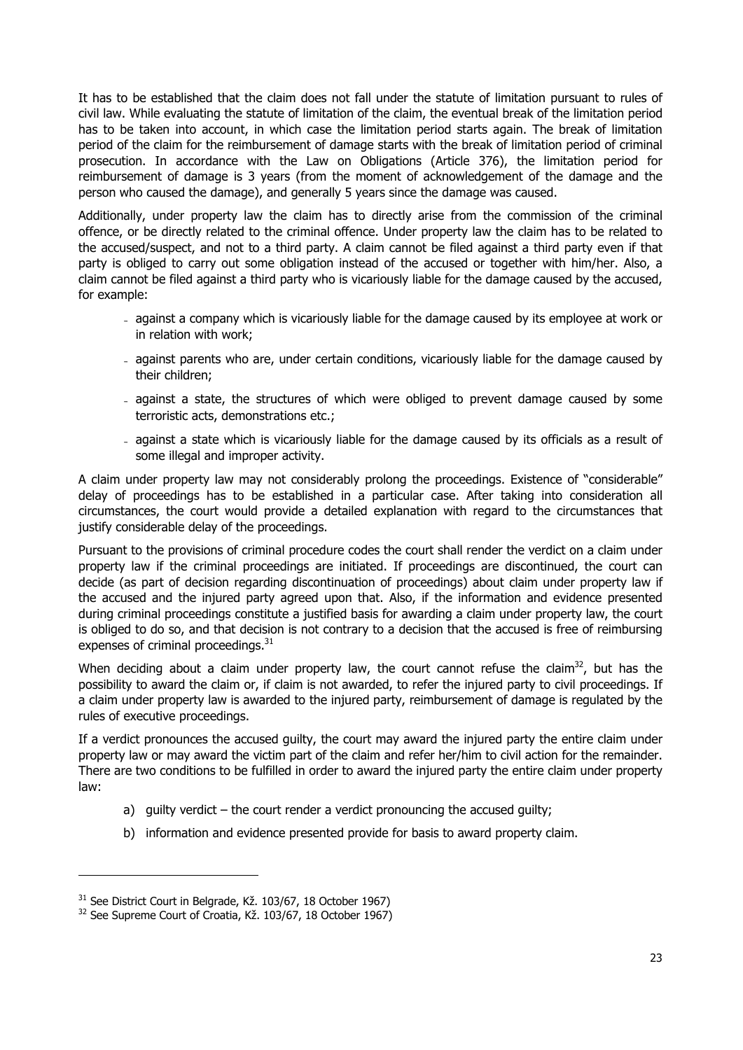It has to be established that the claim does not fall under the statute of limitation pursuant to rules of civil law. While evaluating the statute of limitation of the claim, the eventual break of the limitation period has to be taken into account, in which case the limitation period starts again. The break of limitation period of the claim for the reimbursement of damage starts with the break of limitation period of criminal prosecution. In accordance with the Law on Obligations (Article 376), the limitation period for reimbursement of damage is 3 years (from the moment of acknowledgement of the damage and the person who caused the damage), and generally 5 years since the damage was caused.

Additionally, under property law the claim has to directly arise from the commission of the criminal offence, or be directly related to the criminal offence. Under property law the claim has to be related to the accused/suspect, and not to a third party. A claim cannot be filed against a third party even if that party is obliged to carry out some obligation instead of the accused or together with him/her. Also, a claim cannot be filed against a third party who is vicariously liable for the damage caused by the accused, for example:

- against a company which is vicariously liable for the damage caused by its employee at work or in relation with work;
- against parents who are, under certain conditions, vicariously liable for the damage caused by their children;
- against a state, the structures of which were obliged to prevent damage caused by some terroristic acts, demonstrations etc.;
- against a state which is vicariously liable for the damage caused by its officials as a result of some illegal and improper activity.

A claim under property law may not considerably prolong the proceedings. Existence of "considerable" delay of proceedings has to be established in a particular case. After taking into consideration all circumstances, the court would provide a detailed explanation with regard to the circumstances that justify considerable delay of the proceedings.

Pursuant to the provisions of criminal procedure codes the court shall render the verdict on a claim under property law if the criminal proceedings are initiated. If proceedings are discontinued, the court can decide (as part of decision regarding discontinuation of proceedings) about claim under property law if the accused and the injured party agreed upon that. Also, if the information and evidence presented during criminal proceedings constitute a justified basis for awarding a claim under property law, the court is obliged to do so, and that decision is not contrary to a decision that the accused is free of reimbursing expenses of criminal proceedings.[31]

When deciding about a claim under property law, the court cannot refuse the claim[32], but has the possibility to award the claim or, if claim is not awarded, to refer the injured party to civil proceedings. If a claim under property law is awarded to the injured party, reimbursement of damage is regulated by the rules of executive proceedings.

If a verdict pronounces the accused guilty, the court may award the injured party the entire claim under property law or may award the victim part of the claim and refer her/him to civil action for the remainder. There are two conditions to be fulfilled in order to award the injured party the entire claim under property law:

a) guilty verdict – the court render a verdict pronouncing the accused guilty;

b) information and evidence presented provide for basis to award property claim.

---

[31] See District Court in Belgrade, Kž. 103/67, 18 October 1967)

[32] See Supreme Court of Croatia, Kž. 103/67, 18 October 1967)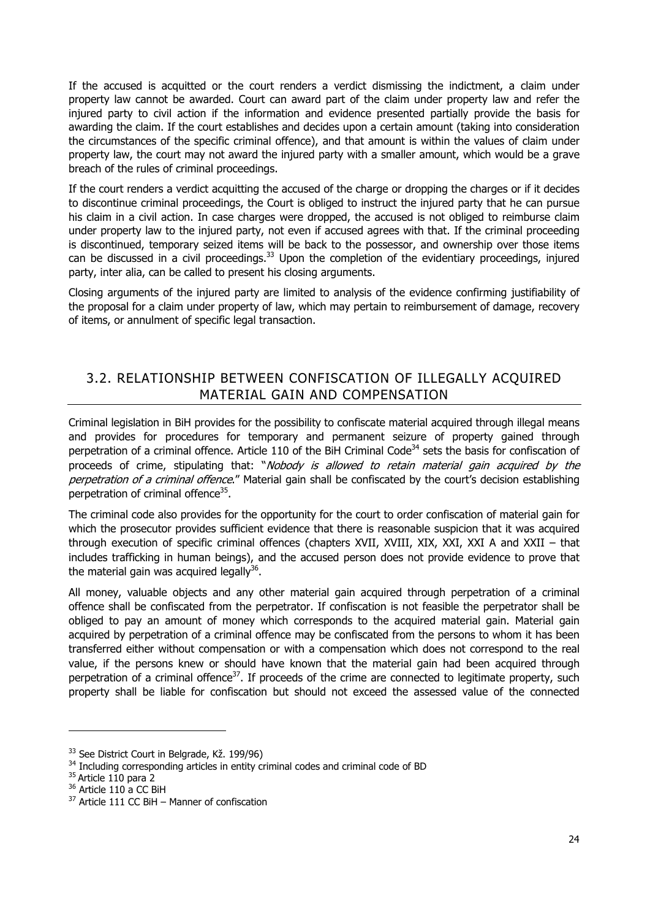If the accused is acquitted or the court renders a verdict dismissing the indictment, a claim under property law cannot be awarded. Court can award part of the claim under property law and refer the injured party to civil action if the information and evidence presented partially provide the basis for awarding the claim. If the court establishes and decides upon a certain amount (taking into consideration the circumstances of the specific criminal offence), and that amount is within the values of claim under property law, the court may not award the injured party with a smaller amount, which would be a grave breach of the rules of criminal proceedings.

If the court renders a verdict acquitting the accused of the charge or dropping the charges or if it decides to discontinue criminal proceedings, the Court is obliged to instruct the injured party that he can pursue his claim in a civil action. In case charges were dropped, the accused is not obliged to reimburse claim under property law to the injured party, not even if accused agrees with that. If the criminal proceeding is discontinued, temporary seized items will be back to the possessor, and ownership over those items can be discussed in a civil proceedings.[33] Upon the completion of the evidentiary proceedings, injured party, inter alia, can be called to present his closing arguments.

Closing arguments of the injured party are limited to analysis of the evidence confirming justifiability of the proposal for a claim under property of law, which may pertain to reimbursement of damage, recovery of items, or annulment of specific legal transaction.

## 3.2. RELATIONSHIP BETWEEN CONFISCATION OF ILLEGALLY ACQUIRED MATERIAL GAIN AND COMPENSATION

Criminal legislation in BiH provides for the possibility to confiscate material acquired through illegal means and provides for procedures for temporary and permanent seizure of property gained through perpetration of a criminal offence. Article 110 of the BiH Criminal Code[34] sets the basis for confiscation of proceeds of crime, stipulating that: "*Nobody is allowed to retain material gain acquired by the perpetration of a criminal offence*." Material gain shall be confiscated by the court's decision establishing perpetration of criminal offence[35].

The criminal code also provides for the opportunity for the court to order confiscation of material gain for which the prosecutor provides sufficient evidence that there is reasonable suspicion that it was acquired through execution of specific criminal offences (chapters XVII, XVIII, XIX, XXI, XXI A and XXII – that includes trafficking in human beings), and the accused person does not provide evidence to prove that the material gain was acquired legally[36].

All money, valuable objects and any other material gain acquired through perpetration of a criminal offence shall be confiscated from the perpetrator. If confiscation is not feasible the perpetrator shall be obliged to pay an amount of money which corresponds to the acquired material gain. Material gain acquired by perpetration of a criminal offence may be confiscated from the persons to whom it has been transferred either without compensation or with a compensation which does not correspond to the real value, if the persons knew or should have known that the material gain had been acquired through perpetration of a criminal offence[37]. If proceeds of the crime are connected to legitimate property, such property shall be liable for confiscation but should not exceed the assessed value of the connected

---

[33] See District Court in Belgrade, Kž. 199/96)

[34] Including corresponding articles in entity criminal codes and criminal code of BD

[35] Article 110 para 2

[36] Article 110 a CC BiH

[37] Article 111 CC BiH – Manner of confiscation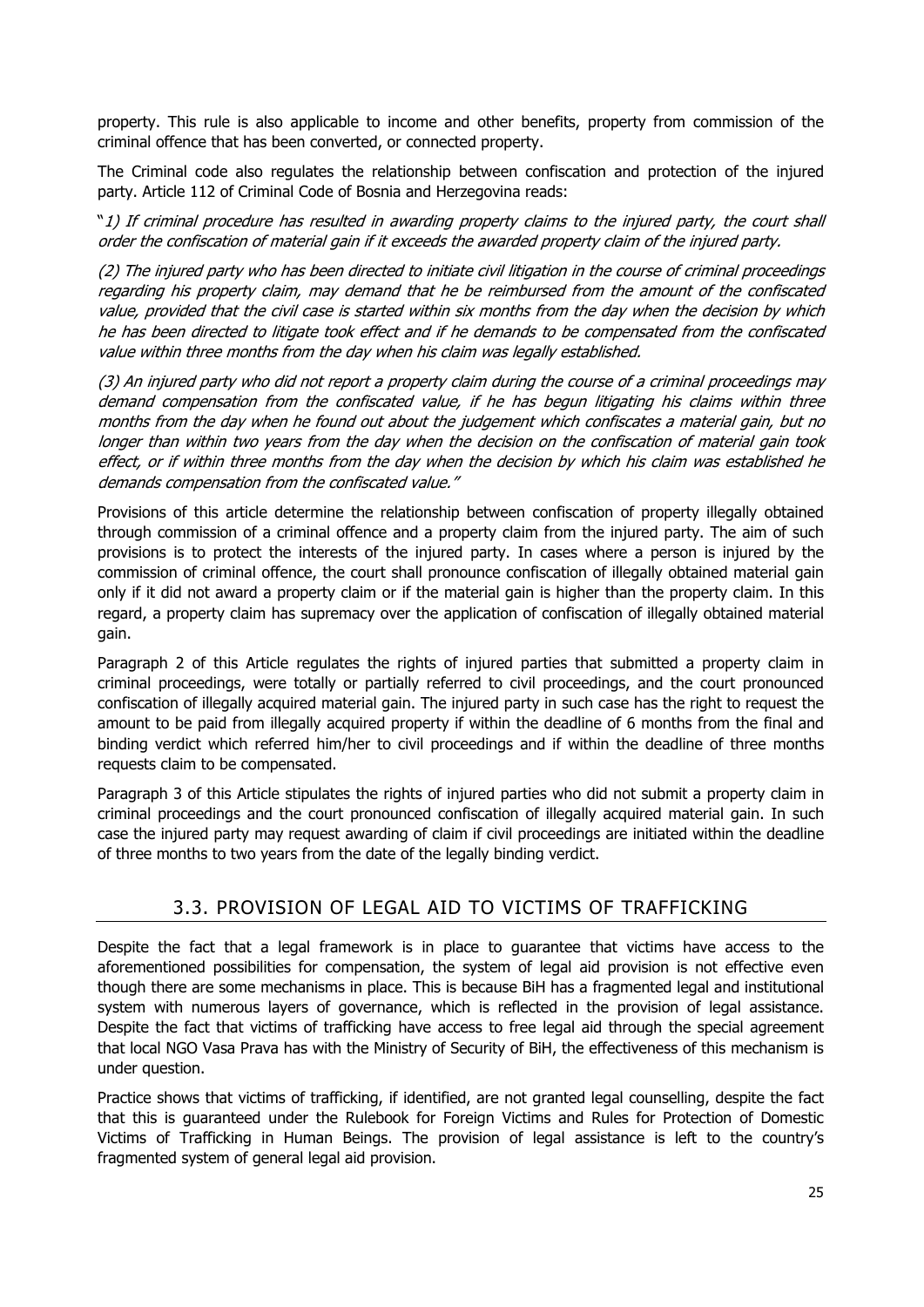property. This rule is also applicable to income and other benefits, property from commission of the criminal offence that has been converted, or connected property.

The Criminal code also regulates the relationship between confiscation and protection of the injured party. Article 112 of Criminal Code of Bosnia and Herzegovina reads:

"*1) If criminal procedure has resulted in awarding property claims to the injured party, the court shall order the confiscation of material gain if it exceeds the awarded property claim of the injured party.*

*(2) The injured party who has been directed to initiate civil litigation in the course of criminal proceedings regarding his property claim, may demand that he be reimbursed from the amount of the confiscated value, provided that the civil case is started within six months from the day when the decision by which he has been directed to litigate took effect and if he demands to be compensated from the confiscated value within three months from the day when his claim was legally established.*

*(3) An injured party who did not report a property claim during the course of a criminal proceedings may demand compensation from the confiscated value, if he has begun litigating his claims within three months from the day when he found out about the judgement which confiscates a material gain, but no longer than within two years from the day when the decision on the confiscation of material gain took effect, or if within three months from the day when the decision by which his claim was established he demands compensation from the confiscated value."*

Provisions of this article determine the relationship between confiscation of property illegally obtained through commission of a criminal offence and a property claim from the injured party. The aim of such provisions is to protect the interests of the injured party. In cases where a person is injured by the commission of criminal offence, the court shall pronounce confiscation of illegally obtained material gain only if it did not award a property claim or if the material gain is higher than the property claim. In this regard, a property claim has supremacy over the application of confiscation of illegally obtained material gain.

Paragraph 2 of this Article regulates the rights of injured parties that submitted a property claim in criminal proceedings, were totally or partially referred to civil proceedings, and the court pronounced confiscation of illegally acquired material gain. The injured party in such case has the right to request the amount to be paid from illegally acquired property if within the deadline of 6 months from the final and binding verdict which referred him/her to civil proceedings and if within the deadline of three months requests claim to be compensated.

Paragraph 3 of this Article stipulates the rights of injured parties who did not submit a property claim in criminal proceedings and the court pronounced confiscation of illegally acquired material gain. In such case the injured party may request awarding of claim if civil proceedings are initiated within the deadline of three months to two years from the date of the legally binding verdict.

## 3.3. PROVISION OF LEGAL AID TO VICTIMS OF TRAFFICKING

Despite the fact that a legal framework is in place to guarantee that victims have access to the aforementioned possibilities for compensation, the system of legal aid provision is not effective even though there are some mechanisms in place. This is because BiH has a fragmented legal and institutional system with numerous layers of governance, which is reflected in the provision of legal assistance. Despite the fact that victims of trafficking have access to free legal aid through the special agreement that local NGO Vasa Prava has with the Ministry of Security of BiH, the effectiveness of this mechanism is under question.

Practice shows that victims of trafficking, if identified, are not granted legal counselling, despite the fact that this is guaranteed under the Rulebook for Foreign Victims and Rules for Protection of Domestic Victims of Trafficking in Human Beings. The provision of legal assistance is left to the country's fragmented system of general legal aid provision.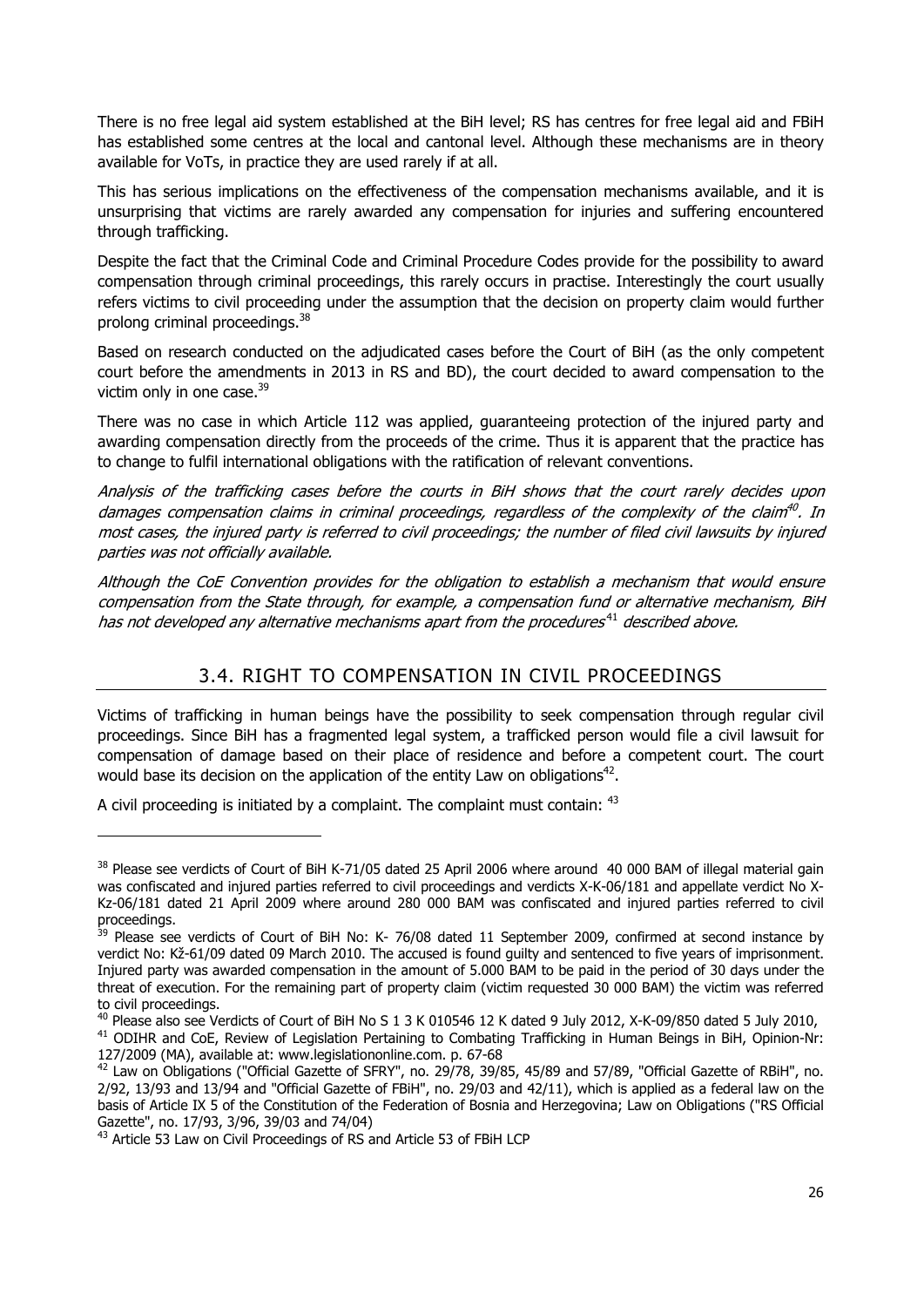There is no free legal aid system established at the BiH level; RS has centres for free legal aid and FBiH has established some centres at the local and cantonal level. Although these mechanisms are in theory available for VoTs, in practice they are used rarely if at all.

This has serious implications on the effectiveness of the compensation mechanisms available, and it is unsurprising that victims are rarely awarded any compensation for injuries and suffering encountered through trafficking.

Despite the fact that the Criminal Code and Criminal Procedure Codes provide for the possibility to award compensation through criminal proceedings, this rarely occurs in practise. Interestingly the court usually refers victims to civil proceeding under the assumption that the decision on property claim would further prolong criminal proceedings.[38]

Based on research conducted on the adjudicated cases before the Court of BiH (as the only competent court before the amendments in 2013 in RS and BD), the court decided to award compensation to the victim only in one case.[39]

There was no case in which Article 112 was applied, guaranteeing protection of the injured party and awarding compensation directly from the proceeds of the crime. Thus it is apparent that the practice has to change to fulfil international obligations with the ratification of relevant conventions.

*Analysis of the trafficking cases before the courts in BiH shows that the court rarely decides upon damages compensation claims in criminal proceedings, regardless of the complexity of the claim[40]. In most cases, the injured party is referred to civil proceedings; the number of filed civil lawsuits by injured parties was not officially available.*

*Although the CoE Convention provides for the obligation to establish a mechanism that would ensure compensation from the State through, for example, a compensation fund or alternative mechanism, BiH has not developed any alternative mechanisms apart from the procedures[41] described above.*

## 3.4. RIGHT TO COMPENSATION IN CIVIL PROCEEDINGS

Victims of trafficking in human beings have the possibility to seek compensation through regular civil proceedings. Since BiH has a fragmented legal system, a trafficked person would file a civil lawsuit for compensation of damage based on their place of residence and before a competent court. The court would base its decision on the application of the entity Law on obligations[42].

A civil proceeding is initiated by a complaint. The complaint must contain: [43]

---

[38] Please see verdicts of Court of BiH K-71/05 dated 25 April 2006 where around 40 000 BAM of illegal material gain was confiscated and injured parties referred to civil proceedings and verdicts X-K-06/181 and appellate verdict No X-Kz-06/181 dated 21 April 2009 where around 280 000 BAM was confiscated and injured parties referred to civil proceedings.

[39] Please see verdicts of Court of BiH No: K- 76/08 dated 11 September 2009, confirmed at second instance by verdict No: Kž-61/09 dated 09 March 2010. The accused is found guilty and sentenced to five years of imprisonment. Injured party was awarded compensation in the amount of 5.000 BAM to be paid in the period of 30 days under the threat of execution. For the remaining part of property claim (victim requested 30 000 BAM) the victim was referred to civil proceedings.

[40] Please also see Verdicts of Court of BiH No S 1 3 K 010546 12 K dated 9 July 2012, X-K-09/850 dated 5 July 2010,

[41] ODIHR and CoE, Review of Legislation Pertaining to Combating Trafficking in Human Beings in BiH, Opinion-Nr: 127/2009 (MA), available at: www.legislationonline.com. p. 67-68

[42] Law on Obligations ("Official Gazette of SFRY", no. 29/78, 39/85, 45/89 and 57/89, "Official Gazette of RBiH", no. 2/92, 13/93 and 13/94 and "Official Gazette of FBiH", no. 29/03 and 42/11), which is applied as a federal law on the basis of Article IX 5 of the Constitution of the Federation of Bosnia and Herzegovina; Law on Obligations ("RS Official Gazette", no. 17/93, 3/96, 39/03 and 74/04)

[43] Article 53 Law on Civil Proceedings of RS and Article 53 of FBiH LCP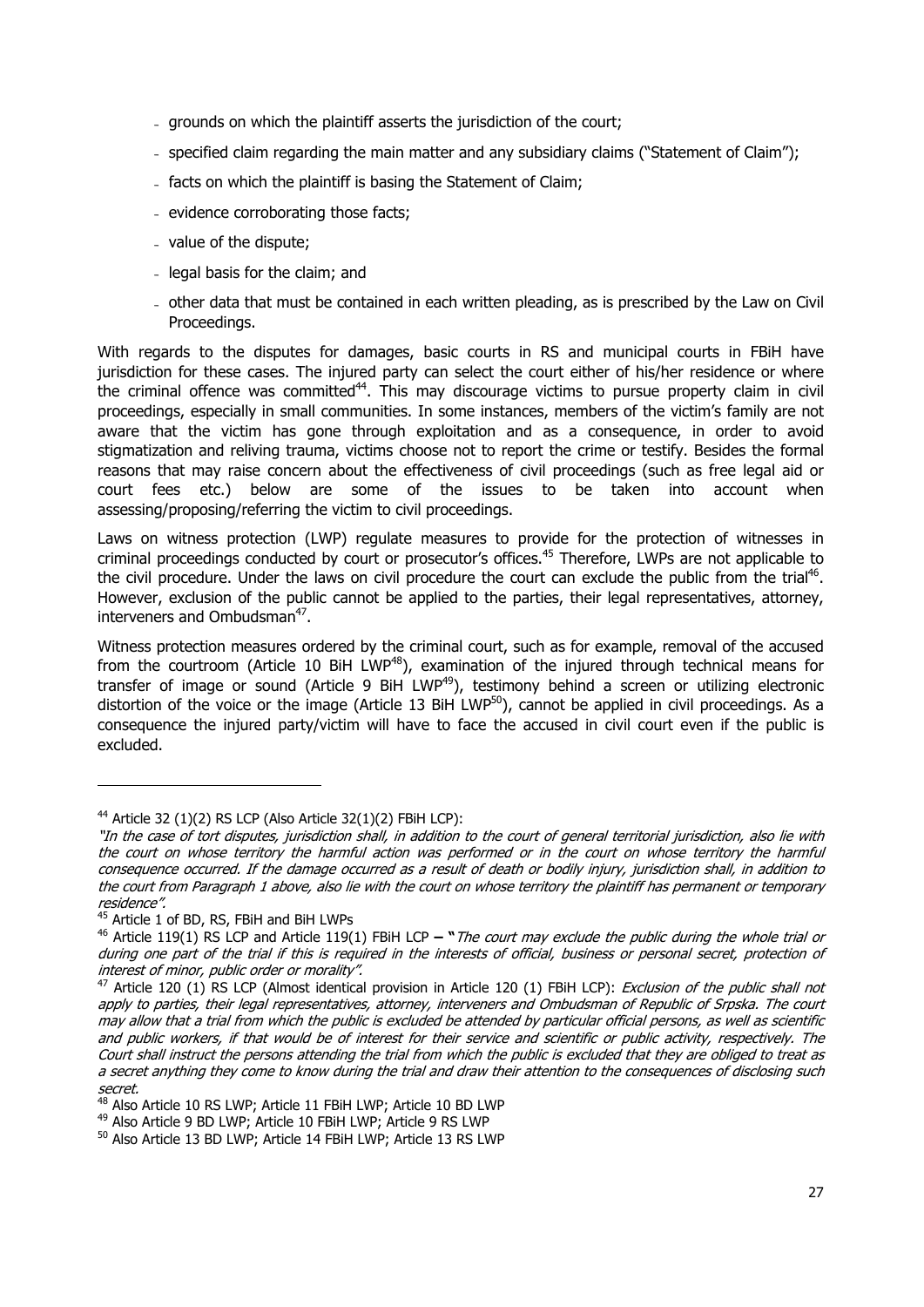- grounds on which the plaintiff asserts the jurisdiction of the court;
- specified claim regarding the main matter and any subsidiary claims ("Statement of Claim");
- facts on which the plaintiff is basing the Statement of Claim;
- evidence corroborating those facts;
- value of the dispute;
- legal basis for the claim; and
- other data that must be contained in each written pleading, as is prescribed by the Law on Civil Proceedings.

With regards to the disputes for damages, basic courts in RS and municipal courts in FBiH have jurisdiction for these cases. The injured party can select the court either of his/her residence or where the criminal offence was committed[44]. This may discourage victims to pursue property claim in civil proceedings, especially in small communities. In some instances, members of the victim's family are not aware that the victim has gone through exploitation and as a consequence, in order to avoid stigmatization and reliving trauma, victims choose not to report the crime or testify. Besides the formal reasons that may raise concern about the effectiveness of civil proceedings (such as free legal aid or court fees etc.) below are some of the issues to be taken into account when assessing/proposing/referring the victim to civil proceedings.

Laws on witness protection (LWP) regulate measures to provide for the protection of witnesses in criminal proceedings conducted by court or prosecutor's offices.[45] Therefore, LWPs are not applicable to the civil procedure. Under the laws on civil procedure the court can exclude the public from the trial[46]. However, exclusion of the public cannot be applied to the parties, their legal representatives, attorney, interveners and Ombudsman[47].

Witness protection measures ordered by the criminal court, such as for example, removal of the accused from the courtroom (Article 10 BiH LWP[48]), examination of the injured through technical means for transfer of image or sound (Article 9 BiH LWP[49]), testimony behind a screen or utilizing electronic distortion of the voice or the image (Article 13 BiH LWP[50]), cannot be applied in civil proceedings. As a consequence the injured party/victim will have to face the accused in civil court even if the public is excluded.

---

[44] Article 32 (1)(2) RS LCP (Also Article 32(1)(2) FBiH LCP):

*"In the case of tort disputes, jurisdiction shall, in addition to the court of general territorial jurisdiction, also lie with the court on whose territory the harmful action was performed or in the court on whose territory the harmful consequence occurred. If the damage occurred as a result of death or bodily injury, jurisdiction shall, in addition to the court from Paragraph 1 above, also lie with the court on whose territory the plaintiff has permanent or temporary residence".*

[45] Article 1 of BD, RS, FBiH and BiH LWPs

[46] Article 119(1) RS LCP and Article 119(1) FBiH LCP **– "***The court may exclude the public during the whole trial or during one part of the trial if this is required in the interests of official, business or personal secret, protection of interest of minor, public order or morality".*

[47] Article 120 (1) RS LCP (Almost identical provision in Article 120 (1) FBiH LCP): *Exclusion of the public shall not apply to parties, their legal representatives, attorney, interveners and Ombudsman of Republic of Srpska. The court may allow that a trial from which the public is excluded be attended by particular official persons, as well as scientific and public workers, if that would be of interest for their service and scientific or public activity, respectively. The Court shall instruct the persons attending the trial from which the public is excluded that they are obliged to treat as a secret anything they come to know during the trial and draw their attention to the consequences of disclosing such secret.*

[48] Also Article 10 RS LWP; Article 11 FBiH LWP; Article 10 BD LWP

[49] Also Article 9 BD LWP; Article 10 FBiH LWP; Article 9 RS LWP

[50] Also Article 13 BD LWP; Article 14 FBiH LWP; Article 13 RS LWP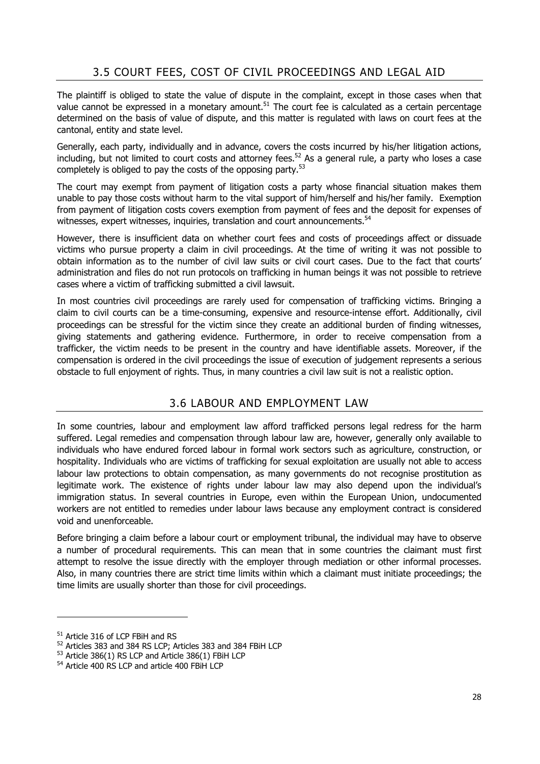## 3.5 COURT FEES, COST OF CIVIL PROCEEDINGS AND LEGAL AID

The plaintiff is obliged to state the value of dispute in the complaint, except in those cases when that value cannot be expressed in a monetary amount.[51] The court fee is calculated as a certain percentage determined on the basis of value of dispute, and this matter is regulated with laws on court fees at the cantonal, entity and state level.

Generally, each party, individually and in advance, covers the costs incurred by his/her litigation actions, including, but not limited to court costs and attorney fees.[52] As a general rule, a party who loses a case completely is obliged to pay the costs of the opposing party.[53]

The court may exempt from payment of litigation costs a party whose financial situation makes them unable to pay those costs without harm to the vital support of him/herself and his/her family. Exemption from payment of litigation costs covers exemption from payment of fees and the deposit for expenses of witnesses, expert witnesses, inquiries, translation and court announcements.[54]

However, there is insufficient data on whether court fees and costs of proceedings affect or dissuade victims who pursue property a claim in civil proceedings. At the time of writing it was not possible to obtain information as to the number of civil law suits or civil court cases. Due to the fact that courts' administration and files do not run protocols on trafficking in human beings it was not possible to retrieve cases where a victim of trafficking submitted a civil lawsuit.

In most countries civil proceedings are rarely used for compensation of trafficking victims. Bringing a claim to civil courts can be a time-consuming, expensive and resource-intense effort. Additionally, civil proceedings can be stressful for the victim since they create an additional burden of finding witnesses, giving statements and gathering evidence. Furthermore, in order to receive compensation from a trafficker, the victim needs to be present in the country and have identifiable assets. Moreover, if the compensation is ordered in the civil proceedings the issue of execution of judgement represents a serious obstacle to full enjoyment of rights. Thus, in many countries a civil law suit is not a realistic option.

## 3.6 LABOUR AND EMPLOYMENT LAW

In some countries, labour and employment law afford trafficked persons legal redress for the harm suffered. Legal remedies and compensation through labour law are, however, generally only available to individuals who have endured forced labour in formal work sectors such as agriculture, construction, or hospitality. Individuals who are victims of trafficking for sexual exploitation are usually not able to access labour law protections to obtain compensation, as many governments do not recognise prostitution as legitimate work. The existence of rights under labour law may also depend upon the individual's immigration status. In several countries in Europe, even within the European Union, undocumented workers are not entitled to remedies under labours laws because any employment contract is considered void and unenforceable.

Before bringing a claim before a labour court or employment tribunal, the individual may have to observe a number of procedural requirements. This can mean that in some countries the claimant must first attempt to resolve the issue directly with the employer through mediation or other informal processes. Also, in many countries there are strict time limits within which a claimant must initiate proceedings; the time limits are usually shorter than those for civil proceedings.

---

[51] Article 316 of LCP FBiH and RS

[52] Articles 383 and 384 RS LCP; Articles 383 and 384 FBiH LCP

[53] Article 386(1) RS LCP and Article 386(1) FBiH LCP

[54] Article 400 RS LCP and article 400 FBiH LCP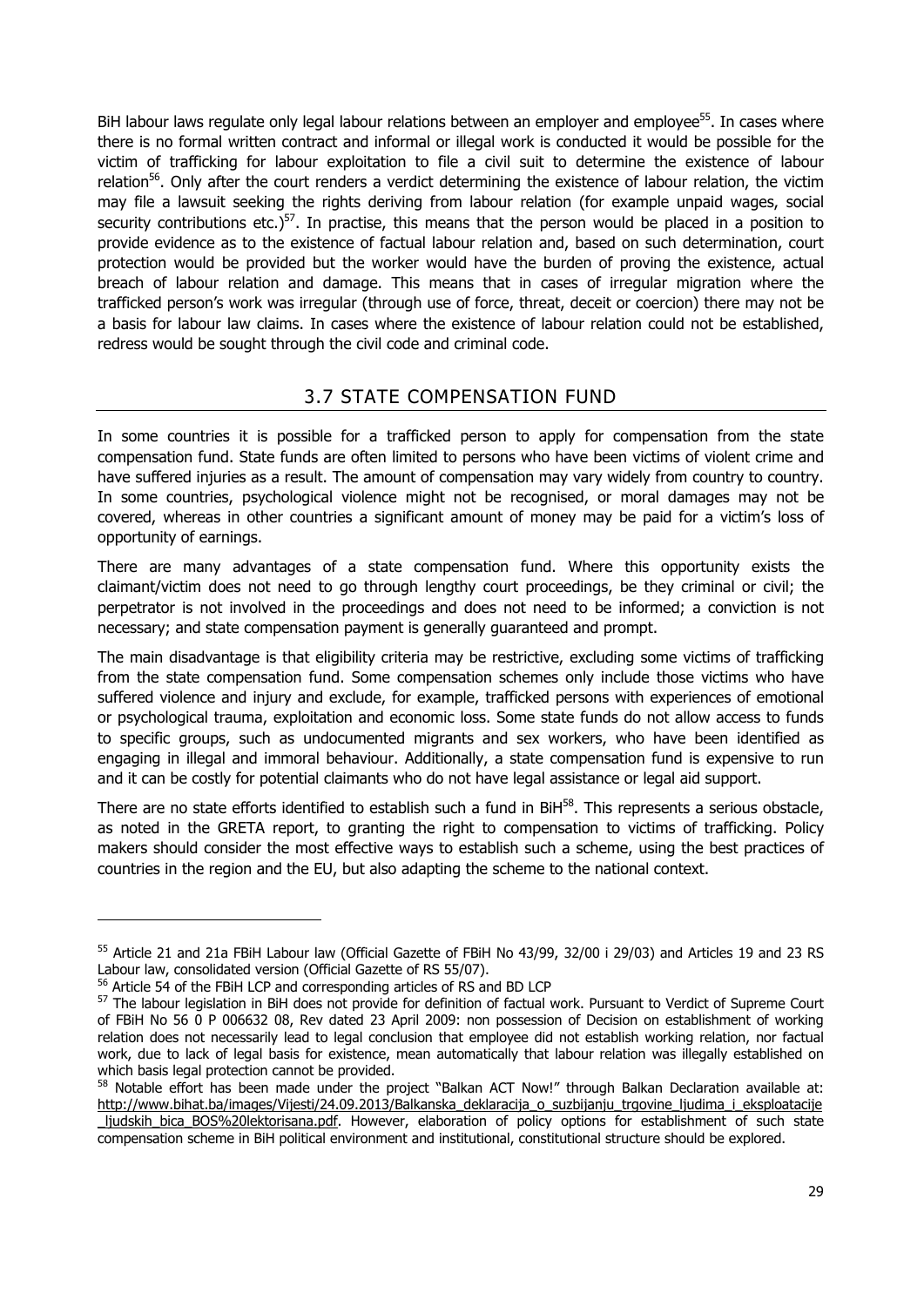BiH labour laws regulate only legal labour relations between an employer and employee[55]. In cases where there is no formal written contract and informal or illegal work is conducted it would be possible for the victim of trafficking for labour exploitation to file a civil suit to determine the existence of labour relation[56]. Only after the court renders a verdict determining the existence of labour relation, the victim may file a lawsuit seeking the rights deriving from labour relation (for example unpaid wages, social security contributions etc.)[57]. In practise, this means that the person would be placed in a position to provide evidence as to the existence of factual labour relation and, based on such determination, court protection would be provided but the worker would have the burden of proving the existence, actual breach of labour relation and damage. This means that in cases of irregular migration where the trafficked person's work was irregular (through use of force, threat, deceit or coercion) there may not be a basis for labour law claims. In cases where the existence of labour relation could not be established, redress would be sought through the civil code and criminal code.

## 3.7 STATE COMPENSATION FUND

In some countries it is possible for a trafficked person to apply for compensation from the state compensation fund. State funds are often limited to persons who have been victims of violent crime and have suffered injuries as a result. The amount of compensation may vary widely from country to country. In some countries, psychological violence might not be recognised, or moral damages may not be covered, whereas in other countries a significant amount of money may be paid for a victim's loss of opportunity of earnings.

There are many advantages of a state compensation fund. Where this opportunity exists the claimant/victim does not need to go through lengthy court proceedings, be they criminal or civil; the perpetrator is not involved in the proceedings and does not need to be informed; a conviction is not necessary; and state compensation payment is generally guaranteed and prompt.

The main disadvantage is that eligibility criteria may be restrictive, excluding some victims of trafficking from the state compensation fund. Some compensation schemes only include those victims who have suffered violence and injury and exclude, for example, trafficked persons with experiences of emotional or psychological trauma, exploitation and economic loss. Some state funds do not allow access to funds to specific groups, such as undocumented migrants and sex workers, who have been identified as engaging in illegal and immoral behaviour. Additionally, a state compensation fund is expensive to run and it can be costly for potential claimants who do not have legal assistance or legal aid support.

There are no state efforts identified to establish such a fund in BiH[58]. This represents a serious obstacle, as noted in the GRETA report, to granting the right to compensation to victims of trafficking. Policy makers should consider the most effective ways to establish such a scheme, using the best practices of countries in the region and the EU, but also adapting the scheme to the national context.

---

[55] Article 21 and 21a FBiH Labour law (Official Gazette of FBiH No 43/99, 32/00 i 29/03) and Articles 19 and 23 RS Labour law, consolidated version (Official Gazette of RS 55/07).

[56] Article 54 of the FBiH LCP and corresponding articles of RS and BD LCP

[57] The labour legislation in BiH does not provide for definition of factual work. Pursuant to Verdict of Supreme Court of FBiH No 56 0 P 006632 08, Rev dated 23 April 2009: non possession of Decision on establishment of working relation does not necessarily lead to legal conclusion that employee did not establish working relation, nor factual work, due to lack of legal basis for existence, mean automatically that labour relation was illegally established on which basis legal protection cannot be provided.

[58] Notable effort has been made under the project "Balkan ACT Now!" through Balkan Declaration available at: http://www.bihat.ba/images/Vijesti/24.09.2013/Balkanska_deklaracija_o_suzbijanju_trgovine_ljudima_i_eksploatacije_ljudskih_bica_BOS%20lektorisana.pdf. However, elaboration of policy options for establishment of such state compensation scheme in BiH political environment and institutional, constitutional structure should be explored.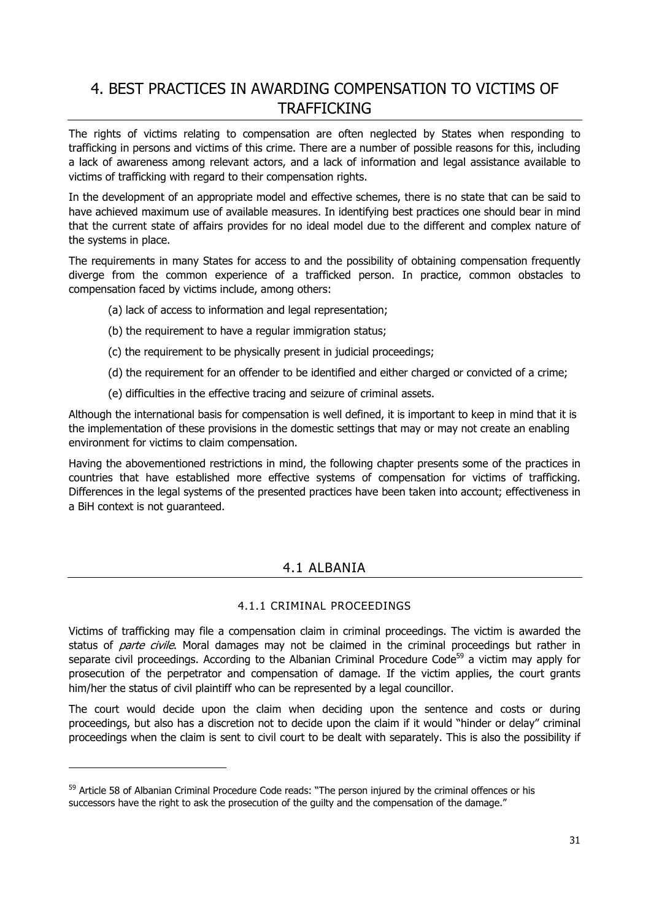# 4. BEST PRACTICES IN AWARDING COMPENSATION TO VICTIMS OF TRAFFICKING

The rights of victims relating to compensation are often neglected by States when responding to trafficking in persons and victims of this crime. There are a number of possible reasons for this, including a lack of awareness among relevant actors, and a lack of information and legal assistance available to victims of trafficking with regard to their compensation rights.

In the development of an appropriate model and effective schemes, there is no state that can be said to have achieved maximum use of available measures. In identifying best practices one should bear in mind that the current state of affairs provides for no ideal model due to the different and complex nature of the systems in place.

The requirements in many States for access to and the possibility of obtaining compensation frequently diverge from the common experience of a trafficked person. In practice, common obstacles to compensation faced by victims include, among others:

(a) lack of access to information and legal representation;

(b) the requirement to have a regular immigration status;

(c) the requirement to be physically present in judicial proceedings;

(d) the requirement for an offender to be identified and either charged or convicted of a crime;

(e) difficulties in the effective tracing and seizure of criminal assets.

Although the international basis for compensation is well defined, it is important to keep in mind that it is the implementation of these provisions in the domestic settings that may or may not create an enabling environment for victims to claim compensation.

Having the abovementioned restrictions in mind, the following chapter presents some of the practices in countries that have established more effective systems of compensation for victims of trafficking. Differences in the legal systems of the presented practices have been taken into account; effectiveness in a BiH context is not guaranteed.

## 4.1 ALBANIA

### 4.1.1 CRIMINAL PROCEEDINGS

Victims of trafficking may file a compensation claim in criminal proceedings. The victim is awarded the status of *parte civile*. Moral damages may not be claimed in the criminal proceedings but rather in separate civil proceedings. According to the Albanian Criminal Procedure Code[59] a victim may apply for prosecution of the perpetrator and compensation of damage. If the victim applies, the court grants him/her the status of civil plaintiff who can be represented by a legal councillor.

The court would decide upon the claim when deciding upon the sentence and costs or during proceedings, but also has a discretion not to decide upon the claim if it would "hinder or delay" criminal proceedings when the claim is sent to civil court to be dealt with separately. This is also the possibility if

[59] Article 58 of Albanian Criminal Procedure Code reads: "The person injured by the criminal offences or his successors have the right to ask the prosecution of the guilty and the compensation of the damage."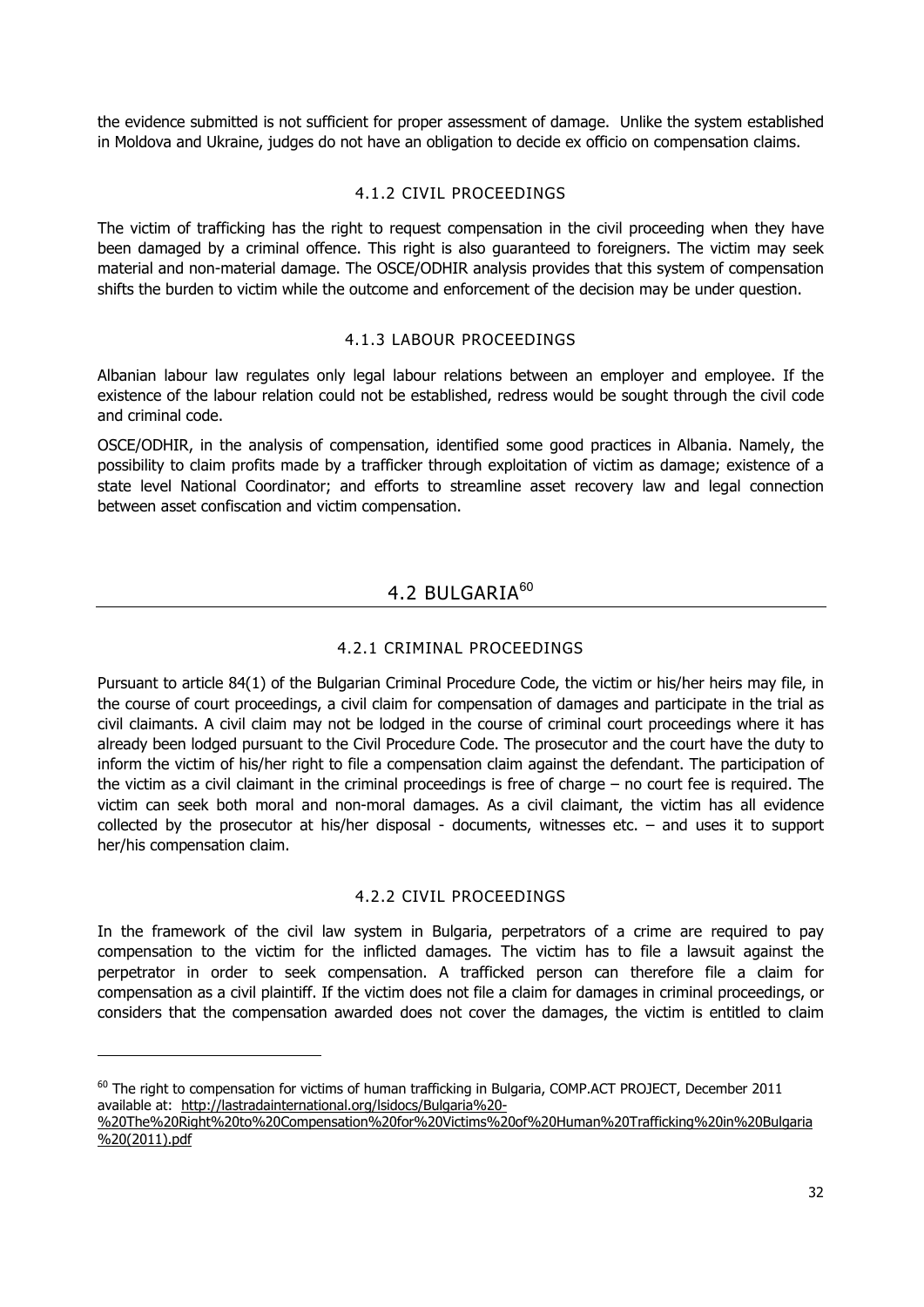the evidence submitted is not sufficient for proper assessment of damage. Unlike the system established in Moldova and Ukraine, judges do not have an obligation to decide ex officio on compensation claims.

### 4.1.2 CIVIL PROCEEDINGS

The victim of trafficking has the right to request compensation in the civil proceeding when they have been damaged by a criminal offence. This right is also guaranteed to foreigners. The victim may seek material and non-material damage. The OSCE/ODHIR analysis provides that this system of compensation shifts the burden to victim while the outcome and enforcement of the decision may be under question.

### 4.1.3 LABOUR PROCEEDINGS

Albanian labour law regulates only legal labour relations between an employer and employee. If the existence of the labour relation could not be established, redress would be sought through the civil code and criminal code.

OSCE/ODHIR, in the analysis of compensation, identified some good practices in Albania. Namely, the possibility to claim profits made by a trafficker through exploitation of victim as damage; existence of a state level National Coordinator; and efforts to streamline asset recovery law and legal connection between asset confiscation and victim compensation.

## 4.2 BULGARIA[60]

### 4.2.1 CRIMINAL PROCEEDINGS

Pursuant to article 84(1) of the Bulgarian Criminal Procedure Code, the victim or his/her heirs may file, in the course of court proceedings, a civil claim for compensation of damages and participate in the trial as civil claimants. A civil claim may not be lodged in the course of criminal court proceedings where it has already been lodged pursuant to the Civil Procedure Code. The prosecutor and the court have the duty to inform the victim of his/her right to file a compensation claim against the defendant. The participation of the victim as a civil claimant in the criminal proceedings is free of charge – no court fee is required. The victim can seek both moral and non-moral damages. As a civil claimant, the victim has all evidence collected by the prosecutor at his/her disposal - documents, witnesses etc. – and uses it to support her/his compensation claim.

### 4.2.2 CIVIL PROCEEDINGS

In the framework of the civil law system in Bulgaria, perpetrators of a crime are required to pay compensation to the victim for the inflicted damages. The victim has to file a lawsuit against the perpetrator in order to seek compensation. A trafficked person can therefore file a claim for compensation as a civil plaintiff. If the victim does not file a claim for damages in criminal proceedings, or considers that the compensation awarded does not cover the damages, the victim is entitled to claim

---

[60] The right to compensation for victims of human trafficking in Bulgaria, COMP.ACT PROJECT, December 2011 available at: http://lastradainternational.org/lsidocs/Bulgaria%20-%20The%20Right%20to%20Compensation%20for%20Victims%20of%20Human%20Trafficking%20in%20Bulgaria%20(2011).pdf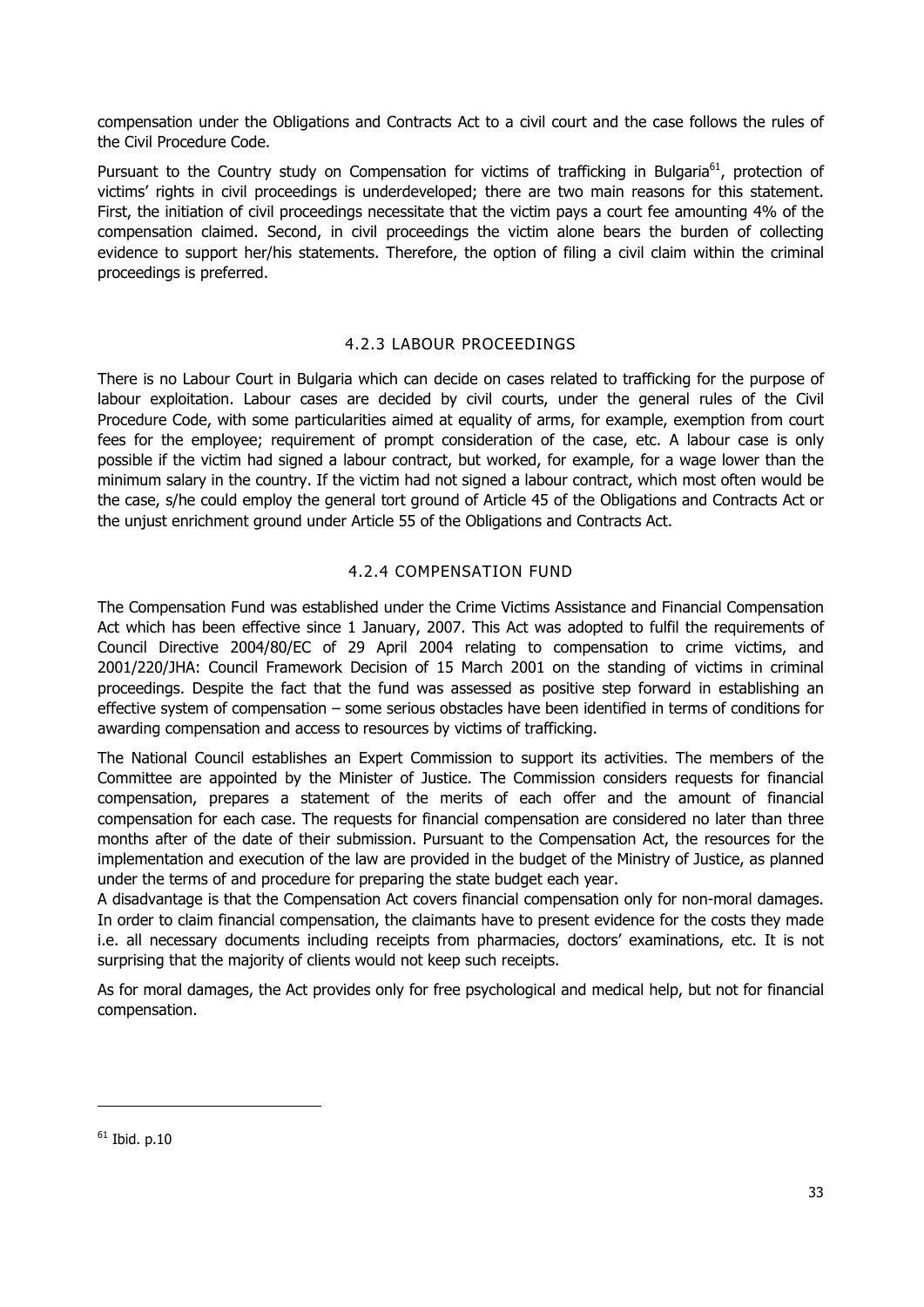compensation under the Obligations and Contracts Act to a civil court and the case follows the rules of the Civil Procedure Code.

Pursuant to the Country study on Compensation for victims of trafficking in Bulgaria[61], protection of victims' rights in civil proceedings is underdeveloped; there are two main reasons for this statement. First, the initiation of civil proceedings necessitate that the victim pays a court fee amounting 4% of the compensation claimed. Second, in civil proceedings the victim alone bears the burden of collecting evidence to support her/his statements. Therefore, the option of filing a civil claim within the criminal proceedings is preferred.

### 4.2.3 LABOUR PROCEEDINGS

There is no Labour Court in Bulgaria which can decide on cases related to trafficking for the purpose of labour exploitation. Labour cases are decided by civil courts, under the general rules of the Civil Procedure Code, with some particularities aimed at equality of arms, for example, exemption from court fees for the employee; requirement of prompt consideration of the case, etc. A labour case is only possible if the victim had signed a labour contract, but worked, for example, for a wage lower than the minimum salary in the country. If the victim had not signed a labour contract, which most often would be the case, s/he could employ the general tort ground of Article 45 of the Obligations and Contracts Act or the unjust enrichment ground under Article 55 of the Obligations and Contracts Act.

### 4.2.4 COMPENSATION FUND

The Compensation Fund was established under the Crime Victims Assistance and Financial Compensation Act which has been effective since 1 January, 2007. This Act was adopted to fulfil the requirements of Council Directive 2004/80/EC of 29 April 2004 relating to compensation to crime victims, and 2001/220/JHA: Council Framework Decision of 15 March 2001 on the standing of victims in criminal proceedings. Despite the fact that the fund was assessed as positive step forward in establishing an effective system of compensation – some serious obstacles have been identified in terms of conditions for awarding compensation and access to resources by victims of trafficking.

The National Council establishes an Expert Commission to support its activities. The members of the Committee are appointed by the Minister of Justice. The Commission considers requests for financial compensation, prepares a statement of the merits of each offer and the amount of financial compensation for each case. The requests for financial compensation are considered no later than three months after of the date of their submission. Pursuant to the Compensation Act, the resources for the implementation and execution of the law are provided in the budget of the Ministry of Justice, as planned under the terms of and procedure for preparing the state budget each year.

A disadvantage is that the Compensation Act covers financial compensation only for non-moral damages. In order to claim financial compensation, the claimants have to present evidence for the costs they made i.e. all necessary documents including receipts from pharmacies, doctors' examinations, etc. It is not surprising that the majority of clients would not keep such receipts.

As for moral damages, the Act provides only for free psychological and medical help, but not for financial compensation.

[61] Ibid. p.10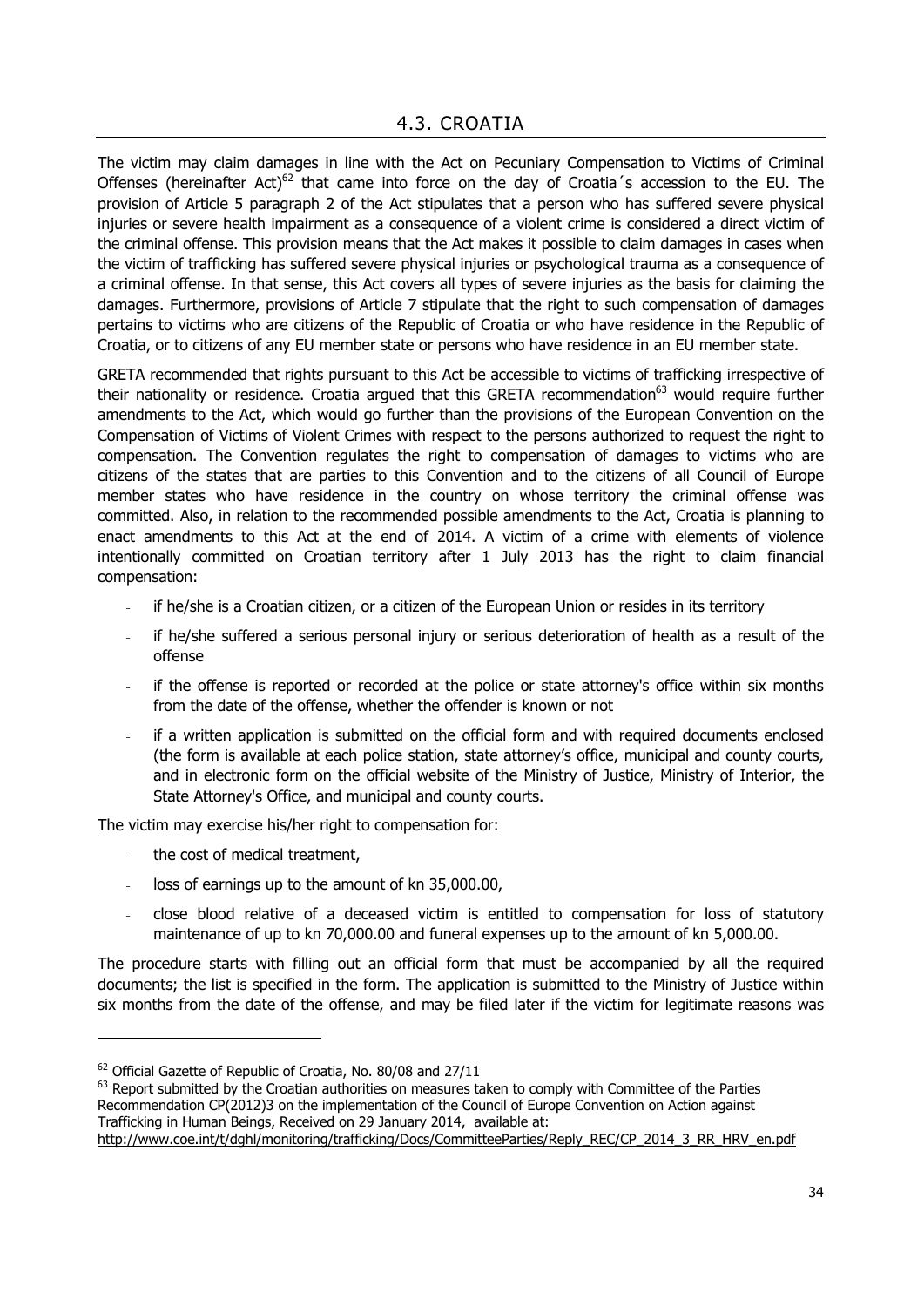## 4.3. CROATIA

The victim may claim damages in line with the Act on Pecuniary Compensation to Victims of Criminal Offenses (hereinafter Act)[62] that came into force on the day of Croatia´s accession to the EU. The provision of Article 5 paragraph 2 of the Act stipulates that a person who has suffered severe physical injuries or severe health impairment as a consequence of a violent crime is considered a direct victim of the criminal offense. This provision means that the Act makes it possible to claim damages in cases when the victim of trafficking has suffered severe physical injuries or psychological trauma as a consequence of a criminal offense. In that sense, this Act covers all types of severe injuries as the basis for claiming the damages. Furthermore, provisions of Article 7 stipulate that the right to such compensation of damages pertains to victims who are citizens of the Republic of Croatia or who have residence in the Republic of Croatia, or to citizens of any EU member state or persons who have residence in an EU member state.

GRETA recommended that rights pursuant to this Act be accessible to victims of trafficking irrespective of their nationality or residence. Croatia argued that this GRETA recommendation[63] would require further amendments to the Act, which would go further than the provisions of the European Convention on the Compensation of Victims of Violent Crimes with respect to the persons authorized to request the right to compensation. The Convention regulates the right to compensation of damages to victims who are citizens of the states that are parties to this Convention and to the citizens of all Council of Europe member states who have residence in the country on whose territory the criminal offense was committed. Also, in relation to the recommended possible amendments to the Act, Croatia is planning to enact amendments to this Act at the end of 2014. A victim of a crime with elements of violence intentionally committed on Croatian territory after 1 July 2013 has the right to claim financial compensation:

- if he/she is a Croatian citizen, or a citizen of the European Union or resides in its territory
- if he/she suffered a serious personal injury or serious deterioration of health as a result of the offense
- if the offense is reported or recorded at the police or state attorney's office within six months from the date of the offense, whether the offender is known or not
- if a written application is submitted on the official form and with required documents enclosed (the form is available at each police station, state attorney's office, municipal and county courts, and in electronic form on the official website of the Ministry of Justice, Ministry of Interior, the State Attorney's Office, and municipal and county courts.

The victim may exercise his/her right to compensation for:

- the cost of medical treatment,
- loss of earnings up to the amount of kn 35,000.00,
- close blood relative of a deceased victim is entitled to compensation for loss of statutory maintenance of up to kn 70,000.00 and funeral expenses up to the amount of kn 5,000.00.

The procedure starts with filling out an official form that must be accompanied by all the required documents; the list is specified in the form. The application is submitted to the Ministry of Justice within six months from the date of the offense, and may be filed later if the victim for legitimate reasons was

---

[62] Official Gazette of Republic of Croatia, No. 80/08 and 27/11

[63] Report submitted by the Croatian authorities on measures taken to comply with Committee of the Parties Recommendation CP(2012)3 on the implementation of the Council of Europe Convention on Action against Trafficking in Human Beings, Received on 29 January 2014, available at: http://www.coe.int/t/dghl/monitoring/trafficking/Docs/CommitteeParties/Reply_REC/CP_2014_3_RR_HRV_en.pdf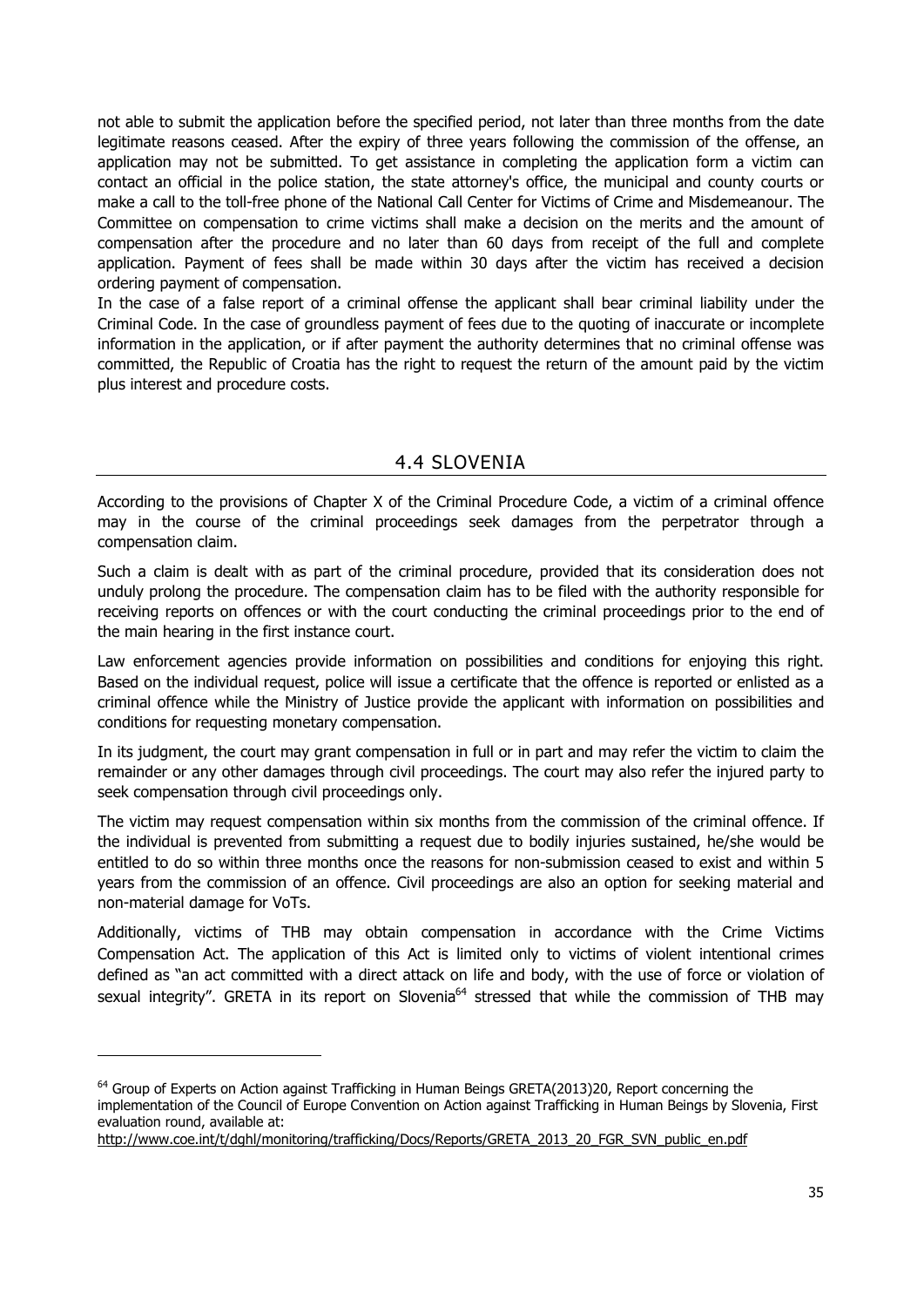not able to submit the application before the specified period, not later than three months from the date legitimate reasons ceased. After the expiry of three years following the commission of the offense, an application may not be submitted. To get assistance in completing the application form a victim can contact an official in the police station, the state attorney's office, the municipal and county courts or make a call to the toll-free phone of the National Call Center for Victims of Crime and Misdemeanour. The Committee on compensation to crime victims shall make a decision on the merits and the amount of compensation after the procedure and no later than 60 days from receipt of the full and complete application. Payment of fees shall be made within 30 days after the victim has received a decision ordering payment of compensation.

In the case of a false report of a criminal offense the applicant shall bear criminal liability under the Criminal Code. In the case of groundless payment of fees due to the quoting of inaccurate or incomplete information in the application, or if after payment the authority determines that no criminal offense was committed, the Republic of Croatia has the right to request the return of the amount paid by the victim plus interest and procedure costs.

## 4.4 SLOVENIA

According to the provisions of Chapter X of the Criminal Procedure Code, a victim of a criminal offence may in the course of the criminal proceedings seek damages from the perpetrator through a compensation claim.

Such a claim is dealt with as part of the criminal procedure, provided that its consideration does not unduly prolong the procedure. The compensation claim has to be filed with the authority responsible for receiving reports on offences or with the court conducting the criminal proceedings prior to the end of the main hearing in the first instance court.

Law enforcement agencies provide information on possibilities and conditions for enjoying this right. Based on the individual request, police will issue a certificate that the offence is reported or enlisted as a criminal offence while the Ministry of Justice provide the applicant with information on possibilities and conditions for requesting monetary compensation.

In its judgment, the court may grant compensation in full or in part and may refer the victim to claim the remainder or any other damages through civil proceedings. The court may also refer the injured party to seek compensation through civil proceedings only.

The victim may request compensation within six months from the commission of the criminal offence. If the individual is prevented from submitting a request due to bodily injuries sustained, he/she would be entitled to do so within three months once the reasons for non-submission ceased to exist and within 5 years from the commission of an offence. Civil proceedings are also an option for seeking material and non-material damage for VoTs.

Additionally, victims of THB may obtain compensation in accordance with the Crime Victims Compensation Act. The application of this Act is limited only to victims of violent intentional crimes defined as "an act committed with a direct attack on life and body, with the use of force or violation of sexual integrity". GRETA in its report on Slovenia[64] stressed that while the commission of THB may

[64] Group of Experts on Action against Trafficking in Human Beings GRETA(2013)20, Report concerning the implementation of the Council of Europe Convention on Action against Trafficking in Human Beings by Slovenia, First evaluation round, available at:
http://www.coe.int/t/dghl/monitoring/trafficking/Docs/Reports/GRETA_2013_20_FGR_SVN_public_en.pdf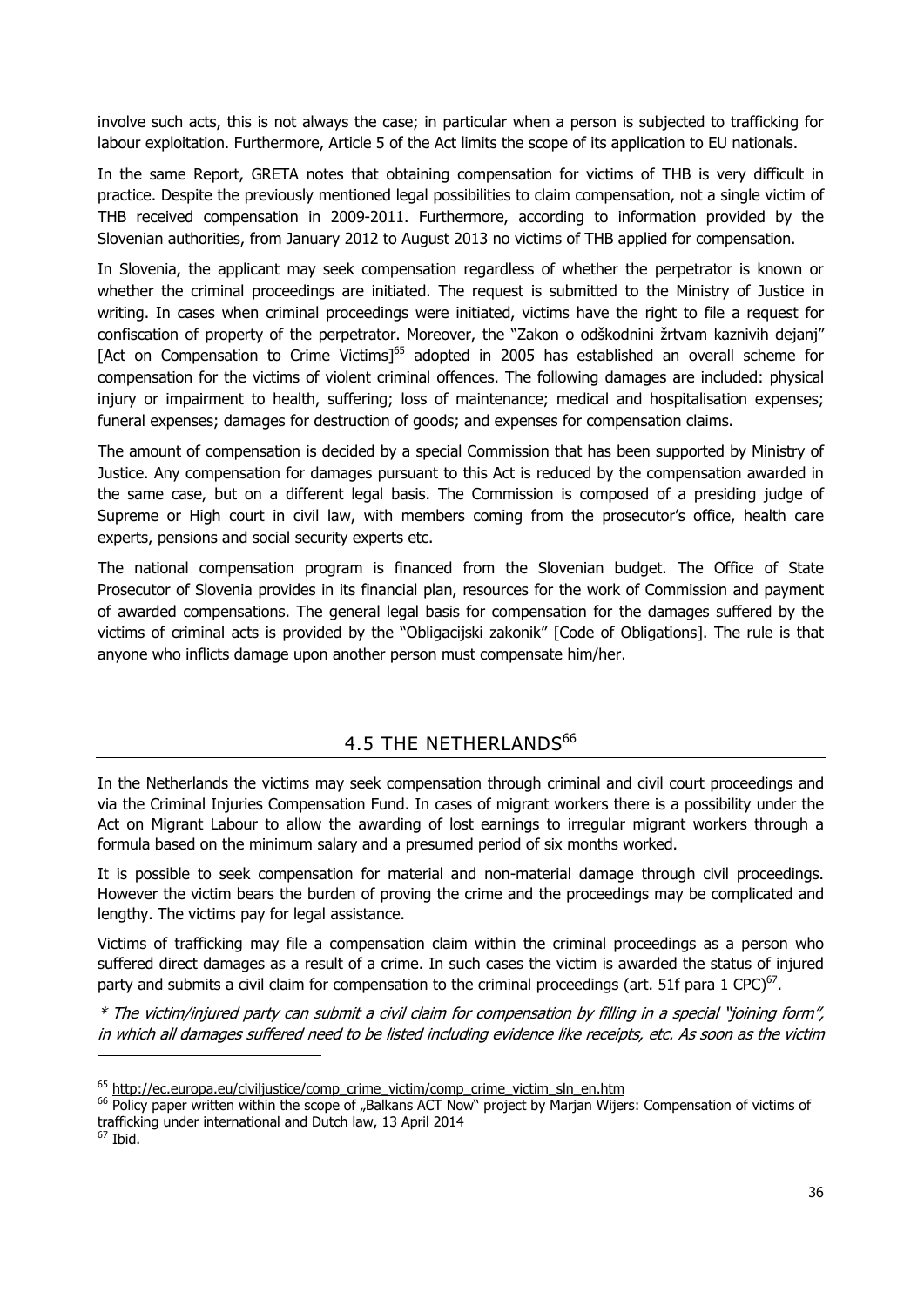involve such acts, this is not always the case; in particular when a person is subjected to trafficking for labour exploitation. Furthermore, Article 5 of the Act limits the scope of its application to EU nationals.

In the same Report, GRETA notes that obtaining compensation for victims of THB is very difficult in practice. Despite the previously mentioned legal possibilities to claim compensation, not a single victim of THB received compensation in 2009-2011. Furthermore, according to information provided by the Slovenian authorities, from January 2012 to August 2013 no victims of THB applied for compensation.

In Slovenia, the applicant may seek compensation regardless of whether the perpetrator is known or whether the criminal proceedings are initiated. The request is submitted to the Ministry of Justice in writing. In cases when criminal proceedings were initiated, victims have the right to file a request for confiscation of property of the perpetrator. Moreover, the "Zakon o odškodnini žrtvam kaznivih dejanj" [Act on Compensation to Crime Victims][65] adopted in 2005 has established an overall scheme for compensation for the victims of violent criminal offences. The following damages are included: physical injury or impairment to health, suffering; loss of maintenance; medical and hospitalisation expenses; funeral expenses; damages for destruction of goods; and expenses for compensation claims.

The amount of compensation is decided by a special Commission that has been supported by Ministry of Justice. Any compensation for damages pursuant to this Act is reduced by the compensation awarded in the same case, but on a different legal basis. The Commission is composed of a presiding judge of Supreme or High court in civil law, with members coming from the prosecutor's office, health care experts, pensions and social security experts etc.

The national compensation program is financed from the Slovenian budget. The Office of State Prosecutor of Slovenia provides in its financial plan, resources for the work of Commission and payment of awarded compensations. The general legal basis for compensation for the damages suffered by the victims of criminal acts is provided by the "Obligacijski zakonik" [Code of Obligations]. The rule is that anyone who inflicts damage upon another person must compensate him/her.

## 4.5 THE NETHERLANDS[66]

In the Netherlands the victims may seek compensation through criminal and civil court proceedings and via the Criminal Injuries Compensation Fund. In cases of migrant workers there is a possibility under the Act on Migrant Labour to allow the awarding of lost earnings to irregular migrant workers through a formula based on the minimum salary and a presumed period of six months worked.

It is possible to seek compensation for material and non-material damage through civil proceedings. However the victim bears the burden of proving the crime and the proceedings may be complicated and lengthy. The victims pay for legal assistance.

Victims of trafficking may file a compensation claim within the criminal proceedings as a person who suffered direct damages as a result of a crime. In such cases the victim is awarded the status of injured party and submits a civil claim for compensation to the criminal proceedings (art. 51f para 1 CPC)[67].

*\* The victim/injured party can submit a civil claim for compensation by filling in a special "joining form", in which all damages suffered need to be listed including evidence like receipts, etc. As soon as the victim*

---

[65] http://ec.europa.eu/civiljustice/comp_crime_victim/comp_crime_victim_sln_en.htm

[66] Policy paper written within the scope of „Balkans ACT Now" project by Marjan Wijers: Compensation of victims of trafficking under international and Dutch law, 13 April 2014

[67] Ibid.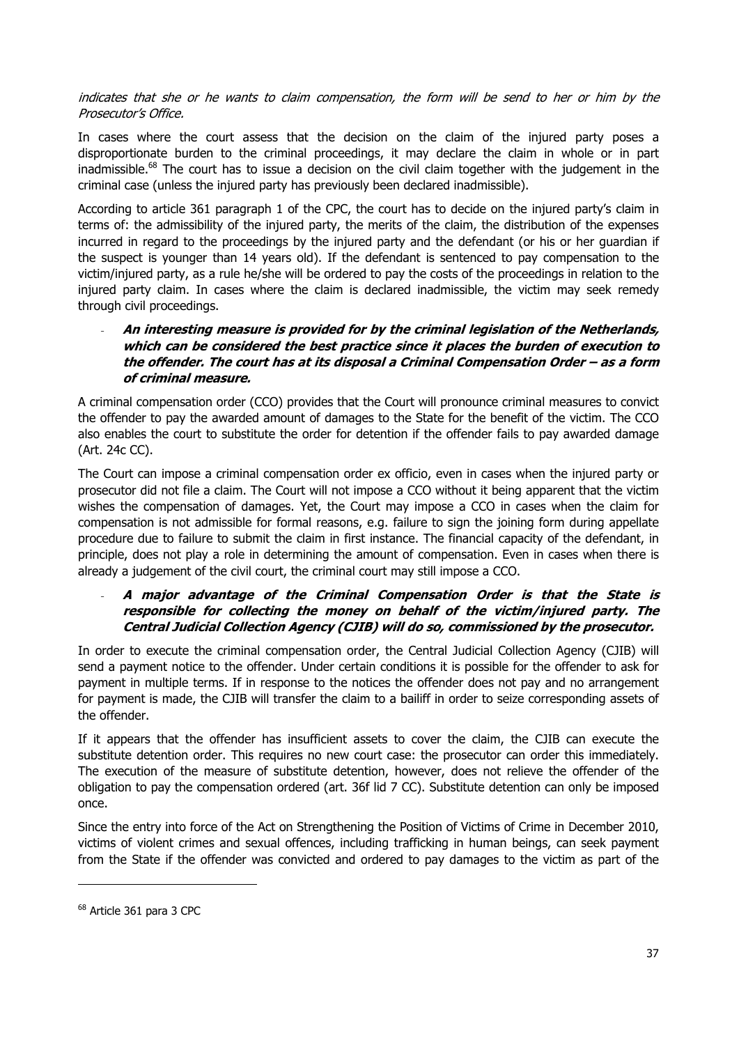*indicates that she or he wants to claim compensation, the form will be send to her or him by the Prosecutor's Office.*

In cases where the court assess that the decision on the claim of the injured party poses a disproportionate burden to the criminal proceedings, it may declare the claim in whole or in part inadmissible.[68] The court has to issue a decision on the civil claim together with the judgement in the criminal case (unless the injured party has previously been declared inadmissible).

According to article 361 paragraph 1 of the CPC, the court has to decide on the injured party's claim in terms of: the admissibility of the injured party, the merits of the claim, the distribution of the expenses incurred in regard to the proceedings by the injured party and the defendant (or his or her guardian if the suspect is younger than 14 years old). If the defendant is sentenced to pay compensation to the victim/injured party, as a rule he/she will be ordered to pay the costs of the proceedings in relation to the injured party claim. In cases where the claim is declared inadmissible, the victim may seek remedy through civil proceedings.

- ***An interesting measure is provided for by the criminal legislation of the Netherlands, which can be considered the best practice since it places the burden of execution to the offender. The court has at its disposal a Criminal Compensation Order – as a form of criminal measure.***

A criminal compensation order (CCO) provides that the Court will pronounce criminal measures to convict the offender to pay the awarded amount of damages to the State for the benefit of the victim. The CCO also enables the court to substitute the order for detention if the offender fails to pay awarded damage (Art. 24c CC).

The Court can impose a criminal compensation order ex officio, even in cases when the injured party or prosecutor did not file a claim. The Court will not impose a CCO without it being apparent that the victim wishes the compensation of damages. Yet, the Court may impose a CCO in cases when the claim for compensation is not admissible for formal reasons, e.g. failure to sign the joining form during appellate procedure due to failure to submit the claim in first instance. The financial capacity of the defendant, in principle, does not play a role in determining the amount of compensation. Even in cases when there is already a judgement of the civil court, the criminal court may still impose a CCO.

- ***A major advantage of the Criminal Compensation Order is that the State is responsible for collecting the money on behalf of the victim/injured party. The Central Judicial Collection Agency (CJIB) will do so, commissioned by the prosecutor.***

In order to execute the criminal compensation order, the Central Judicial Collection Agency (CJIB) will send a payment notice to the offender. Under certain conditions it is possible for the offender to ask for payment in multiple terms. If in response to the notices the offender does not pay and no arrangement for payment is made, the CJIB will transfer the claim to a bailiff in order to seize corresponding assets of the offender.

If it appears that the offender has insufficient assets to cover the claim, the CJIB can execute the substitute detention order. This requires no new court case: the prosecutor can order this immediately. The execution of the measure of substitute detention, however, does not relieve the offender of the obligation to pay the compensation ordered (art. 36f lid 7 CC). Substitute detention can only be imposed once.

Since the entry into force of the Act on Strengthening the Position of Victims of Crime in December 2010, victims of violent crimes and sexual offences, including trafficking in human beings, can seek payment from the State if the offender was convicted and ordered to pay damages to the victim as part of the

[68] Article 361 para 3 CPC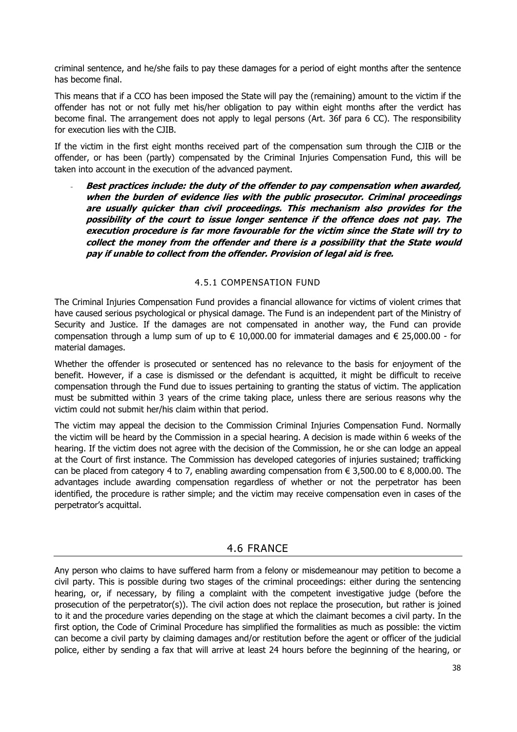criminal sentence, and he/she fails to pay these damages for a period of eight months after the sentence has become final.

This means that if a CCO has been imposed the State will pay the (remaining) amount to the victim if the offender has not or not fully met his/her obligation to pay within eight months after the verdict has become final. The arrangement does not apply to legal persons (Art. 36f para 6 CC). The responsibility for execution lies with the CJIB.

If the victim in the first eight months received part of the compensation sum through the CJIB or the offender, or has been (partly) compensated by the Criminal Injuries Compensation Fund, this will be taken into account in the execution of the advanced payment.

- ***Best practices include: the duty of the offender to pay compensation when awarded, when the burden of evidence lies with the public prosecutor. Criminal proceedings are usually quicker than civil proceedings. This mechanism also provides for the possibility of the court to issue longer sentence if the offence does not pay. The execution procedure is far more favourable for the victim since the State will try to collect the money from the offender and there is a possibility that the State would pay if unable to collect from the offender. Provision of legal aid is free.***

### 4.5.1 COMPENSATION FUND

The Criminal Injuries Compensation Fund provides a financial allowance for victims of violent crimes that have caused serious psychological or physical damage. The Fund is an independent part of the Ministry of Security and Justice. If the damages are not compensated in another way, the Fund can provide compensation through a lump sum of up to € 10,000.00 for immaterial damages and € 25,000.00 - for material damages.

Whether the offender is prosecuted or sentenced has no relevance to the basis for enjoyment of the benefit. However, if a case is dismissed or the defendant is acquitted, it might be difficult to receive compensation through the Fund due to issues pertaining to granting the status of victim. The application must be submitted within 3 years of the crime taking place, unless there are serious reasons why the victim could not submit her/his claim within that period.

The victim may appeal the decision to the Commission Criminal Injuries Compensation Fund. Normally the victim will be heard by the Commission in a special hearing. A decision is made within 6 weeks of the hearing. If the victim does not agree with the decision of the Commission, he or she can lodge an appeal at the Court of first instance. The Commission has developed categories of injuries sustained; trafficking can be placed from category 4 to 7, enabling awarding compensation from € 3,500.00 to € 8,000.00. The advantages include awarding compensation regardless of whether or not the perpetrator has been identified, the procedure is rather simple; and the victim may receive compensation even in cases of the perpetrator's acquittal.

## 4.6 FRANCE

Any person who claims to have suffered harm from a felony or misdemeanour may petition to become a civil party. This is possible during two stages of the criminal proceedings: either during the sentencing hearing, or, if necessary, by filing a complaint with the competent investigative judge (before the prosecution of the perpetrator(s)). The civil action does not replace the prosecution, but rather is joined to it and the procedure varies depending on the stage at which the claimant becomes a civil party. In the first option, the Code of Criminal Procedure has simplified the formalities as much as possible: the victim can become a civil party by claiming damages and/or restitution before the agent or officer of the judicial police, either by sending a fax that will arrive at least 24 hours before the beginning of the hearing, or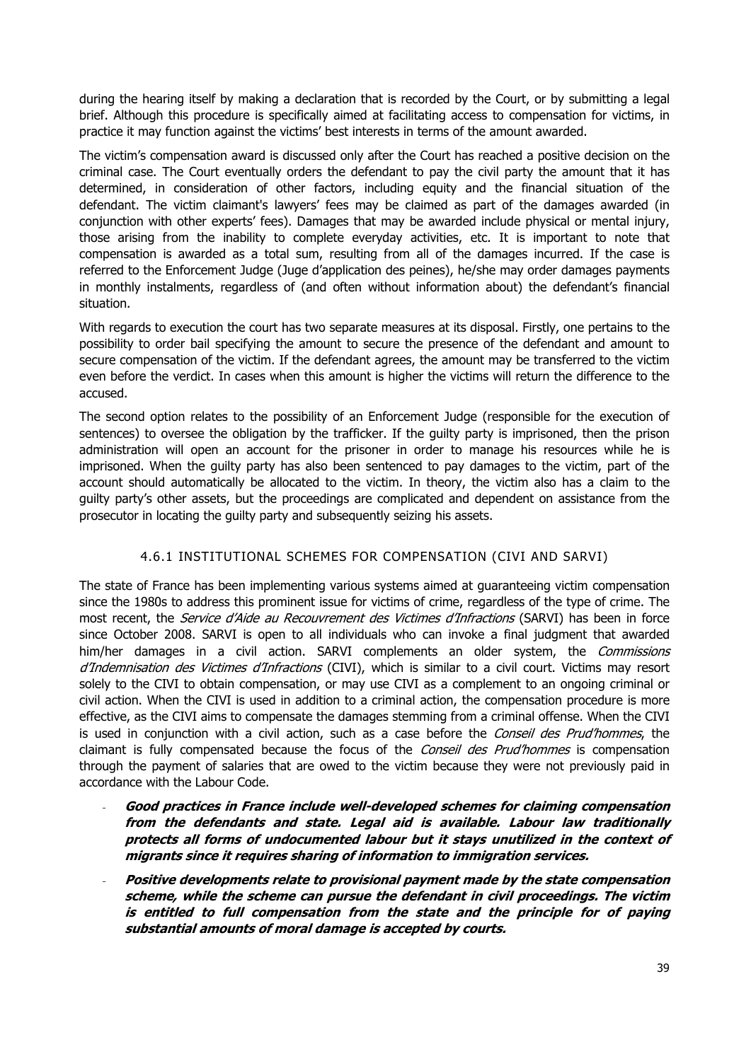during the hearing itself by making a declaration that is recorded by the Court, or by submitting a legal brief. Although this procedure is specifically aimed at facilitating access to compensation for victims, in practice it may function against the victims' best interests in terms of the amount awarded.

The victim's compensation award is discussed only after the Court has reached a positive decision on the criminal case. The Court eventually orders the defendant to pay the civil party the amount that it has determined, in consideration of other factors, including equity and the financial situation of the defendant. The victim claimant's lawyers' fees may be claimed as part of the damages awarded (in conjunction with other experts' fees). Damages that may be awarded include physical or mental injury, those arising from the inability to complete everyday activities, etc. It is important to note that compensation is awarded as a total sum, resulting from all of the damages incurred. If the case is referred to the Enforcement Judge (Juge d'application des peines), he/she may order damages payments in monthly instalments, regardless of (and often without information about) the defendant's financial situation.

With regards to execution the court has two separate measures at its disposal. Firstly, one pertains to the possibility to order bail specifying the amount to secure the presence of the defendant and amount to secure compensation of the victim. If the defendant agrees, the amount may be transferred to the victim even before the verdict. In cases when this amount is higher the victims will return the difference to the accused.

The second option relates to the possibility of an Enforcement Judge (responsible for the execution of sentences) to oversee the obligation by the trafficker. If the guilty party is imprisoned, then the prison administration will open an account for the prisoner in order to manage his resources while he is imprisoned. When the guilty party has also been sentenced to pay damages to the victim, part of the account should automatically be allocated to the victim. In theory, the victim also has a claim to the guilty party's other assets, but the proceedings are complicated and dependent on assistance from the prosecutor in locating the guilty party and subsequently seizing his assets.

### 4.6.1 INSTITUTIONAL SCHEMES FOR COMPENSATION (CIVI AND SARVI)

The state of France has been implementing various systems aimed at guaranteeing victim compensation since the 1980s to address this prominent issue for victims of crime, regardless of the type of crime. The most recent, the *Service d'Aide au Recouvrement des Victimes d'Infractions* (SARVI) has been in force since October 2008. SARVI is open to all individuals who can invoke a final judgment that awarded him/her damages in a civil action. SARVI complements an older system, the *Commissions d'Indemnisation des Victimes d'Infractions* (CIVI), which is similar to a civil court. Victims may resort solely to the CIVI to obtain compensation, or may use CIVI as a complement to an ongoing criminal or civil action. When the CIVI is used in addition to a criminal action, the compensation procedure is more effective, as the CIVI aims to compensate the damages stemming from a criminal offense. When the CIVI is used in conjunction with a civil action, such as a case before the *Conseil des Prud'hommes*, the claimant is fully compensated because the focus of the *Conseil des Prud'hommes* is compensation through the payment of salaries that are owed to the victim because they were not previously paid in accordance with the Labour Code.

- ***Good practices in France include well-developed schemes for claiming compensation from the defendants and state. Legal aid is available. Labour law traditionally protects all forms of undocumented labour but it stays unutilized in the context of migrants since it requires sharing of information to immigration services.***
- ***Positive developments relate to provisional payment made by the state compensation scheme, while the scheme can pursue the defendant in civil proceedings. The victim is entitled to full compensation from the state and the principle for of paying substantial amounts of moral damage is accepted by courts.***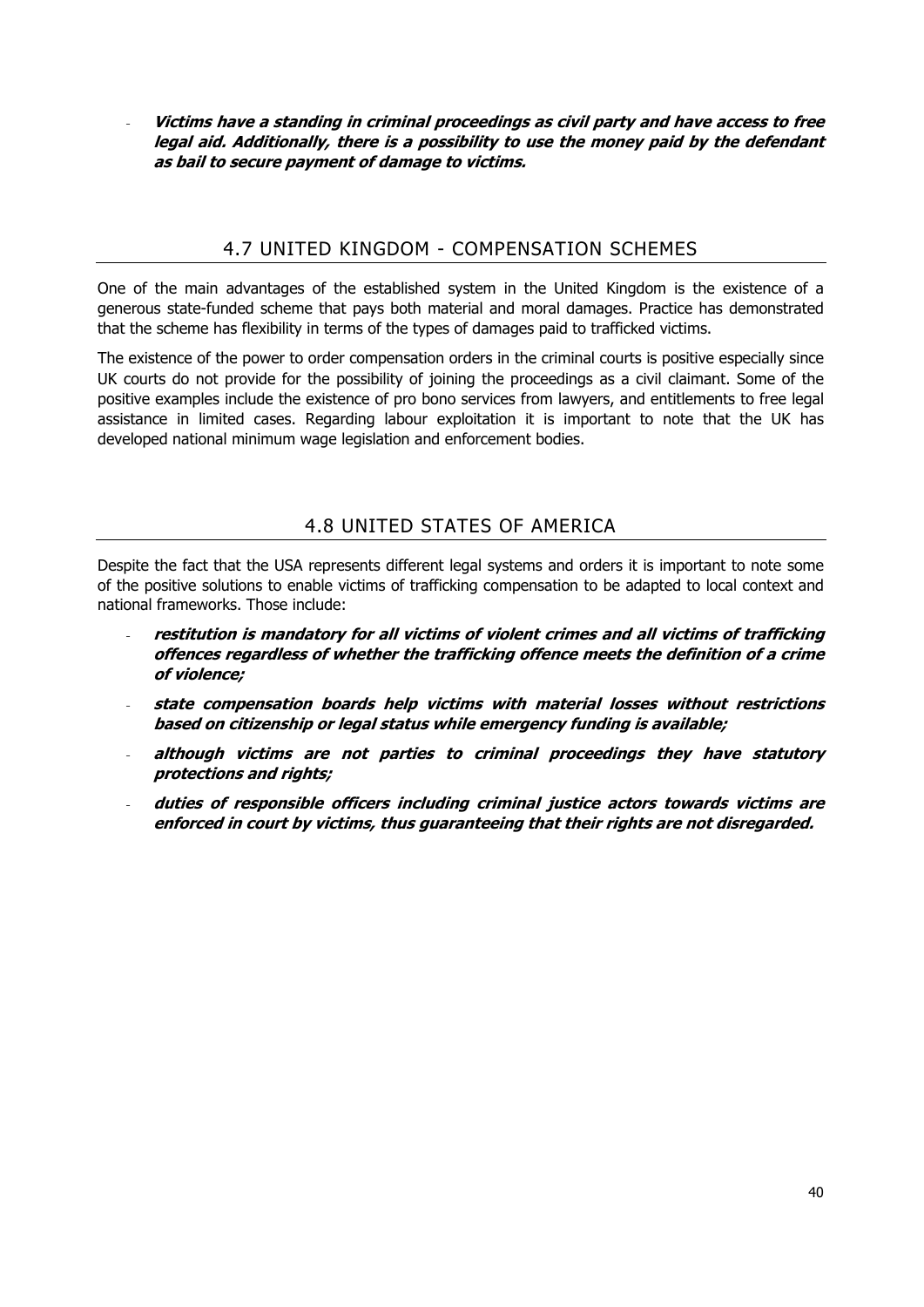- ***Victims have a standing in criminal proceedings as civil party and have access to free legal aid. Additionally, there is a possibility to use the money paid by the defendant as bail to secure payment of damage to victims.***

## 4.7 UNITED KINGDOM - COMPENSATION SCHEMES

One of the main advantages of the established system in the United Kingdom is the existence of a generous state-funded scheme that pays both material and moral damages. Practice has demonstrated that the scheme has flexibility in terms of the types of damages paid to trafficked victims.

The existence of the power to order compensation orders in the criminal courts is positive especially since UK courts do not provide for the possibility of joining the proceedings as a civil claimant. Some of the positive examples include the existence of pro bono services from lawyers, and entitlements to free legal assistance in limited cases. Regarding labour exploitation it is important to note that the UK has developed national minimum wage legislation and enforcement bodies.

## 4.8 UNITED STATES OF AMERICA

Despite the fact that the USA represents different legal systems and orders it is important to note some of the positive solutions to enable victims of trafficking compensation to be adapted to local context and national frameworks. Those include:

- ***restitution is mandatory for all victims of violent crimes and all victims of trafficking offences regardless of whether the trafficking offence meets the definition of a crime of violence;***
- ***state compensation boards help victims with material losses without restrictions based on citizenship or legal status while emergency funding is available;***
- ***although victims are not parties to criminal proceedings they have statutory protections and rights;***
- ***duties of responsible officers including criminal justice actors towards victims are enforced in court by victims, thus guaranteeing that their rights are not disregarded.***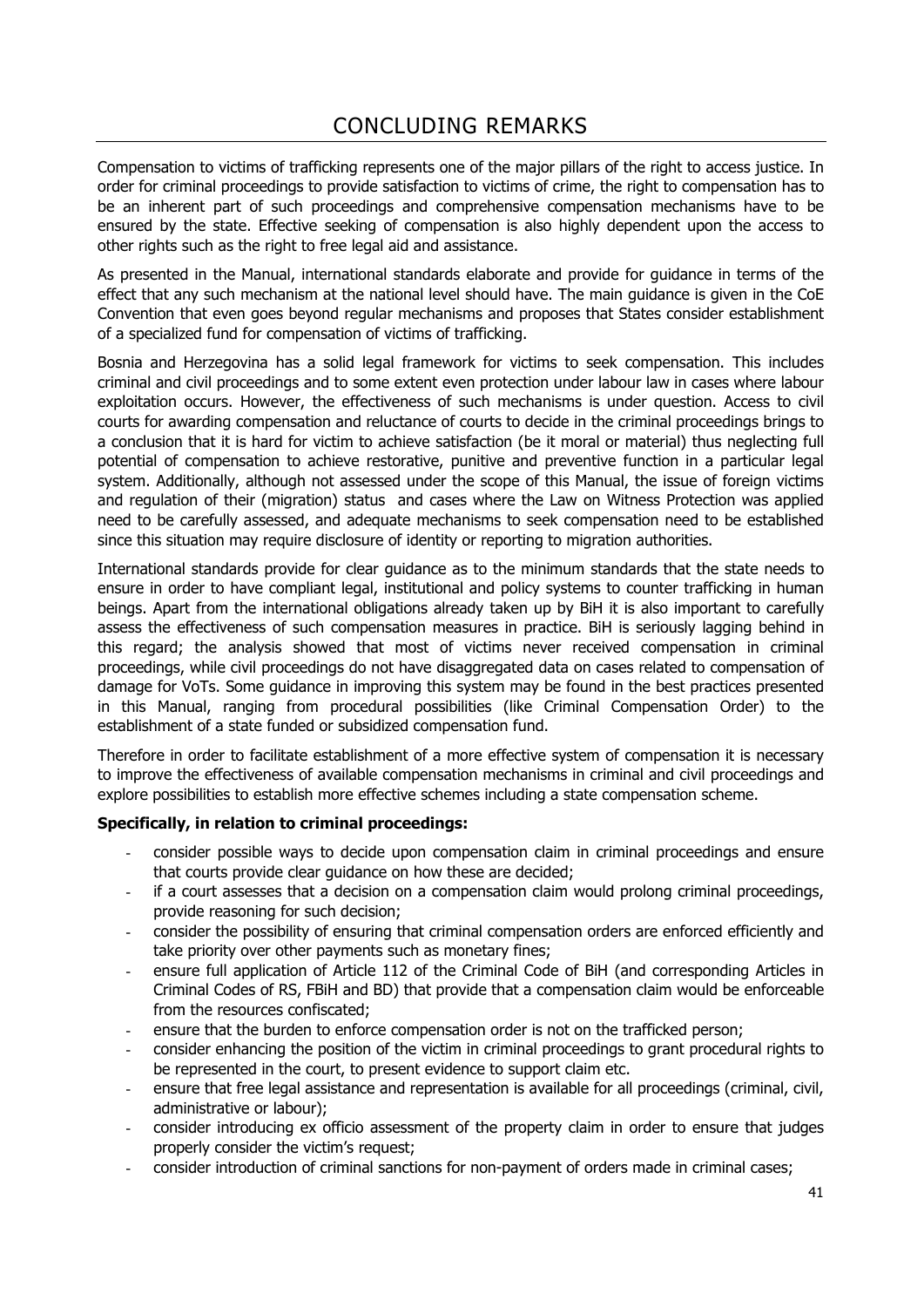# CONCLUDING REMARKS

Compensation to victims of trafficking represents one of the major pillars of the right to access justice. In order for criminal proceedings to provide satisfaction to victims of crime, the right to compensation has to be an inherent part of such proceedings and comprehensive compensation mechanisms have to be ensured by the state. Effective seeking of compensation is also highly dependent upon the access to other rights such as the right to free legal aid and assistance.

As presented in the Manual, international standards elaborate and provide for guidance in terms of the effect that any such mechanism at the national level should have. The main guidance is given in the CoE Convention that even goes beyond regular mechanisms and proposes that States consider establishment of a specialized fund for compensation of victims of trafficking.

Bosnia and Herzegovina has a solid legal framework for victims to seek compensation. This includes criminal and civil proceedings and to some extent even protection under labour law in cases where labour exploitation occurs. However, the effectiveness of such mechanisms is under question. Access to civil courts for awarding compensation and reluctance of courts to decide in the criminal proceedings brings to a conclusion that it is hard for victim to achieve satisfaction (be it moral or material) thus neglecting full potential of compensation to achieve restorative, punitive and preventive function in a particular legal system. Additionally, although not assessed under the scope of this Manual, the issue of foreign victims and regulation of their (migration) status and cases where the Law on Witness Protection was applied need to be carefully assessed, and adequate mechanisms to seek compensation need to be established since this situation may require disclosure of identity or reporting to migration authorities.

International standards provide for clear guidance as to the minimum standards that the state needs to ensure in order to have compliant legal, institutional and policy systems to counter trafficking in human beings. Apart from the international obligations already taken up by BiH it is also important to carefully assess the effectiveness of such compensation measures in practice. BiH is seriously lagging behind in this regard; the analysis showed that most of victims never received compensation in criminal proceedings, while civil proceedings do not have disaggregated data on cases related to compensation of damage for VoTs. Some guidance in improving this system may be found in the best practices presented in this Manual, ranging from procedural possibilities (like Criminal Compensation Order) to the establishment of a state funded or subsidized compensation fund.

Therefore in order to facilitate establishment of a more effective system of compensation it is necessary to improve the effectiveness of available compensation mechanisms in criminal and civil proceedings and explore possibilities to establish more effective schemes including a state compensation scheme.

**Specifically, in relation to criminal proceedings:**

- consider possible ways to decide upon compensation claim in criminal proceedings and ensure that courts provide clear guidance on how these are decided;
- if a court assesses that a decision on a compensation claim would prolong criminal proceedings, provide reasoning for such decision;
- consider the possibility of ensuring that criminal compensation orders are enforced efficiently and take priority over other payments such as monetary fines;
- ensure full application of Article 112 of the Criminal Code of BiH (and corresponding Articles in Criminal Codes of RS, FBiH and BD) that provide that a compensation claim would be enforceable from the resources confiscated;
- ensure that the burden to enforce compensation order is not on the trafficked person;
- consider enhancing the position of the victim in criminal proceedings to grant procedural rights to be represented in the court, to present evidence to support claim etc.
- ensure that free legal assistance and representation is available for all proceedings (criminal, civil, administrative or labour);
- consider introducing ex officio assessment of the property claim in order to ensure that judges properly consider the victim's request;
- consider introduction of criminal sanctions for non-payment of orders made in criminal cases;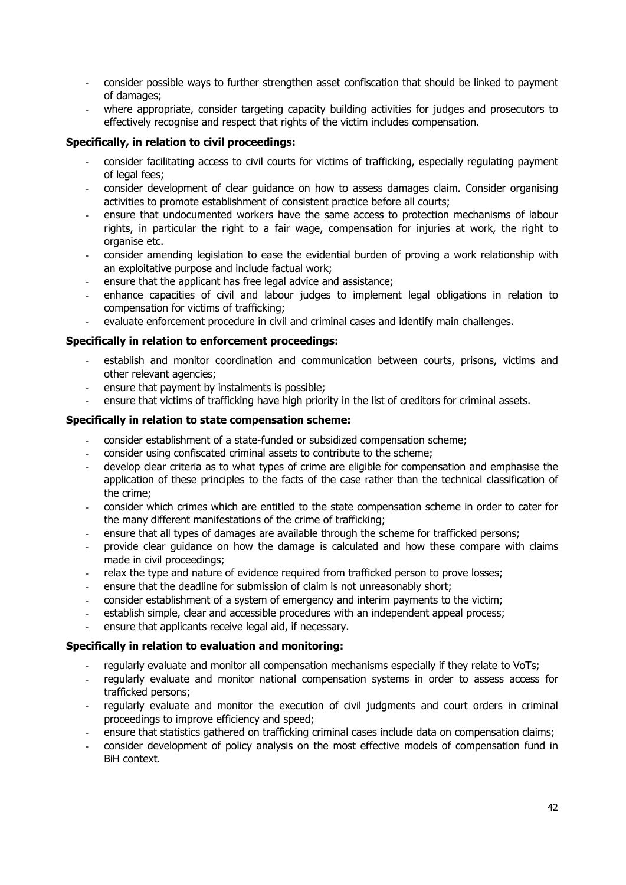- consider possible ways to further strengthen asset confiscation that should be linked to payment of damages;
- where appropriate, consider targeting capacity building activities for judges and prosecutors to effectively recognise and respect that rights of the victim includes compensation.

**Specifically, in relation to civil proceedings:**

- consider facilitating access to civil courts for victims of trafficking, especially regulating payment of legal fees;
- consider development of clear guidance on how to assess damages claim. Consider organising activities to promote establishment of consistent practice before all courts;
- ensure that undocumented workers have the same access to protection mechanisms of labour rights, in particular the right to a fair wage, compensation for injuries at work, the right to organise etc.
- consider amending legislation to ease the evidential burden of proving a work relationship with an exploitative purpose and include factual work;
- ensure that the applicant has free legal advice and assistance;
- enhance capacities of civil and labour judges to implement legal obligations in relation to compensation for victims of trafficking;
- evaluate enforcement procedure in civil and criminal cases and identify main challenges.

**Specifically in relation to enforcement proceedings:**

- establish and monitor coordination and communication between courts, prisons, victims and other relevant agencies;
- ensure that payment by instalments is possible;
- ensure that victims of trafficking have high priority in the list of creditors for criminal assets.

**Specifically in relation to state compensation scheme:**

- consider establishment of a state-funded or subsidized compensation scheme;
- consider using confiscated criminal assets to contribute to the scheme;
- develop clear criteria as to what types of crime are eligible for compensation and emphasise the application of these principles to the facts of the case rather than the technical classification of the crime;
- consider which crimes which are entitled to the state compensation scheme in order to cater for the many different manifestations of the crime of trafficking;
- ensure that all types of damages are available through the scheme for trafficked persons;
- provide clear guidance on how the damage is calculated and how these compare with claims made in civil proceedings;
- relax the type and nature of evidence required from trafficked person to prove losses;
- ensure that the deadline for submission of claim is not unreasonably short;
- consider establishment of a system of emergency and interim payments to the victim;
- establish simple, clear and accessible procedures with an independent appeal process;
- ensure that applicants receive legal aid, if necessary.

**Specifically in relation to evaluation and monitoring:**

- regularly evaluate and monitor all compensation mechanisms especially if they relate to VoTs;
- regularly evaluate and monitor national compensation systems in order to assess access for trafficked persons;
- regularly evaluate and monitor the execution of civil judgments and court orders in criminal proceedings to improve efficiency and speed;
- ensure that statistics gathered on trafficking criminal cases include data on compensation claims;
- consider development of policy analysis on the most effective models of compensation fund in BiH context.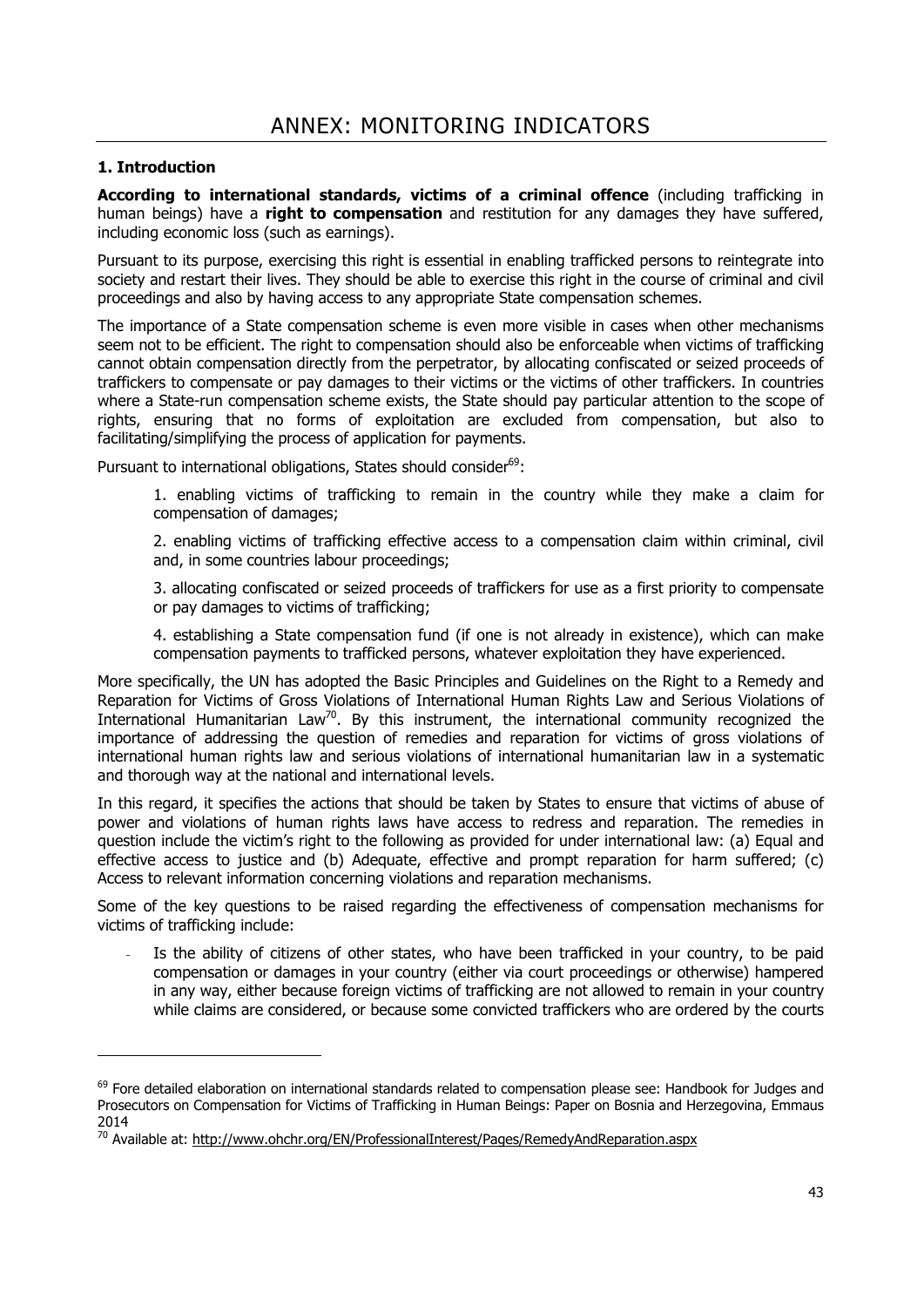# ANNEX: MONITORING INDICATORS

### 1. Introduction

**According to international standards, victims of a criminal offence** (including trafficking in human beings) have a **right to compensation** and restitution for any damages they have suffered, including economic loss (such as earnings).

Pursuant to its purpose, exercising this right is essential in enabling trafficked persons to reintegrate into society and restart their lives. They should be able to exercise this right in the course of criminal and civil proceedings and also by having access to any appropriate State compensation schemes.

The importance of a State compensation scheme is even more visible in cases when other mechanisms seem not to be efficient. The right to compensation should also be enforceable when victims of trafficking cannot obtain compensation directly from the perpetrator, by allocating confiscated or seized proceeds of traffickers to compensate or pay damages to their victims or the victims of other traffickers. In countries where a State-run compensation scheme exists, the State should pay particular attention to the scope of rights, ensuring that no forms of exploitation are excluded from compensation, but also to facilitating/simplifying the process of application for payments.

Pursuant to international obligations, States should consider[69]:

1. enabling victims of trafficking to remain in the country while they make a claim for compensation of damages;

2. enabling victims of trafficking effective access to a compensation claim within criminal, civil and, in some countries labour proceedings;

3. allocating confiscated or seized proceeds of traffickers for use as a first priority to compensate or pay damages to victims of trafficking;

4. establishing a State compensation fund (if one is not already in existence), which can make compensation payments to trafficked persons, whatever exploitation they have experienced.

More specifically, the UN has adopted the Basic Principles and Guidelines on the Right to a Remedy and Reparation for Victims of Gross Violations of International Human Rights Law and Serious Violations of International Humanitarian Law[70]. By this instrument, the international community recognized the importance of addressing the question of remedies and reparation for victims of gross violations of international human rights law and serious violations of international humanitarian law in a systematic and thorough way at the national and international levels.

In this regard, it specifies the actions that should be taken by States to ensure that victims of abuse of power and violations of human rights laws have access to redress and reparation. The remedies in question include the victim's right to the following as provided for under international law: (a) Equal and effective access to justice and (b) Adequate, effective and prompt reparation for harm suffered; (c) Access to relevant information concerning violations and reparation mechanisms.

Some of the key questions to be raised regarding the effectiveness of compensation mechanisms for victims of trafficking include:

- Is the ability of citizens of other states, who have been trafficked in your country, to be paid compensation or damages in your country (either via court proceedings or otherwise) hampered in any way, either because foreign victims of trafficking are not allowed to remain in your country while claims are considered, or because some convicted traffickers who are ordered by the courts

---

[69] Fore detailed elaboration on international standards related to compensation please see: Handbook for Judges and Prosecutors on Compensation for Victims of Trafficking in Human Beings: Paper on Bosnia and Herzegovina, Emmaus 2014

[70] Available at: http://www.ohchr.org/EN/ProfessionalInterest/Pages/RemedyAndReparation.aspx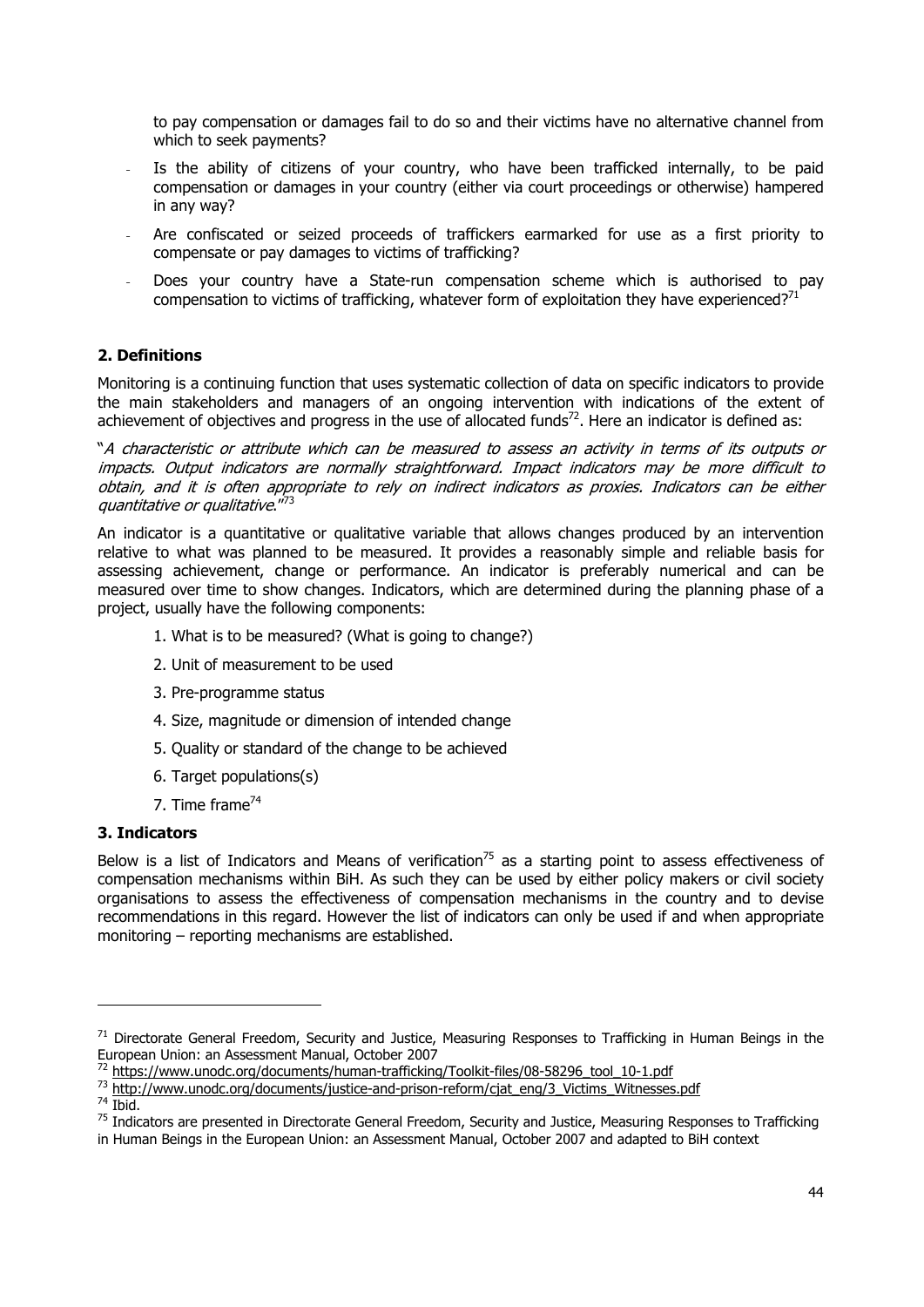to pay compensation or damages fail to do so and their victims have no alternative channel from which to seek payments?

- Is the ability of citizens of your country, who have been trafficked internally, to be paid compensation or damages in your country (either via court proceedings or otherwise) hampered in any way?
- Are confiscated or seized proceeds of traffickers earmarked for use as a first priority to compensate or pay damages to victims of trafficking?
- Does your country have a State-run compensation scheme which is authorised to pay compensation to victims of trafficking, whatever form of exploitation they have experienced?[71]

## 2. Definitions

Monitoring is a continuing function that uses systematic collection of data on specific indicators to provide the main stakeholders and managers of an ongoing intervention with indications of the extent of achievement of objectives and progress in the use of allocated funds[72]. Here an indicator is defined as:

"*A characteristic or attribute which can be measured to assess an activity in terms of its outputs or impacts. Output indicators are normally straightforward. Impact indicators may be more difficult to obtain, and it is often appropriate to rely on indirect indicators as proxies. Indicators can be either quantitative or qualitative*."[73]

An indicator is a quantitative or qualitative variable that allows changes produced by an intervention relative to what was planned to be measured. It provides a reasonably simple and reliable basis for assessing achievement, change or performance. An indicator is preferably numerical and can be measured over time to show changes. Indicators, which are determined during the planning phase of a project, usually have the following components:

1. What is to be measured? (What is going to change?)
2. Unit of measurement to be used
3. Pre-programme status
4. Size, magnitude or dimension of intended change
5. Quality or standard of the change to be achieved
6. Target populations(s)
7. Time frame[74]

## 3. Indicators

Below is a list of Indicators and Means of verification[75] as a starting point to assess effectiveness of compensation mechanisms within BiH. As such they can be used by either policy makers or civil society organisations to assess the effectiveness of compensation mechanisms in the country and to devise recommendations in this regard. However the list of indicators can only be used if and when appropriate monitoring – reporting mechanisms are established.

---

[71] Directorate General Freedom, Security and Justice, Measuring Responses to Trafficking in Human Beings in the European Union: an Assessment Manual, October 2007

[72] https://www.unodc.org/documents/human-trafficking/Toolkit-files/08-58296_tool_10-1.pdf

[73] http://www.unodc.org/documents/justice-and-prison-reform/cjat_eng/3_Victims_Witnesses.pdf

[74] Ibid.

[75] Indicators are presented in Directorate General Freedom, Security and Justice, Measuring Responses to Trafficking in Human Beings in the European Union: an Assessment Manual, October 2007 and adapted to BiH context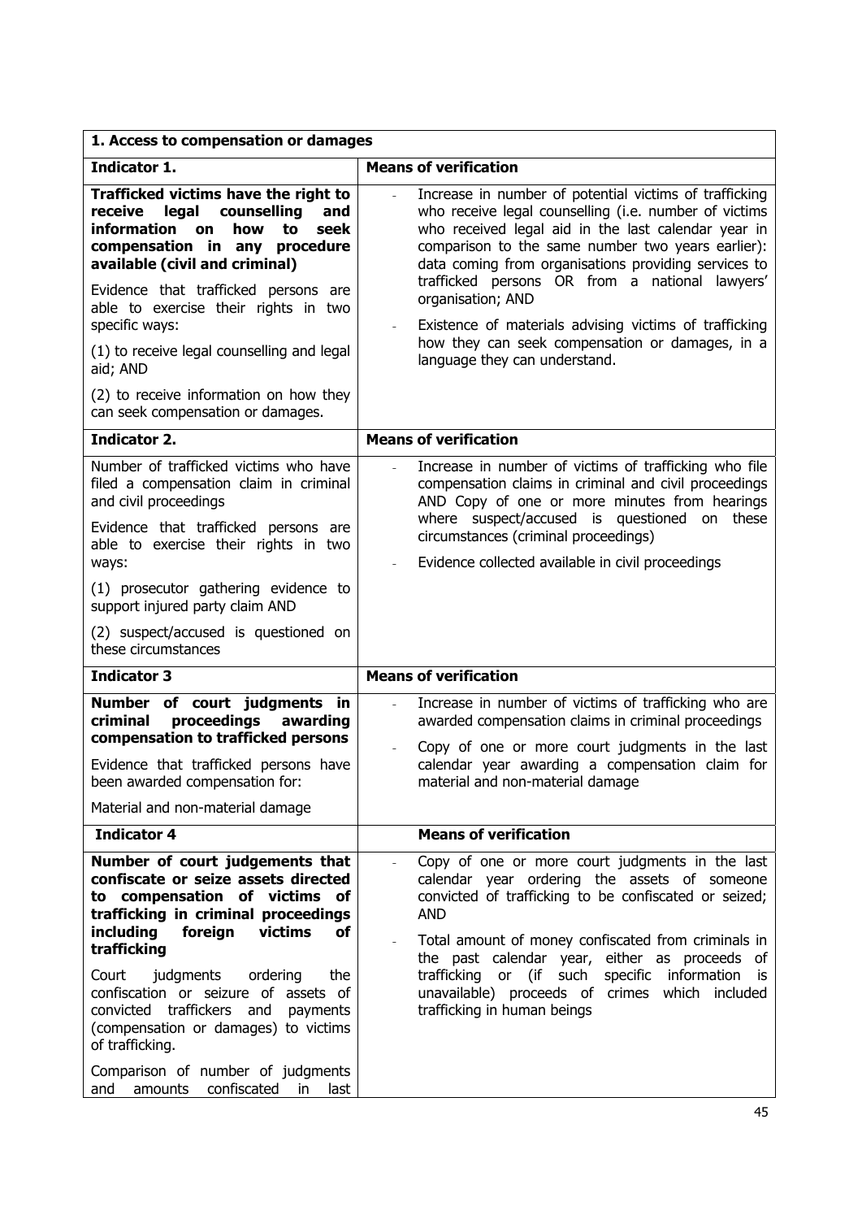| 1. Access to compensation or damages | |
|---|---|
| **Indicator 1.** | **Means of verification** |
| **Trafficked victims have the right to receive legal counselling and information on how to seek compensation in any procedure available (civil and criminal)**<br><br>Evidence that trafficked persons are able to exercise their rights in two specific ways:<br><br>(1) to receive legal counselling and legal aid; AND<br><br>(2) to receive information on how they can seek compensation or damages. | - Increase in number of potential victims of trafficking who receive legal counselling (i.e. number of victims who received legal aid in the last calendar year in comparison to the same number two years earlier): data coming from organisations providing services to trafficked persons OR from a national lawyers' organisation; AND<br><br>- Existence of materials advising victims of trafficking how they can seek compensation or damages, in a language they can understand. |
| **Indicator 2.** | **Means of verification** |
| Number of trafficked victims who have filed a compensation claim in criminal and civil proceedings<br><br>Evidence that trafficked persons are able to exercise their rights in two ways:<br><br>(1) prosecutor gathering evidence to support injured party claim AND<br><br>(2) suspect/accused is questioned on these circumstances | - Increase in number of victims of trafficking who file compensation claims in criminal and civil proceedings AND Copy of one or more minutes from hearings where suspect/accused is questioned on these circumstances (criminal proceedings)<br><br>- Evidence collected available in civil proceedings |
| **Indicator 3** | **Means of verification** |
| **Number of court judgments in criminal proceedings awarding compensation to trafficked persons**<br><br>Evidence that trafficked persons have been awarded compensation for:<br><br>Material and non-material damage | - Increase in number of victims of trafficking who are awarded compensation claims in criminal proceedings<br><br>- Copy of one or more court judgments in the last calendar year awarding a compensation claim for material and non-material damage |
| **Indicator 4** | **Means of verification** |
| **Number of court judgements that confiscate or seize assets directed to compensation of victims of trafficking in criminal proceedings including foreign victims of trafficking**<br><br>Court judgments ordering the confiscation or seizure of assets of convicted traffickers and payments (compensation or damages) to victims of trafficking.<br><br>Comparison of number of judgments and amounts confiscated in last | - Copy of one or more court judgments in the last calendar year ordering the assets of someone convicted of trafficking to be confiscated or seized; AND<br><br>- Total amount of money confiscated from criminals in the past calendar year, either as proceeds of trafficking or (if such specific information is unavailable) proceeds of crimes which included trafficking in human beings |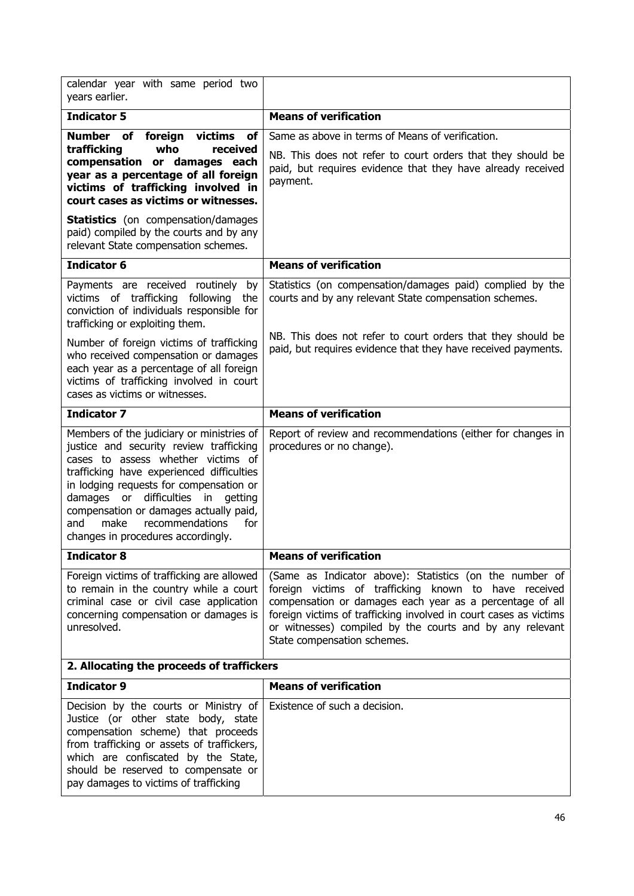| calendar year with same period two years earlier. | |
|---|---|
| **Indicator 5** | **Means of verification** |
| **Number of foreign victims of trafficking who received compensation or damages each year as a percentage of all foreign victims of trafficking involved in court cases as victims or witnesses.**<br><br>**Statistics** (on compensation/damages paid) compiled by the courts and by any relevant State compensation schemes. | Same as above in terms of Means of verification.<br><br>NB. This does not refer to court orders that they should be paid, but requires evidence that they have already received payment. |
| **Indicator 6** | **Means of verification** |
| Payments are received routinely by victims of trafficking following the conviction of individuals responsible for trafficking or exploiting them.<br><br>Number of foreign victims of trafficking who received compensation or damages each year as a percentage of all foreign victims of trafficking involved in court cases as victims or witnesses. | Statistics (on compensation/damages paid) complied by the courts and by any relevant State compensation schemes.<br><br>NB. This does not refer to court orders that they should be paid, but requires evidence that they have received payments. |
| **Indicator 7** | **Means of verification** |
| Members of the judiciary or ministries of justice and security review trafficking cases to assess whether victims of trafficking have experienced difficulties in lodging requests for compensation or damages or difficulties in getting compensation or damages actually paid, and make recommendations for changes in procedures accordingly. | Report of review and recommendations (either for changes in procedures or no change). |
| **Indicator 8** | **Means of verification** |
| Foreign victims of trafficking are allowed to remain in the country while a court criminal case or civil case application concerning compensation or damages is unresolved. | (Same as Indicator above): Statistics (on the number of foreign victims of trafficking known to have received compensation or damages each year as a percentage of all foreign victims of trafficking involved in court cases as victims or witnesses) compiled by the courts and by any relevant State compensation schemes. |
| **2. Allocating the proceeds of traffickers** | |
| **Indicator 9** | **Means of verification** |
| Decision by the courts or Ministry of Justice (or other state body, state compensation scheme) that proceeds from trafficking or assets of traffickers, which are confiscated by the State, should be reserved to compensate or pay damages to victims of trafficking | Existence of such a decision. |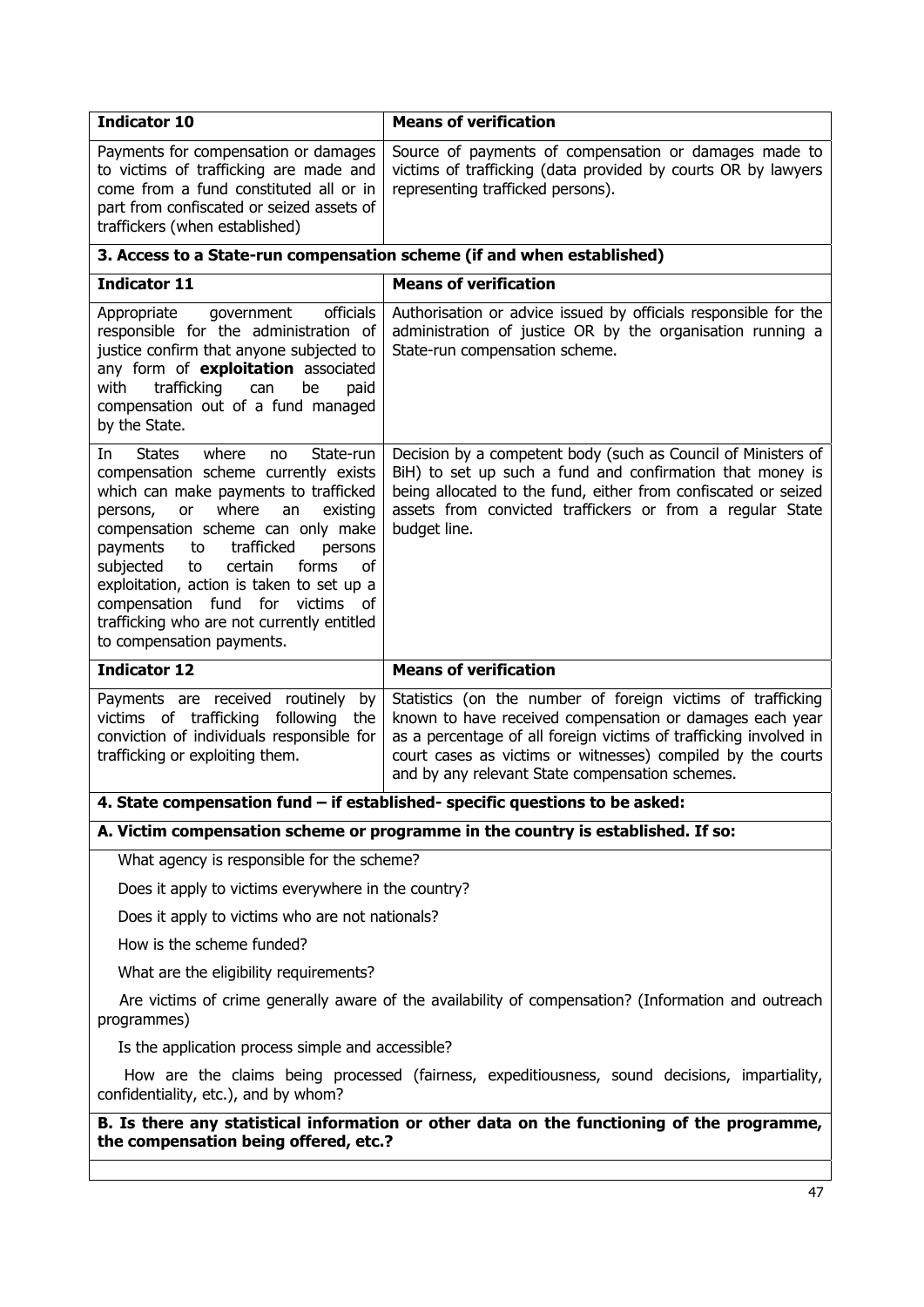| Indicator 10 | Means of verification |
| --- | --- |
| Payments for compensation or damages to victims of trafficking are made and come from a fund constituted all or in part from confiscated or seized assets of traffickers (when established) | Source of payments of compensation or damages made to victims of trafficking (data provided by courts OR by lawyers representing trafficked persons). |
| **3. Access to a State-run compensation scheme (if and when established)** | |
| **Indicator 11** | **Means of verification** |
| Appropriate government officials responsible for the administration of justice confirm that anyone subjected to any form of **exploitation** associated with trafficking can be paid compensation out of a fund managed by the State. | Authorisation or advice issued by officials responsible for the administration of justice OR by the organisation running a State-run compensation scheme. |
| In States where no State-run compensation scheme currently exists which can make payments to trafficked persons, or where an existing compensation scheme can only make payments to trafficked persons subjected to certain forms of exploitation, action is taken to set up a compensation fund for victims of trafficking who are not currently entitled to compensation payments. | Decision by a competent body (such as Council of Ministers of BiH) to set up such a fund and confirmation that money is being allocated to the fund, either from confiscated or seized assets from convicted traffickers or from a regular State budget line. |
| **Indicator 12** | **Means of verification** |
| Payments are received routinely by victims of trafficking following the conviction of individuals responsible for trafficking or exploiting them. | Statistics (on the number of foreign victims of trafficking known to have received compensation or damages each year as a percentage of all foreign victims of trafficking involved in court cases as victims or witnesses) compiled by the courts and by any relevant State compensation schemes. |
| **4. State compensation fund – if established- specific questions to be asked:** | |
| **A. Victim compensation scheme or programme in the country is established. If so:** | |
| What agency is responsible for the scheme? | |
| Does it apply to victims everywhere in the country? | |
| Does it apply to victims who are not nationals? | |
| How is the scheme funded? | |
| What are the eligibility requirements? | |
| Are victims of crime generally aware of the availability of compensation? (Information and outreach programmes) | |
| Is the application process simple and accessible? | |
| How are the claims being processed (fairness, expeditiousness, sound decisions, impartiality, confidentiality, etc.), and by whom? | |
| **B. Is there any statistical information or other data on the functioning of the programme, the compensation being offered, etc.?** | |
| | |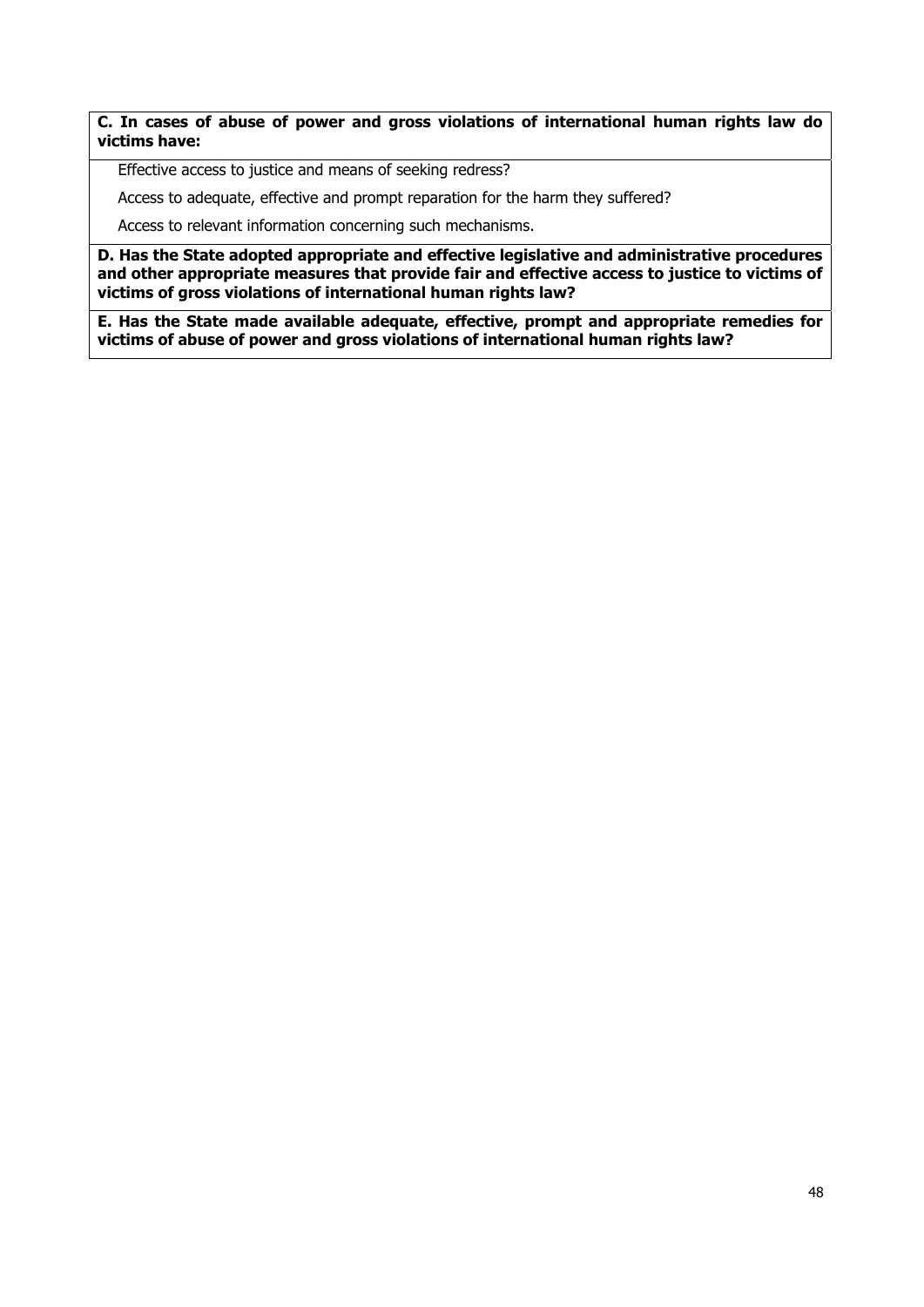**C. In cases of abuse of power and gross violations of international human rights law do victims have:**

Effective access to justice and means of seeking redress?

Access to adequate, effective and prompt reparation for the harm they suffered?

Access to relevant information concerning such mechanisms.

**D. Has the State adopted appropriate and effective legislative and administrative procedures and other appropriate measures that provide fair and effective access to justice to victims of victims of gross violations of international human rights law?**

**E. Has the State made available adequate, effective, prompt and appropriate remedies for victims of abuse of power and gross violations of international human rights law?**